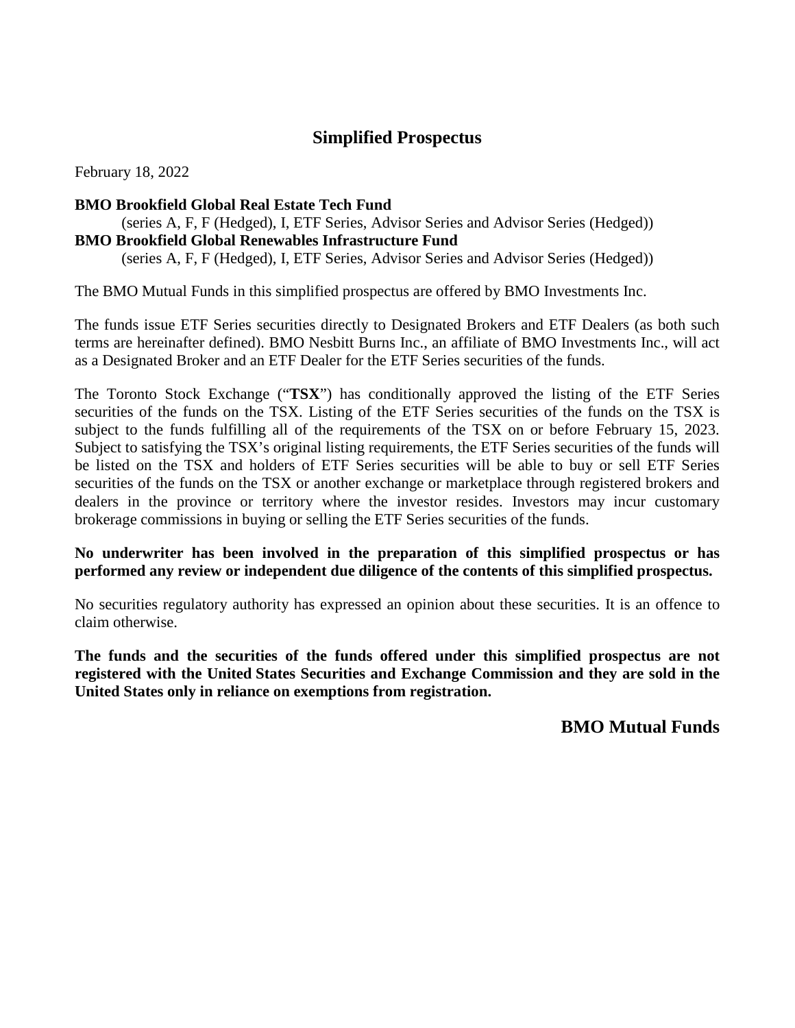# Simplified Prospectus

February 18, 2022

**BMO Brookfield Global Real Estate Tech Fund**
(series A, F, F (Hedged), I, ETF Series, Advisor Series and Advisor Series (Hedged))

**BMO Brookfield Global Renewables Infrastructure Fund**
(series A, F, F (Hedged), I, ETF Series, Advisor Series and Advisor Series (Hedged))

The BMO Mutual Funds in this simplified prospectus are offered by BMO Investments Inc.

The funds issue ETF Series securities directly to Designated Brokers and ETF Dealers (as both such terms are hereinafter defined). BMO Nesbitt Burns Inc., an affiliate of BMO Investments Inc., will act as a Designated Broker and an ETF Dealer for the ETF Series securities of the funds.

The Toronto Stock Exchange ("**TSX**") has conditionally approved the listing of the ETF Series securities of the funds on the TSX. Listing of the ETF Series securities of the funds on the TSX is subject to the funds fulfilling all of the requirements of the TSX on or before February 15, 2023. Subject to satisfying the TSX's original listing requirements, the ETF Series securities of the funds will be listed on the TSX and holders of ETF Series securities will be able to buy or sell ETF Series securities of the funds on the TSX or another exchange or marketplace through registered brokers and dealers in the province or territory where the investor resides. Investors may incur customary brokerage commissions in buying or selling the ETF Series securities of the funds.

**No underwriter has been involved in the preparation of this simplified prospectus or has performed any review or independent due diligence of the contents of this simplified prospectus.**

No securities regulatory authority has expressed an opinion about these securities. It is an offence to claim otherwise.

**The funds and the securities of the funds offered under this simplified prospectus are not registered with the United States Securities and Exchange Commission and they are sold in the United States only in reliance on exemptions from registration.**

**BMO Mutual Funds**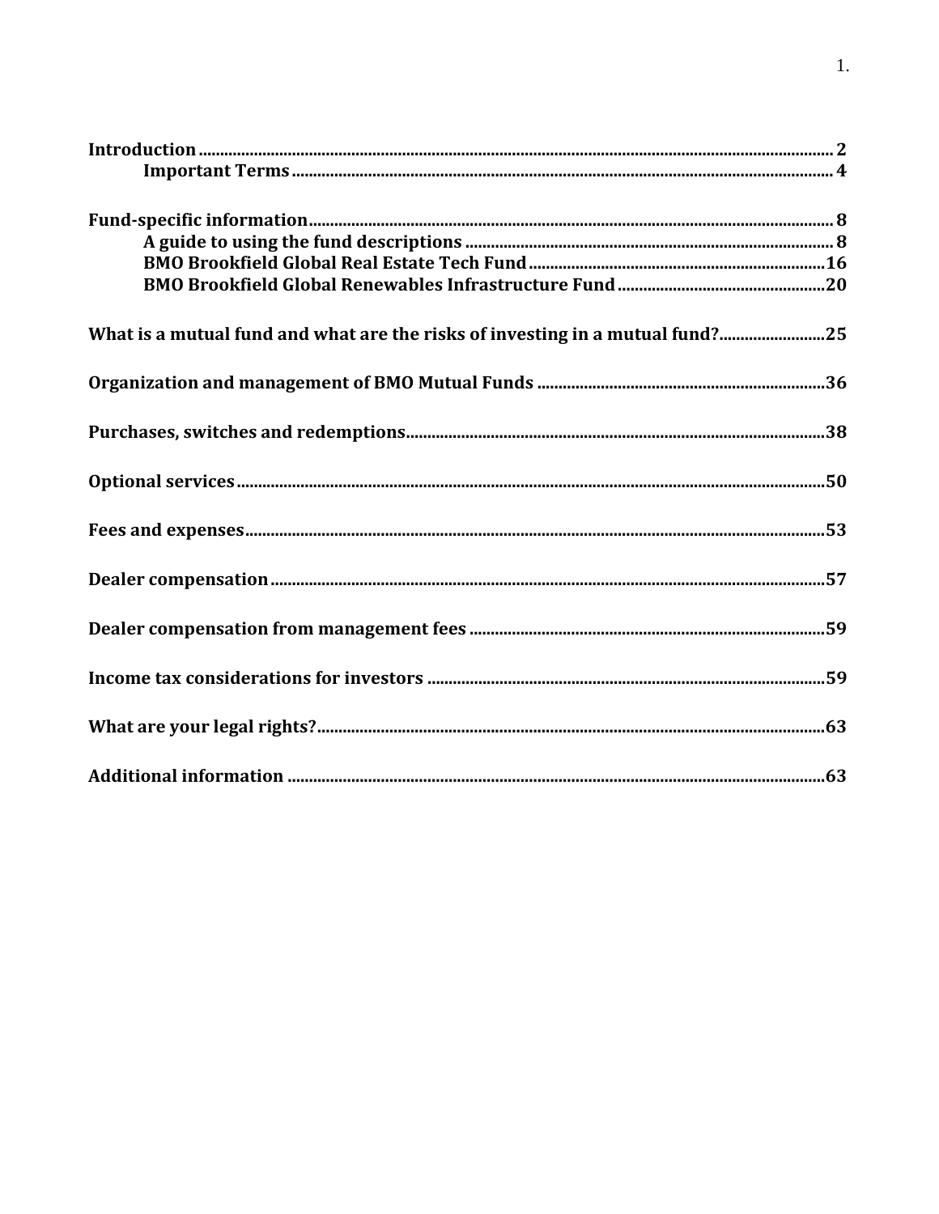**Introduction** .......... 2
  **Important Terms** .......... 4

**Fund-specific information** .......... 8
  **A guide to using the fund descriptions** .......... 8
  **BMO Brookfield Global Real Estate Tech Fund** .......... 16
  **BMO Brookfield Global Renewables Infrastructure Fund** .......... 20

**What is a mutual fund and what are the risks of investing in a mutual fund?** .......... 25

**Organization and management of BMO Mutual Funds** .......... 36

**Purchases, switches and redemptions** .......... 38

**Optional services** .......... 50

**Fees and expenses** .......... 53

**Dealer compensation** .......... 57

**Dealer compensation from management fees** .......... 59

**Income tax considerations for investors** .......... 59

**What are your legal rights?** .......... 63

**Additional information** .......... 63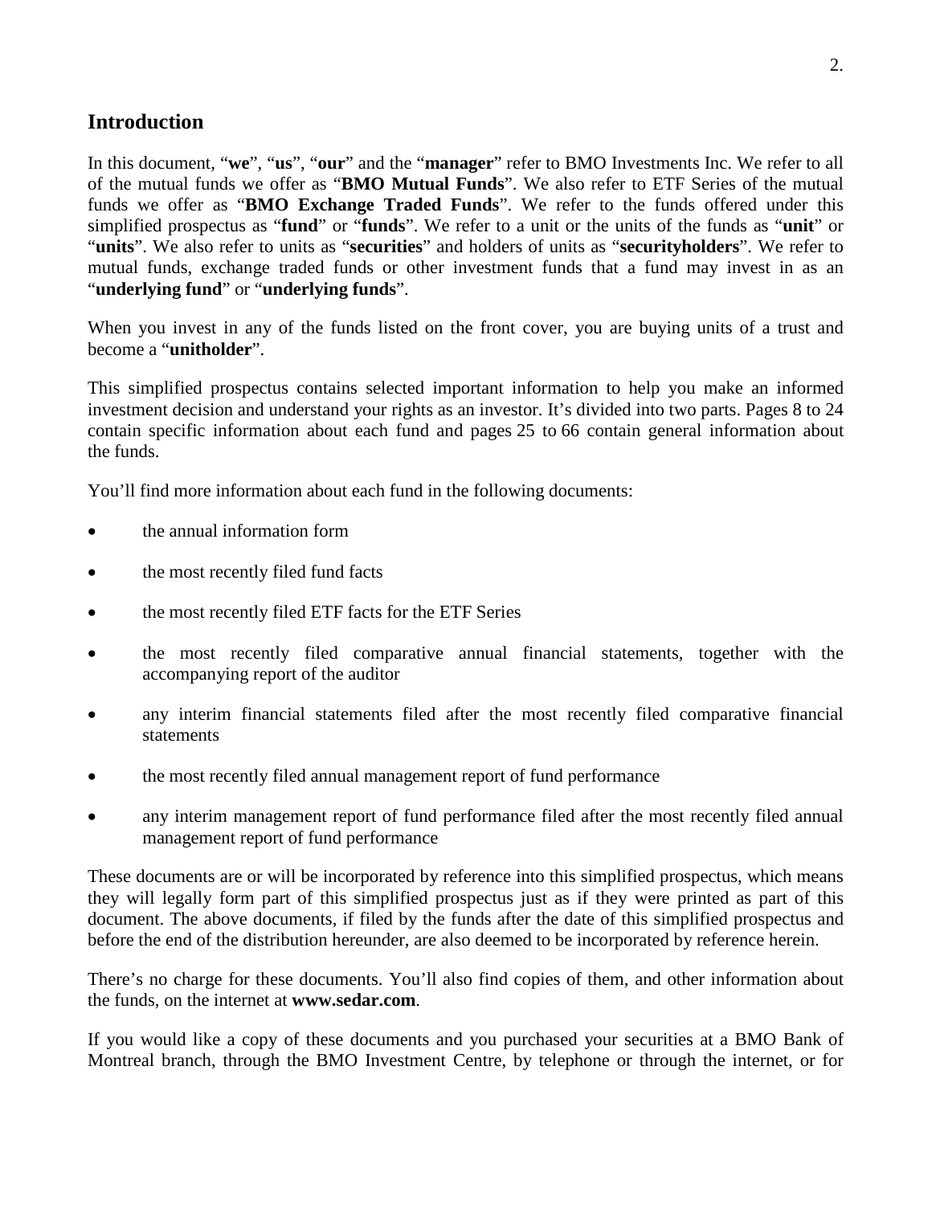## Introduction

In this document, "**we**", "**us**", "**our**" and the "**manager**" refer to BMO Investments Inc. We refer to all of the mutual funds we offer as "**BMO Mutual Funds**". We also refer to ETF Series of the mutual funds we offer as "**BMO Exchange Traded Funds**". We refer to the funds offered under this simplified prospectus as "**fund**" or "**funds**". We refer to a unit or the units of the funds as "**unit**" or "**units**". We also refer to units as "**securities**" and holders of units as "**securityholders**". We refer to mutual funds, exchange traded funds or other investment funds that a fund may invest in as an "**underlying fund**" or "**underlying funds**".

When you invest in any of the funds listed on the front cover, you are buying units of a trust and become a "**unitholder**".

This simplified prospectus contains selected important information to help you make an informed investment decision and understand your rights as an investor. It's divided into two parts. Pages 8 to 24 contain specific information about each fund and pages 25 to 66 contain general information about the funds.

You'll find more information about each fund in the following documents:

- the annual information form
- the most recently filed fund facts
- the most recently filed ETF facts for the ETF Series
- the most recently filed comparative annual financial statements, together with the accompanying report of the auditor
- any interim financial statements filed after the most recently filed comparative financial statements
- the most recently filed annual management report of fund performance
- any interim management report of fund performance filed after the most recently filed annual management report of fund performance

These documents are or will be incorporated by reference into this simplified prospectus, which means they will legally form part of this simplified prospectus just as if they were printed as part of this document. The above documents, if filed by the funds after the date of this simplified prospectus and before the end of the distribution hereunder, are also deemed to be incorporated by reference herein.

There's no charge for these documents. You'll also find copies of them, and other information about the funds, on the internet at **www.sedar.com**.

If you would like a copy of these documents and you purchased your securities at a BMO Bank of Montreal branch, through the BMO Investment Centre, by telephone or through the internet, or for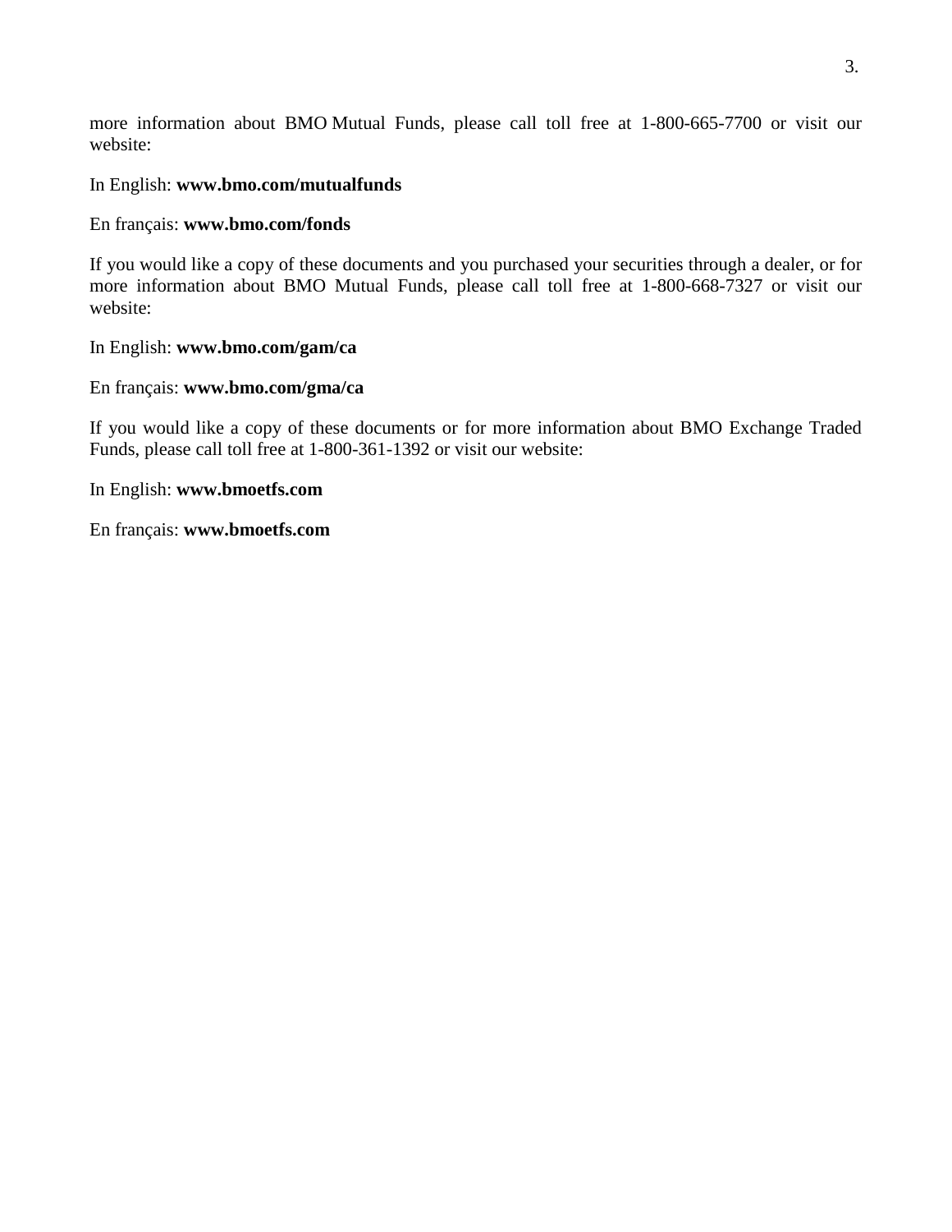more information about BMO Mutual Funds, please call toll free at 1-800-665-7700 or visit our website:

In English: **www.bmo.com/mutualfunds**

En français: **www.bmo.com/fonds**

If you would like a copy of these documents and you purchased your securities through a dealer, or for more information about BMO Mutual Funds, please call toll free at 1-800-668-7327 or visit our website:

In English: **www.bmo.com/gam/ca**

En français: **www.bmo.com/gma/ca**

If you would like a copy of these documents or for more information about BMO Exchange Traded Funds, please call toll free at 1-800-361-1392 or visit our website:

In English: **www.bmoetfs.com**

En français: **www.bmoetfs.com**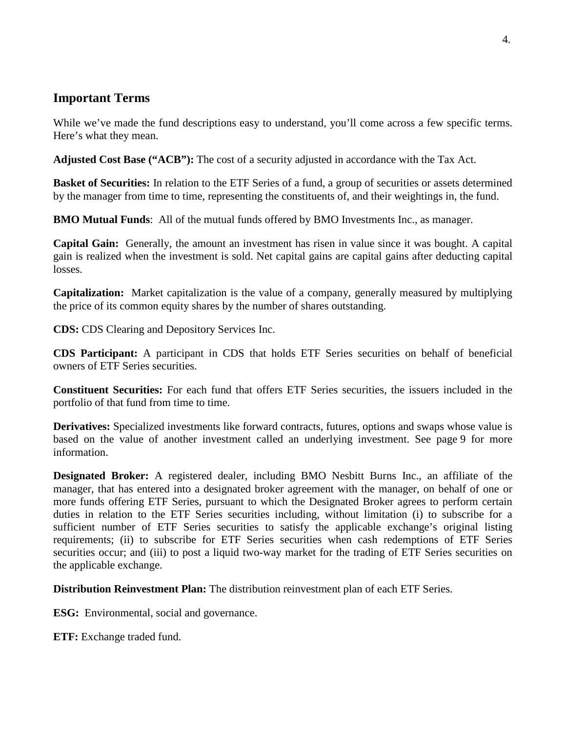## Important Terms

While we've made the fund descriptions easy to understand, you'll come across a few specific terms. Here's what they mean.

**Adjusted Cost Base ("ACB"):** The cost of a security adjusted in accordance with the Tax Act.

**Basket of Securities:** In relation to the ETF Series of a fund, a group of securities or assets determined by the manager from time to time, representing the constituents of, and their weightings in, the fund.

**BMO Mutual Funds**: All of the mutual funds offered by BMO Investments Inc., as manager.

**Capital Gain:** Generally, the amount an investment has risen in value since it was bought. A capital gain is realized when the investment is sold. Net capital gains are capital gains after deducting capital losses.

**Capitalization:** Market capitalization is the value of a company, generally measured by multiplying the price of its common equity shares by the number of shares outstanding.

**CDS:** CDS Clearing and Depository Services Inc.

**CDS Participant:** A participant in CDS that holds ETF Series securities on behalf of beneficial owners of ETF Series securities.

**Constituent Securities:** For each fund that offers ETF Series securities, the issuers included in the portfolio of that fund from time to time.

**Derivatives:** Specialized investments like forward contracts, futures, options and swaps whose value is based on the value of another investment called an underlying investment. See page 9 for more information.

**Designated Broker:** A registered dealer, including BMO Nesbitt Burns Inc., an affiliate of the manager, that has entered into a designated broker agreement with the manager, on behalf of one or more funds offering ETF Series, pursuant to which the Designated Broker agrees to perform certain duties in relation to the ETF Series securities including, without limitation (i) to subscribe for a sufficient number of ETF Series securities to satisfy the applicable exchange's original listing requirements; (ii) to subscribe for ETF Series securities when cash redemptions of ETF Series securities occur; and (iii) to post a liquid two-way market for the trading of ETF Series securities on the applicable exchange.

**Distribution Reinvestment Plan:** The distribution reinvestment plan of each ETF Series.

**ESG:** Environmental, social and governance.

**ETF:** Exchange traded fund.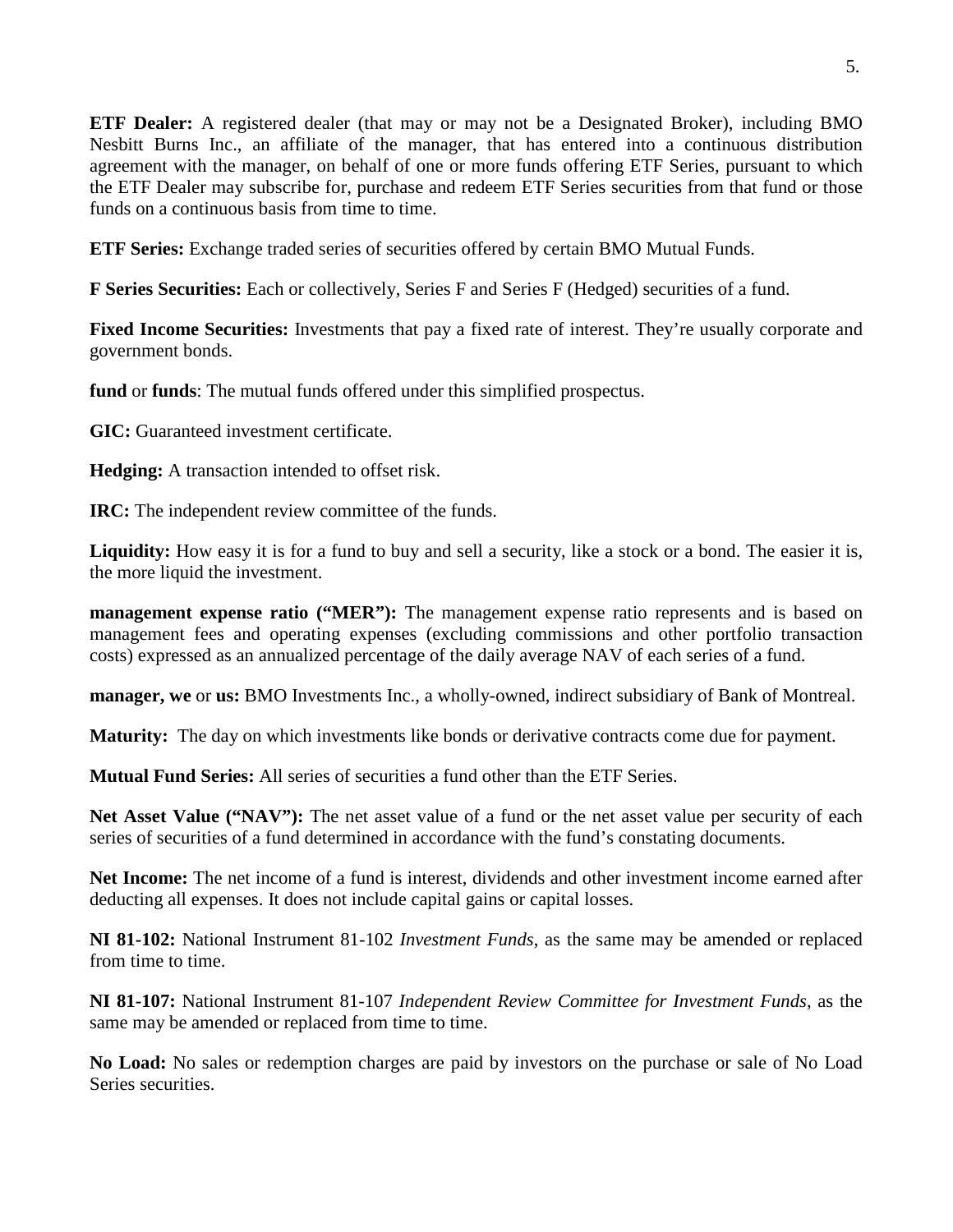**ETF Dealer:** A registered dealer (that may or may not be a Designated Broker), including BMO Nesbitt Burns Inc., an affiliate of the manager, that has entered into a continuous distribution agreement with the manager, on behalf of one or more funds offering ETF Series, pursuant to which the ETF Dealer may subscribe for, purchase and redeem ETF Series securities from that fund or those funds on a continuous basis from time to time.

**ETF Series:** Exchange traded series of securities offered by certain BMO Mutual Funds.

**F Series Securities:** Each or collectively, Series F and Series F (Hedged) securities of a fund.

**Fixed Income Securities:** Investments that pay a fixed rate of interest. They're usually corporate and government bonds.

**fund** or **funds**: The mutual funds offered under this simplified prospectus.

**GIC:** Guaranteed investment certificate.

**Hedging:** A transaction intended to offset risk.

**IRC:** The independent review committee of the funds.

**Liquidity:** How easy it is for a fund to buy and sell a security, like a stock or a bond. The easier it is, the more liquid the investment.

**management expense ratio ("MER"):** The management expense ratio represents and is based on management fees and operating expenses (excluding commissions and other portfolio transaction costs) expressed as an annualized percentage of the daily average NAV of each series of a fund.

**manager, we** or **us:** BMO Investments Inc., a wholly-owned, indirect subsidiary of Bank of Montreal.

**Maturity:** The day on which investments like bonds or derivative contracts come due for payment.

**Mutual Fund Series:** All series of securities a fund other than the ETF Series.

**Net Asset Value ("NAV"):** The net asset value of a fund or the net asset value per security of each series of securities of a fund determined in accordance with the fund's constating documents.

**Net Income:** The net income of a fund is interest, dividends and other investment income earned after deducting all expenses. It does not include capital gains or capital losses.

**NI 81-102:** National Instrument 81-102 *Investment Funds*, as the same may be amended or replaced from time to time.

**NI 81-107:** National Instrument 81-107 *Independent Review Committee for Investment Funds*, as the same may be amended or replaced from time to time.

**No Load:** No sales or redemption charges are paid by investors on the purchase or sale of No Load Series securities.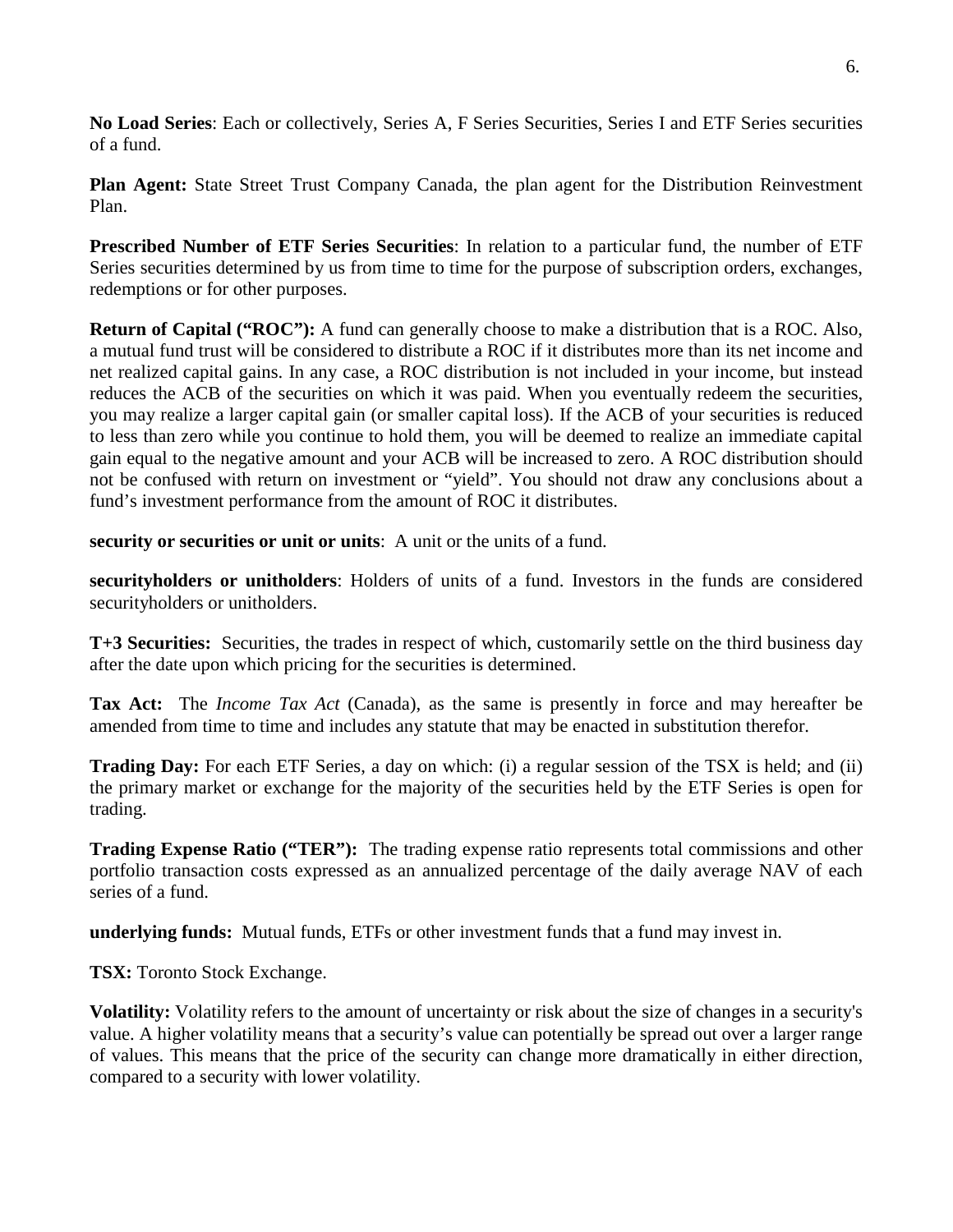**No Load Series**: Each or collectively, Series A, F Series Securities, Series I and ETF Series securities of a fund.

**Plan Agent:** State Street Trust Company Canada, the plan agent for the Distribution Reinvestment Plan.

**Prescribed Number of ETF Series Securities**: In relation to a particular fund, the number of ETF Series securities determined by us from time to time for the purpose of subscription orders, exchanges, redemptions or for other purposes.

**Return of Capital ("ROC"):** A fund can generally choose to make a distribution that is a ROC. Also, a mutual fund trust will be considered to distribute a ROC if it distributes more than its net income and net realized capital gains. In any case, a ROC distribution is not included in your income, but instead reduces the ACB of the securities on which it was paid. When you eventually redeem the securities, you may realize a larger capital gain (or smaller capital loss). If the ACB of your securities is reduced to less than zero while you continue to hold them, you will be deemed to realize an immediate capital gain equal to the negative amount and your ACB will be increased to zero. A ROC distribution should not be confused with return on investment or "yield". You should not draw any conclusions about a fund's investment performance from the amount of ROC it distributes.

**security or securities or unit or units**: A unit or the units of a fund.

**securityholders or unitholders**: Holders of units of a fund. Investors in the funds are considered securityholders or unitholders.

**T+3 Securities:** Securities, the trades in respect of which, customarily settle on the third business day after the date upon which pricing for the securities is determined.

**Tax Act:** The *Income Tax Act* (Canada), as the same is presently in force and may hereafter be amended from time to time and includes any statute that may be enacted in substitution therefor.

**Trading Day:** For each ETF Series, a day on which: (i) a regular session of the TSX is held; and (ii) the primary market or exchange for the majority of the securities held by the ETF Series is open for trading.

**Trading Expense Ratio ("TER"):** The trading expense ratio represents total commissions and other portfolio transaction costs expressed as an annualized percentage of the daily average NAV of each series of a fund.

**underlying funds:** Mutual funds, ETFs or other investment funds that a fund may invest in.

**TSX:** Toronto Stock Exchange.

**Volatility:** Volatility refers to the amount of uncertainty or risk about the size of changes in a security's value. A higher volatility means that a security's value can potentially be spread out over a larger range of values. This means that the price of the security can change more dramatically in either direction, compared to a security with lower volatility.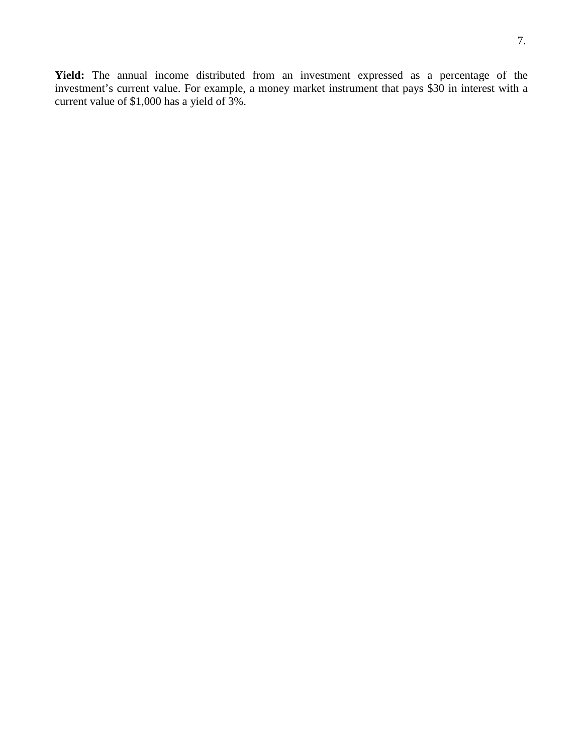**Yield:** The annual income distributed from an investment expressed as a percentage of the investment's current value. For example, a money market instrument that pays $30 in interest with a current value of $1,000 has a yield of 3%.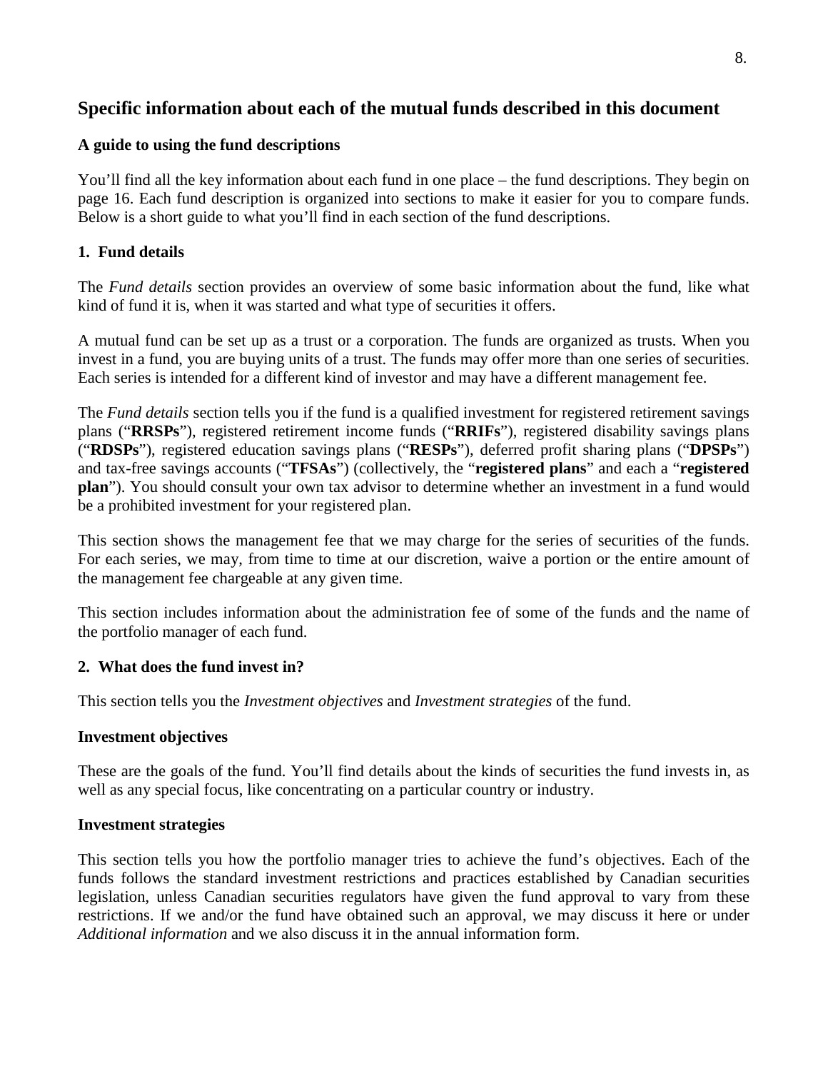## Specific information about each of the mutual funds described in this document

### A guide to using the fund descriptions

You'll find all the key information about each fund in one place – the fund descriptions. They begin on page 16. Each fund description is organized into sections to make it easier for you to compare funds. Below is a short guide to what you'll find in each section of the fund descriptions.

### 1. Fund details

The *Fund details* section provides an overview of some basic information about the fund, like what kind of fund it is, when it was started and what type of securities it offers.

A mutual fund can be set up as a trust or a corporation. The funds are organized as trusts. When you invest in a fund, you are buying units of a trust. The funds may offer more than one series of securities. Each series is intended for a different kind of investor and may have a different management fee.

The *Fund details* section tells you if the fund is a qualified investment for registered retirement savings plans ("**RRSPs**"), registered retirement income funds ("**RRIFs**"), registered disability savings plans ("**RDSPs**"), registered education savings plans ("**RESPs**"), deferred profit sharing plans ("**DPSPs**") and tax-free savings accounts ("**TFSAs**") (collectively, the "**registered plans**" and each a "**registered plan**"). You should consult your own tax advisor to determine whether an investment in a fund would be a prohibited investment for your registered plan.

This section shows the management fee that we may charge for the series of securities of the funds. For each series, we may, from time to time at our discretion, waive a portion or the entire amount of the management fee chargeable at any given time.

This section includes information about the administration fee of some of the funds and the name of the portfolio manager of each fund.

### 2. What does the fund invest in?

This section tells you the *Investment objectives* and *Investment strategies* of the fund.

#### Investment objectives

These are the goals of the fund. You'll find details about the kinds of securities the fund invests in, as well as any special focus, like concentrating on a particular country or industry.

#### Investment strategies

This section tells you how the portfolio manager tries to achieve the fund's objectives. Each of the funds follows the standard investment restrictions and practices established by Canadian securities legislation, unless Canadian securities regulators have given the fund approval to vary from these restrictions. If we and/or the fund have obtained such an approval, we may discuss it here or under *Additional information* and we also discuss it in the annual information form.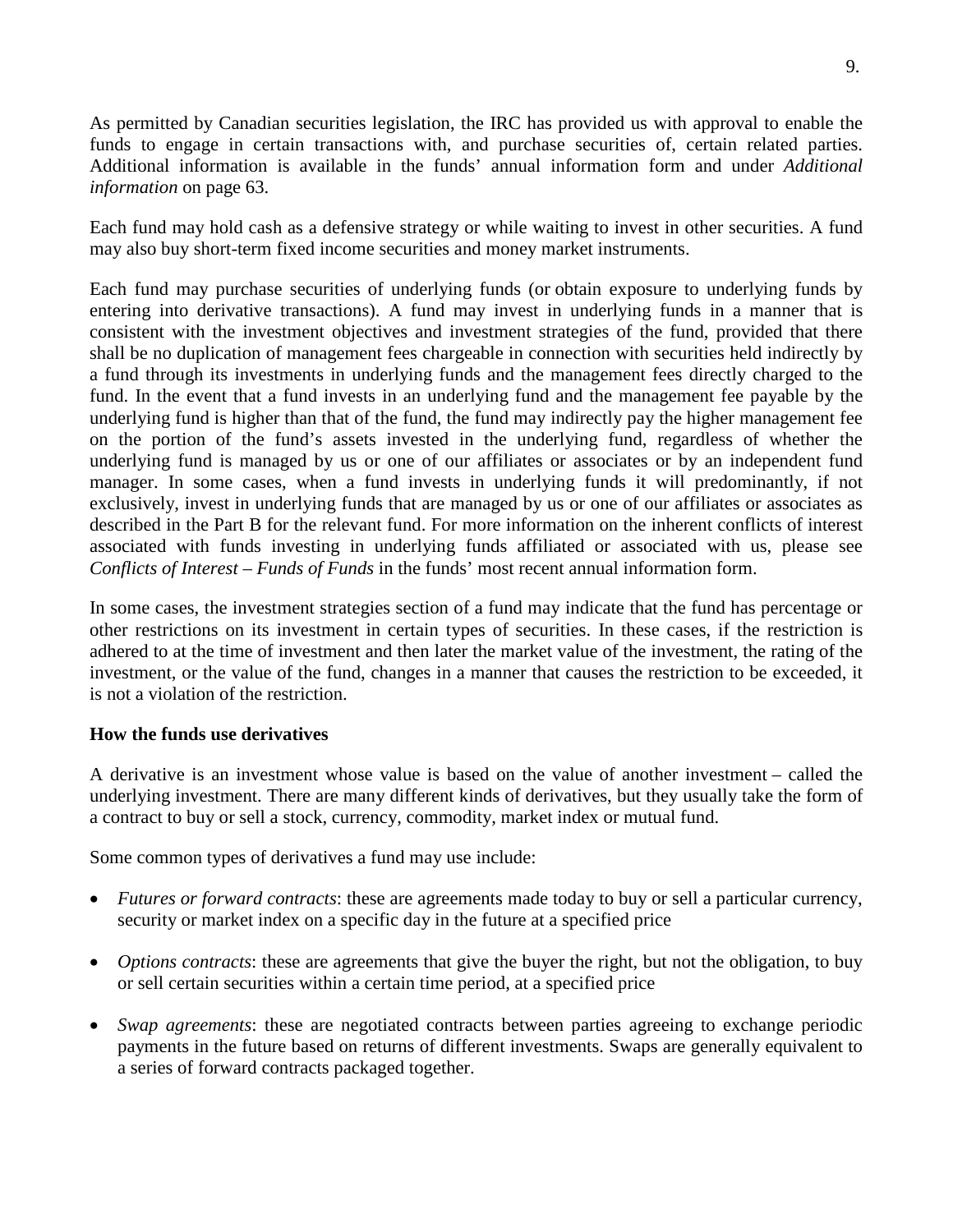As permitted by Canadian securities legislation, the IRC has provided us with approval to enable the funds to engage in certain transactions with, and purchase securities of, certain related parties. Additional information is available in the funds' annual information form and under *Additional information* on page 63.

Each fund may hold cash as a defensive strategy or while waiting to invest in other securities. A fund may also buy short-term fixed income securities and money market instruments.

Each fund may purchase securities of underlying funds (or obtain exposure to underlying funds by entering into derivative transactions). A fund may invest in underlying funds in a manner that is consistent with the investment objectives and investment strategies of the fund, provided that there shall be no duplication of management fees chargeable in connection with securities held indirectly by a fund through its investments in underlying funds and the management fees directly charged to the fund. In the event that a fund invests in an underlying fund and the management fee payable by the underlying fund is higher than that of the fund, the fund may indirectly pay the higher management fee on the portion of the fund's assets invested in the underlying fund, regardless of whether the underlying fund is managed by us or one of our affiliates or associates or by an independent fund manager. In some cases, when a fund invests in underlying funds it will predominantly, if not exclusively, invest in underlying funds that are managed by us or one of our affiliates or associates as described in the Part B for the relevant fund. For more information on the inherent conflicts of interest associated with funds investing in underlying funds affiliated or associated with us, please see *Conflicts of Interest – Funds of Funds* in the funds' most recent annual information form.

In some cases, the investment strategies section of a fund may indicate that the fund has percentage or other restrictions on its investment in certain types of securities. In these cases, if the restriction is adhered to at the time of investment and then later the market value of the investment, the rating of the investment, or the value of the fund, changes in a manner that causes the restriction to be exceeded, it is not a violation of the restriction.

**How the funds use derivatives**

A derivative is an investment whose value is based on the value of another investment – called the underlying investment. There are many different kinds of derivatives, but they usually take the form of a contract to buy or sell a stock, currency, commodity, market index or mutual fund.

Some common types of derivatives a fund may use include:

- *Futures or forward contracts*: these are agreements made today to buy or sell a particular currency, security or market index on a specific day in the future at a specified price
- *Options contracts*: these are agreements that give the buyer the right, but not the obligation, to buy or sell certain securities within a certain time period, at a specified price
- *Swap agreements*: these are negotiated contracts between parties agreeing to exchange periodic payments in the future based on returns of different investments. Swaps are generally equivalent to a series of forward contracts packaged together.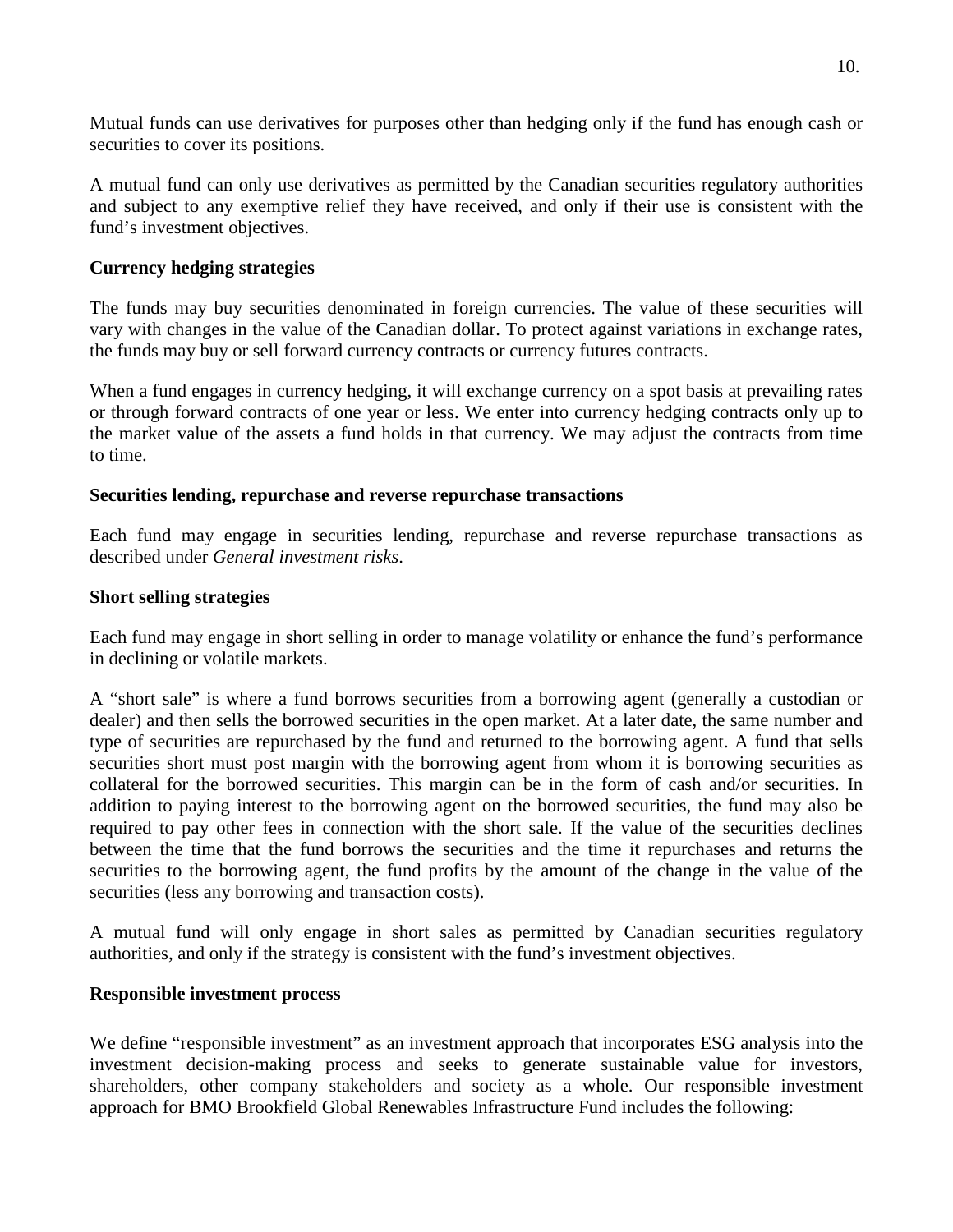Mutual funds can use derivatives for purposes other than hedging only if the fund has enough cash or securities to cover its positions.

A mutual fund can only use derivatives as permitted by the Canadian securities regulatory authorities and subject to any exemptive relief they have received, and only if their use is consistent with the fund's investment objectives.

**Currency hedging strategies**

The funds may buy securities denominated in foreign currencies. The value of these securities will vary with changes in the value of the Canadian dollar. To protect against variations in exchange rates, the funds may buy or sell forward currency contracts or currency futures contracts.

When a fund engages in currency hedging, it will exchange currency on a spot basis at prevailing rates or through forward contracts of one year or less. We enter into currency hedging contracts only up to the market value of the assets a fund holds in that currency. We may adjust the contracts from time to time.

**Securities lending, repurchase and reverse repurchase transactions**

Each fund may engage in securities lending, repurchase and reverse repurchase transactions as described under *General investment risks*.

**Short selling strategies**

Each fund may engage in short selling in order to manage volatility or enhance the fund's performance in declining or volatile markets.

A "short sale" is where a fund borrows securities from a borrowing agent (generally a custodian or dealer) and then sells the borrowed securities in the open market. At a later date, the same number and type of securities are repurchased by the fund and returned to the borrowing agent. A fund that sells securities short must post margin with the borrowing agent from whom it is borrowing securities as collateral for the borrowed securities. This margin can be in the form of cash and/or securities. In addition to paying interest to the borrowing agent on the borrowed securities, the fund may also be required to pay other fees in connection with the short sale. If the value of the securities declines between the time that the fund borrows the securities and the time it repurchases and returns the securities to the borrowing agent, the fund profits by the amount of the change in the value of the securities (less any borrowing and transaction costs).

A mutual fund will only engage in short sales as permitted by Canadian securities regulatory authorities, and only if the strategy is consistent with the fund's investment objectives.

**Responsible investment process**

We define "responsible investment" as an investment approach that incorporates ESG analysis into the investment decision-making process and seeks to generate sustainable value for investors, shareholders, other company stakeholders and society as a whole. Our responsible investment approach for BMO Brookfield Global Renewables Infrastructure Fund includes the following: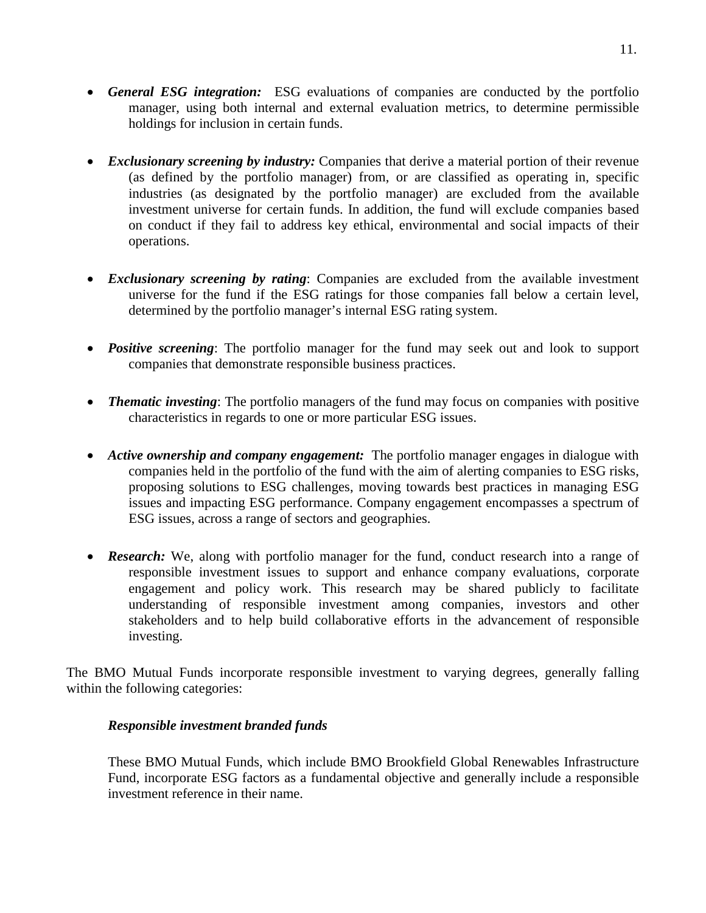- ***General ESG integration:*** ESG evaluations of companies are conducted by the portfolio manager, using both internal and external evaluation metrics, to determine permissible holdings for inclusion in certain funds.

- ***Exclusionary screening by industry:*** Companies that derive a material portion of their revenue (as defined by the portfolio manager) from, or are classified as operating in, specific industries (as designated by the portfolio manager) are excluded from the available investment universe for certain funds. In addition, the fund will exclude companies based on conduct if they fail to address key ethical, environmental and social impacts of their operations.

- ***Exclusionary screening by rating***: Companies are excluded from the available investment universe for the fund if the ESG ratings for those companies fall below a certain level, determined by the portfolio manager's internal ESG rating system.

- ***Positive screening***: The portfolio manager for the fund may seek out and look to support companies that demonstrate responsible business practices.

- ***Thematic investing***: The portfolio managers of the fund may focus on companies with positive characteristics in regards to one or more particular ESG issues.

- ***Active ownership and company engagement:*** The portfolio manager engages in dialogue with companies held in the portfolio of the fund with the aim of alerting companies to ESG risks, proposing solutions to ESG challenges, moving towards best practices in managing ESG issues and impacting ESG performance. Company engagement encompasses a spectrum of ESG issues, across a range of sectors and geographies.

- ***Research:*** We, along with portfolio manager for the fund, conduct research into a range of responsible investment issues to support and enhance company evaluations, corporate engagement and policy work. This research may be shared publicly to facilitate understanding of responsible investment among companies, investors and other stakeholders and to help build collaborative efforts in the advancement of responsible investing.

The BMO Mutual Funds incorporate responsible investment to varying degrees, generally falling within the following categories:

***Responsible investment branded funds***

These BMO Mutual Funds, which include BMO Brookfield Global Renewables Infrastructure Fund, incorporate ESG factors as a fundamental objective and generally include a responsible investment reference in their name.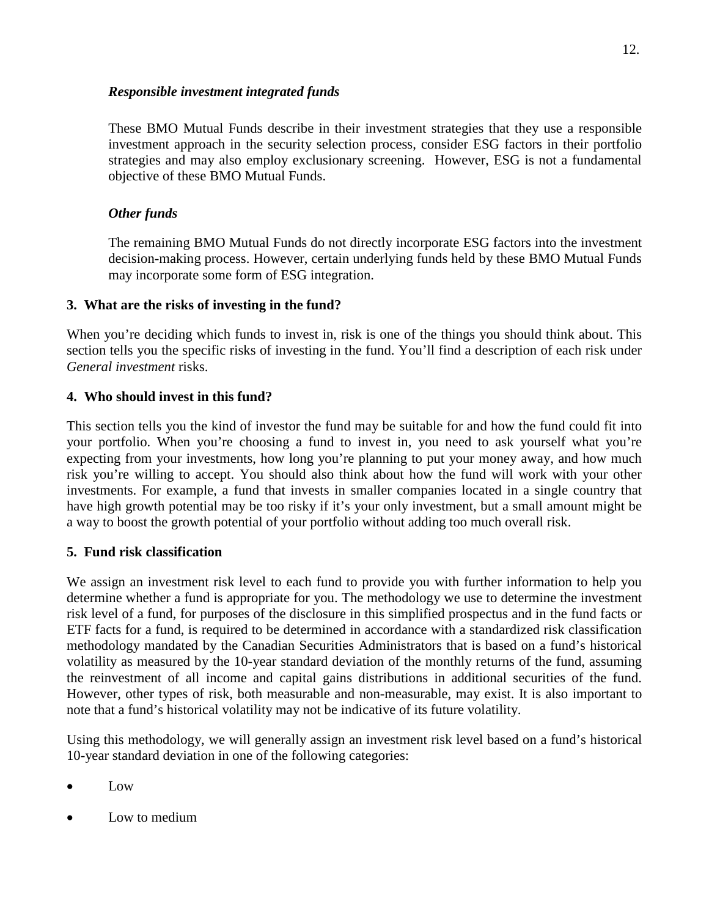*Responsible investment integrated funds*

These BMO Mutual Funds describe in their investment strategies that they use a responsible investment approach in the security selection process, consider ESG factors in their portfolio strategies and may also employ exclusionary screening. However, ESG is not a fundamental objective of these BMO Mutual Funds.

*Other funds*

The remaining BMO Mutual Funds do not directly incorporate ESG factors into the investment decision-making process. However, certain underlying funds held by these BMO Mutual Funds may incorporate some form of ESG integration.

**3. What are the risks of investing in the fund?**

When you're deciding which funds to invest in, risk is one of the things you should think about. This section tells you the specific risks of investing in the fund. You'll find a description of each risk under *General investment* risks.

**4. Who should invest in this fund?**

This section tells you the kind of investor the fund may be suitable for and how the fund could fit into your portfolio. When you're choosing a fund to invest in, you need to ask yourself what you're expecting from your investments, how long you're planning to put your money away, and how much risk you're willing to accept. You should also think about how the fund will work with your other investments. For example, a fund that invests in smaller companies located in a single country that have high growth potential may be too risky if it's your only investment, but a small amount might be a way to boost the growth potential of your portfolio without adding too much overall risk.

**5. Fund risk classification**

We assign an investment risk level to each fund to provide you with further information to help you determine whether a fund is appropriate for you. The methodology we use to determine the investment risk level of a fund, for purposes of the disclosure in this simplified prospectus and in the fund facts or ETF facts for a fund, is required to be determined in accordance with a standardized risk classification methodology mandated by the Canadian Securities Administrators that is based on a fund's historical volatility as measured by the 10-year standard deviation of the monthly returns of the fund, assuming the reinvestment of all income and capital gains distributions in additional securities of the fund. However, other types of risk, both measurable and non-measurable, may exist. It is also important to note that a fund's historical volatility may not be indicative of its future volatility.

Using this methodology, we will generally assign an investment risk level based on a fund's historical 10-year standard deviation in one of the following categories:

- Low
- Low to medium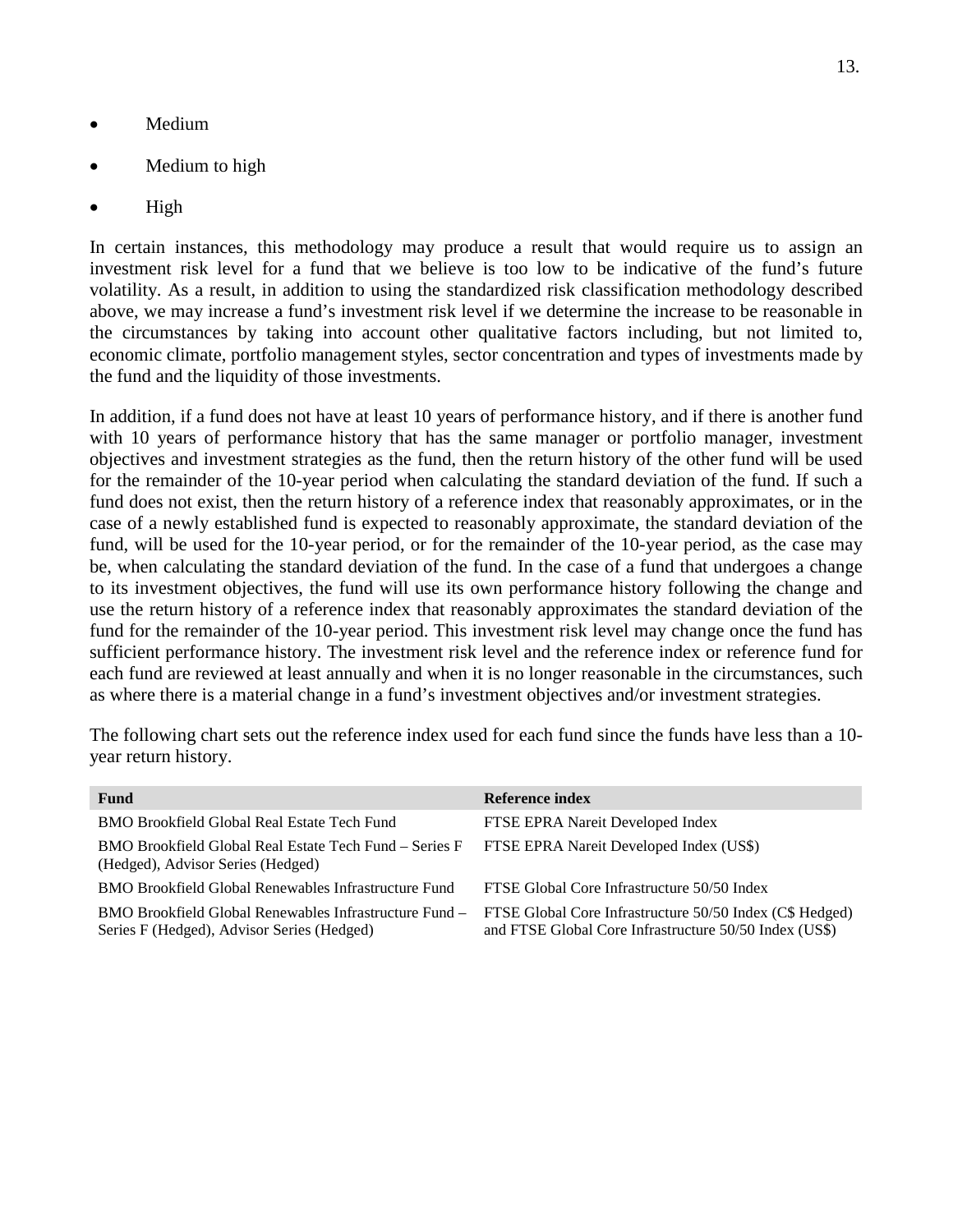- Medium
- Medium to high
- High

In certain instances, this methodology may produce a result that would require us to assign an investment risk level for a fund that we believe is too low to be indicative of the fund's future volatility. As a result, in addition to using the standardized risk classification methodology described above, we may increase a fund's investment risk level if we determine the increase to be reasonable in the circumstances by taking into account other qualitative factors including, but not limited to, economic climate, portfolio management styles, sector concentration and types of investments made by the fund and the liquidity of those investments.

In addition, if a fund does not have at least 10 years of performance history, and if there is another fund with 10 years of performance history that has the same manager or portfolio manager, investment objectives and investment strategies as the fund, then the return history of the other fund will be used for the remainder of the 10-year period when calculating the standard deviation of the fund. If such a fund does not exist, then the return history of a reference index that reasonably approximates, or in the case of a newly established fund is expected to reasonably approximate, the standard deviation of the fund, will be used for the 10-year period, or for the remainder of the 10-year period, as the case may be, when calculating the standard deviation of the fund. In the case of a fund that undergoes a change to its investment objectives, the fund will use its own performance history following the change and use the return history of a reference index that reasonably approximates the standard deviation of the fund for the remainder of the 10-year period. This investment risk level may change once the fund has sufficient performance history. The investment risk level and the reference index or reference fund for each fund are reviewed at least annually and when it is no longer reasonable in the circumstances, such as where there is a material change in a fund's investment objectives and/or investment strategies.

The following chart sets out the reference index used for each fund since the funds have less than a 10-year return history.

| Fund | Reference index |
|---|---|
| BMO Brookfield Global Real Estate Tech Fund | FTSE EPRA Nareit Developed Index |
| BMO Brookfield Global Real Estate Tech Fund – Series F (Hedged), Advisor Series (Hedged) | FTSE EPRA Nareit Developed Index (US$) |
| BMO Brookfield Global Renewables Infrastructure Fund | FTSE Global Core Infrastructure 50/50 Index |
| BMO Brookfield Global Renewables Infrastructure Fund – Series F (Hedged), Advisor Series (Hedged) | FTSE Global Core Infrastructure 50/50 Index (C$ Hedged) and FTSE Global Core Infrastructure 50/50 Index (US$) |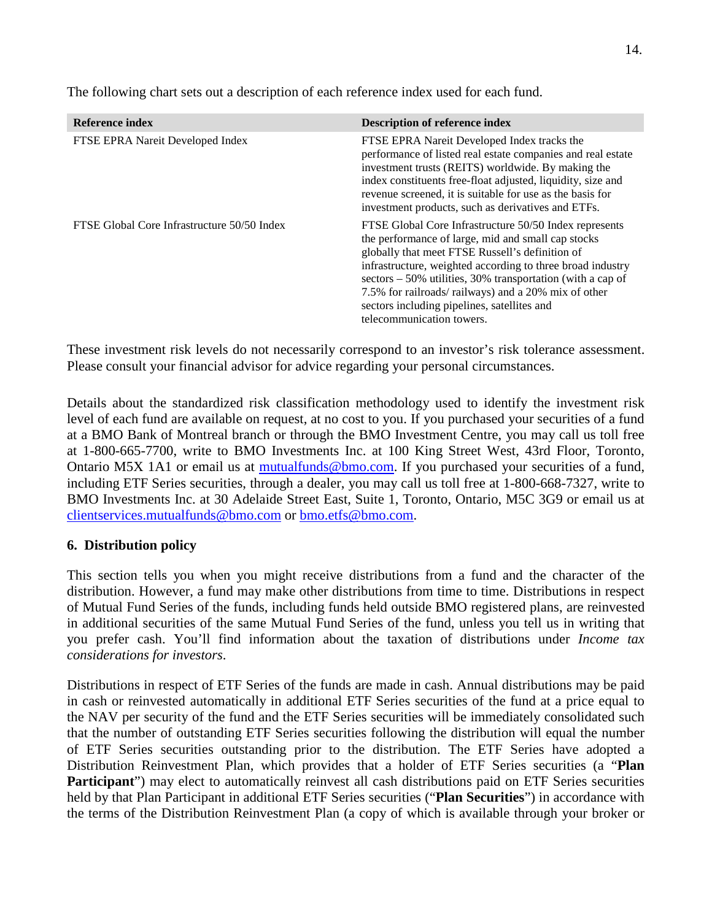The following chart sets out a description of each reference index used for each fund.

| Reference index | Description of reference index |
| --- | --- |
| FTSE EPRA Nareit Developed Index | FTSE EPRA Nareit Developed Index tracks the performance of listed real estate companies and real estate investment trusts (REITS) worldwide. By making the index constituents free-float adjusted, liquidity, size and revenue screened, it is suitable for use as the basis for investment products, such as derivatives and ETFs. |
| FTSE Global Core Infrastructure 50/50 Index | FTSE Global Core Infrastructure 50/50 Index represents the performance of large, mid and small cap stocks globally that meet FTSE Russell's definition of infrastructure, weighted according to three broad industry sectors – 50% utilities, 30% transportation (with a cap of 7.5% for railroads/ railways) and a 20% mix of other sectors including pipelines, satellites and telecommunication towers. |

These investment risk levels do not necessarily correspond to an investor's risk tolerance assessment. Please consult your financial advisor for advice regarding your personal circumstances.

Details about the standardized risk classification methodology used to identify the investment risk level of each fund are available on request, at no cost to you. If you purchased your securities of a fund at a BMO Bank of Montreal branch or through the BMO Investment Centre, you may call us toll free at 1-800-665-7700, write to BMO Investments Inc. at 100 King Street West, 43rd Floor, Toronto, Ontario M5X 1A1 or email us at mutualfunds@bmo.com. If you purchased your securities of a fund, including ETF Series securities, through a dealer, you may call us toll free at 1-800-668-7327, write to BMO Investments Inc. at 30 Adelaide Street East, Suite 1, Toronto, Ontario, M5C 3G9 or email us at clientservices.mutualfunds@bmo.com or bmo.etfs@bmo.com.

## 6. Distribution policy

This section tells you when you might receive distributions from a fund and the character of the distribution. However, a fund may make other distributions from time to time. Distributions in respect of Mutual Fund Series of the funds, including funds held outside BMO registered plans, are reinvested in additional securities of the same Mutual Fund Series of the fund, unless you tell us in writing that you prefer cash. You'll find information about the taxation of distributions under *Income tax considerations for investors*.

Distributions in respect of ETF Series of the funds are made in cash. Annual distributions may be paid in cash or reinvested automatically in additional ETF Series securities of the fund at a price equal to the NAV per security of the fund and the ETF Series securities will be immediately consolidated such that the number of outstanding ETF Series securities following the distribution will equal the number of ETF Series securities outstanding prior to the distribution. The ETF Series have adopted a Distribution Reinvestment Plan, which provides that a holder of ETF Series securities (a "**Plan Participant**") may elect to automatically reinvest all cash distributions paid on ETF Series securities held by that Plan Participant in additional ETF Series securities ("**Plan Securities**") in accordance with the terms of the Distribution Reinvestment Plan (a copy of which is available through your broker or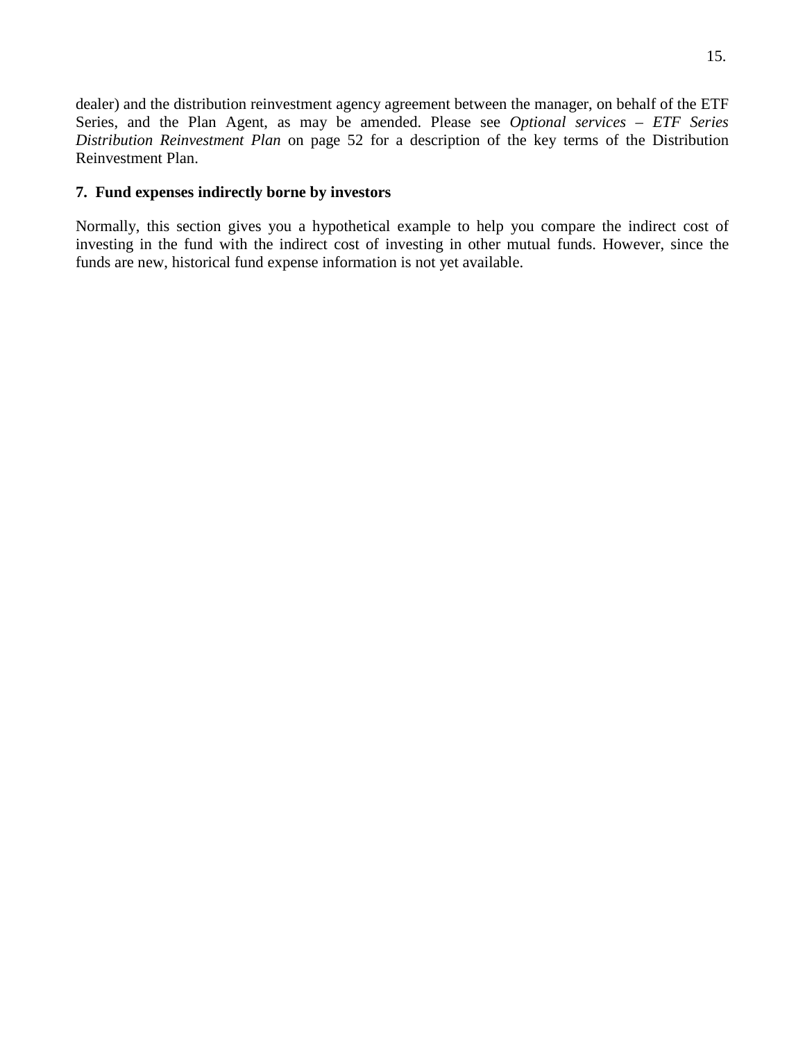dealer) and the distribution reinvestment agency agreement between the manager, on behalf of the ETF Series, and the Plan Agent, as may be amended. Please see *Optional services – ETF Series Distribution Reinvestment Plan* on page 52 for a description of the key terms of the Distribution Reinvestment Plan.

**7. Fund expenses indirectly borne by investors**

Normally, this section gives you a hypothetical example to help you compare the indirect cost of investing in the fund with the indirect cost of investing in other mutual funds. However, since the funds are new, historical fund expense information is not yet available.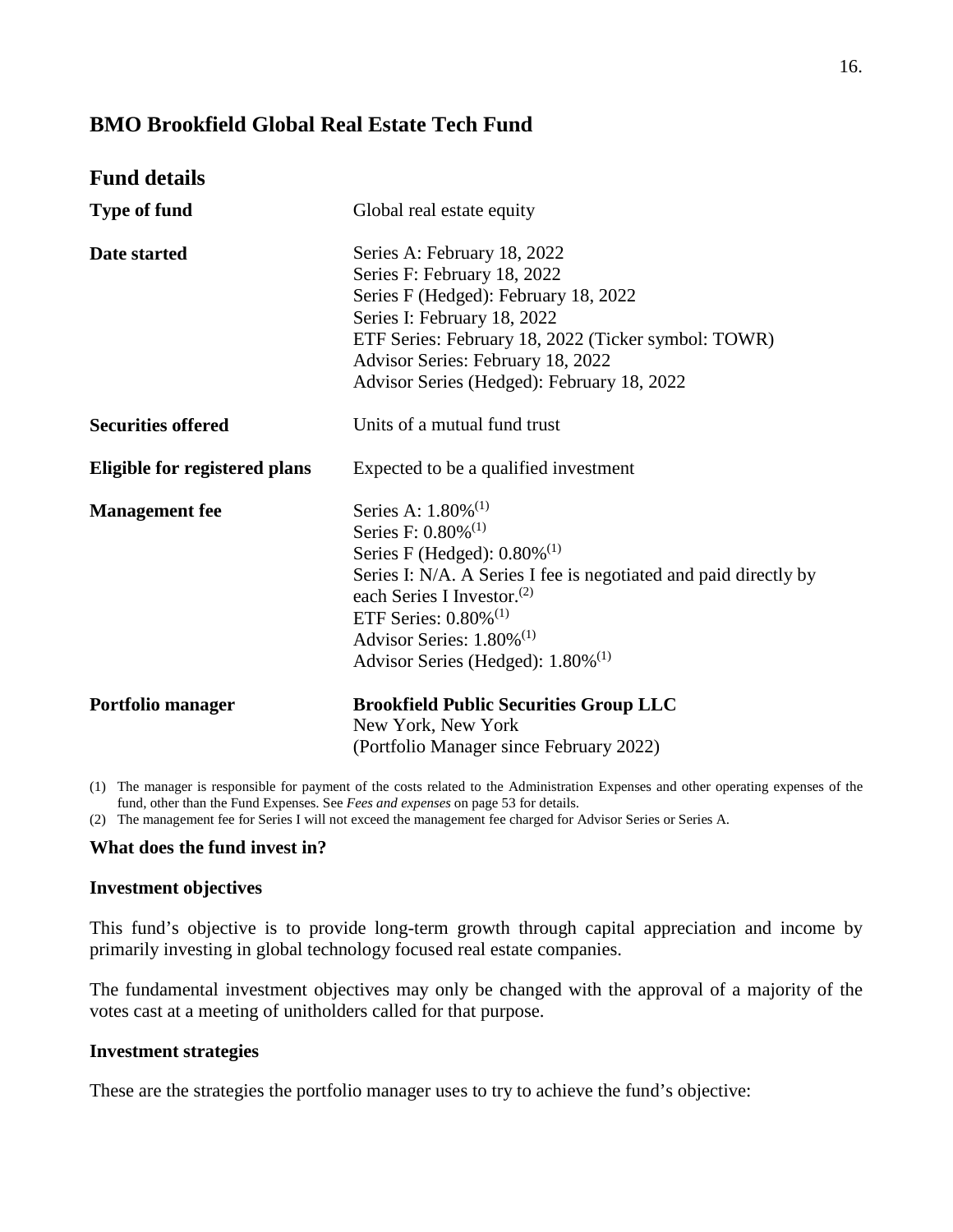# BMO Brookfield Global Real Estate Tech Fund

## Fund details

| | |
|---|---|
| **Type of fund** | Global real estate equity |
| **Date started** | Series A: February 18, 2022<br>Series F: February 18, 2022<br>Series F (Hedged): February 18, 2022<br>Series I: February 18, 2022<br>ETF Series: February 18, 2022 (Ticker symbol: TOWR)<br>Advisor Series: February 18, 2022<br>Advisor Series (Hedged): February 18, 2022 |
| **Securities offered** | Units of a mutual fund trust |
| **Eligible for registered plans** | Expected to be a qualified investment |
| **Management fee** | Series A: 1.80%[(1)]<br>Series F: 0.80%[(1)]<br>Series F (Hedged): 0.80%[(1)]<br>Series I: N/A. A Series I fee is negotiated and paid directly by each Series I Investor.[(2)]<br>ETF Series: 0.80%[(1)]<br>Advisor Series: 1.80%[(1)]<br>Advisor Series (Hedged): 1.80%[(1)] |
| **Portfolio manager** | **Brookfield Public Securities Group LLC**<br>New York, New York<br>(Portfolio Manager since February 2022) |

(1) The manager is responsible for payment of the costs related to the Administration Expenses and other operating expenses of the fund, other than the Fund Expenses. See *Fees and expenses* on page 53 for details.

(2) The management fee for Series I will not exceed the management fee charged for Advisor Series or Series A.

### What does the fund invest in?

#### Investment objectives

This fund's objective is to provide long-term growth through capital appreciation and income by primarily investing in global technology focused real estate companies.

The fundamental investment objectives may only be changed with the approval of a majority of the votes cast at a meeting of unitholders called for that purpose.

#### Investment strategies

These are the strategies the portfolio manager uses to try to achieve the fund's objective: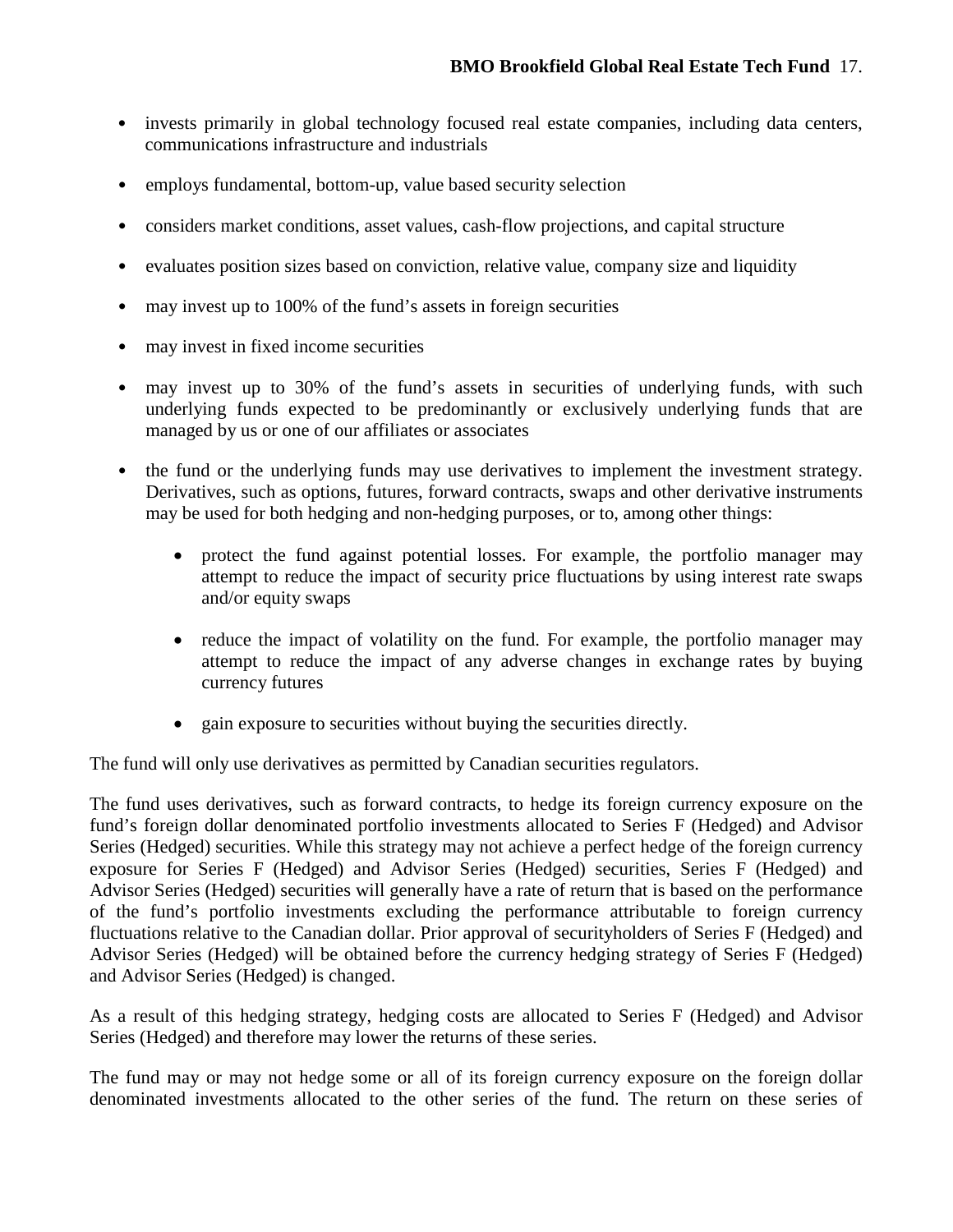- invests primarily in global technology focused real estate companies, including data centers, communications infrastructure and industrials
- employs fundamental, bottom-up, value based security selection
- considers market conditions, asset values, cash-flow projections, and capital structure
- evaluates position sizes based on conviction, relative value, company size and liquidity
- may invest up to 100% of the fund's assets in foreign securities
- may invest in fixed income securities
- may invest up to 30% of the fund's assets in securities of underlying funds, with such underlying funds expected to be predominantly or exclusively underlying funds that are managed by us or one of our affiliates or associates
- the fund or the underlying funds may use derivatives to implement the investment strategy. Derivatives, such as options, futures, forward contracts, swaps and other derivative instruments may be used for both hedging and non-hedging purposes, or to, among other things:
  - protect the fund against potential losses. For example, the portfolio manager may attempt to reduce the impact of security price fluctuations by using interest rate swaps and/or equity swaps
  - reduce the impact of volatility on the fund. For example, the portfolio manager may attempt to reduce the impact of any adverse changes in exchange rates by buying currency futures
  - gain exposure to securities without buying the securities directly.

The fund will only use derivatives as permitted by Canadian securities regulators.

The fund uses derivatives, such as forward contracts, to hedge its foreign currency exposure on the fund's foreign dollar denominated portfolio investments allocated to Series F (Hedged) and Advisor Series (Hedged) securities. While this strategy may not achieve a perfect hedge of the foreign currency exposure for Series F (Hedged) and Advisor Series (Hedged) securities, Series F (Hedged) and Advisor Series (Hedged) securities will generally have a rate of return that is based on the performance of the fund's portfolio investments excluding the performance attributable to foreign currency fluctuations relative to the Canadian dollar. Prior approval of securityholders of Series F (Hedged) and Advisor Series (Hedged) will be obtained before the currency hedging strategy of Series F (Hedged) and Advisor Series (Hedged) is changed.

As a result of this hedging strategy, hedging costs are allocated to Series F (Hedged) and Advisor Series (Hedged) and therefore may lower the returns of these series.

The fund may or may not hedge some or all of its foreign currency exposure on the foreign dollar denominated investments allocated to the other series of the fund. The return on these series of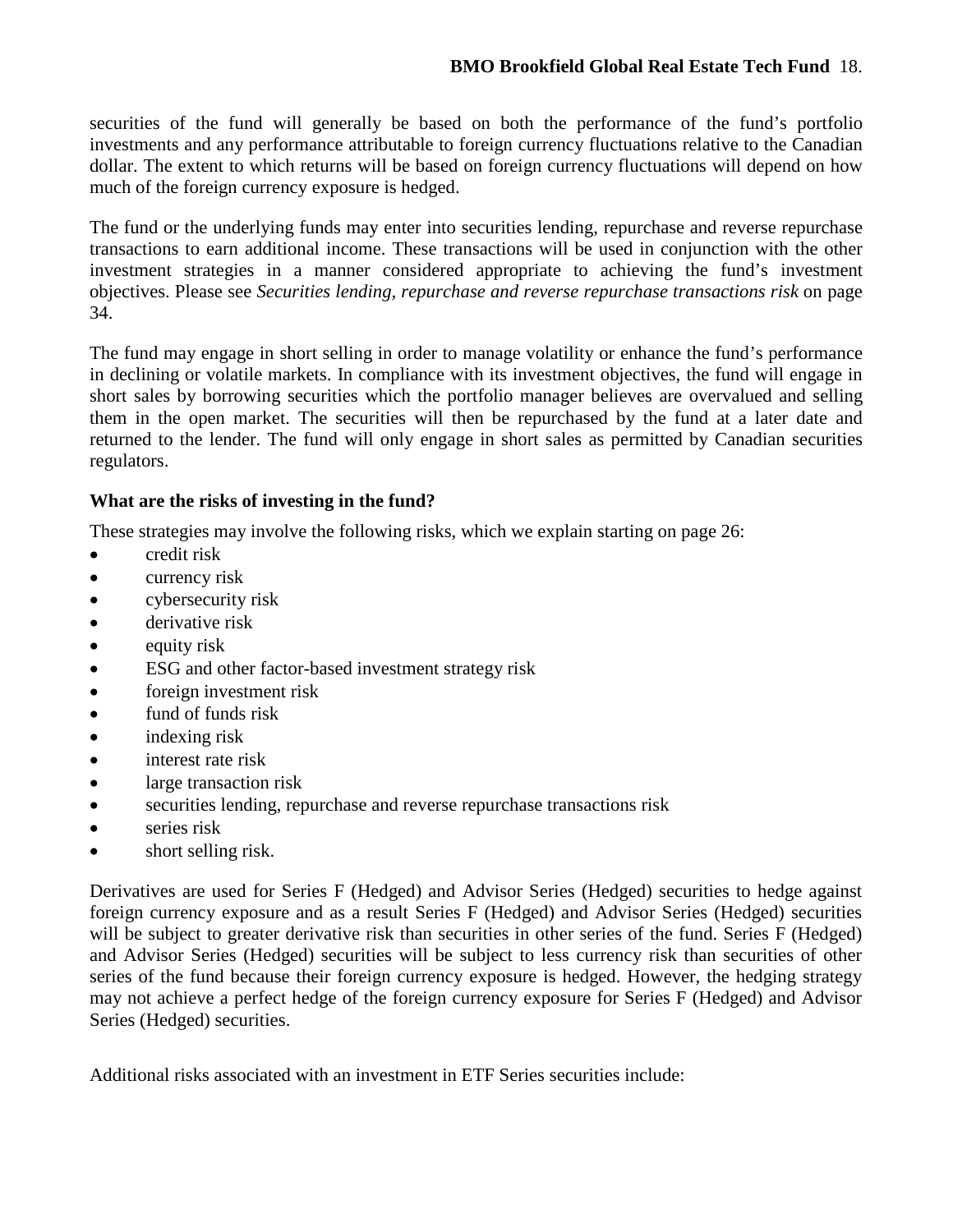securities of the fund will generally be based on both the performance of the fund's portfolio investments and any performance attributable to foreign currency fluctuations relative to the Canadian dollar. The extent to which returns will be based on foreign currency fluctuations will depend on how much of the foreign currency exposure is hedged.

The fund or the underlying funds may enter into securities lending, repurchase and reverse repurchase transactions to earn additional income. These transactions will be used in conjunction with the other investment strategies in a manner considered appropriate to achieving the fund's investment objectives. Please see *Securities lending, repurchase and reverse repurchase transactions risk* on page 34.

The fund may engage in short selling in order to manage volatility or enhance the fund's performance in declining or volatile markets. In compliance with its investment objectives, the fund will engage in short sales by borrowing securities which the portfolio manager believes are overvalued and selling them in the open market. The securities will then be repurchased by the fund at a later date and returned to the lender. The fund will only engage in short sales as permitted by Canadian securities regulators.

**What are the risks of investing in the fund?**

These strategies may involve the following risks, which we explain starting on page 26:

- credit risk
- currency risk
- cybersecurity risk
- derivative risk
- equity risk
- ESG and other factor-based investment strategy risk
- foreign investment risk
- fund of funds risk
- indexing risk
- interest rate risk
- large transaction risk
- securities lending, repurchase and reverse repurchase transactions risk
- series risk
- short selling risk.

Derivatives are used for Series F (Hedged) and Advisor Series (Hedged) securities to hedge against foreign currency exposure and as a result Series F (Hedged) and Advisor Series (Hedged) securities will be subject to greater derivative risk than securities in other series of the fund. Series F (Hedged) and Advisor Series (Hedged) securities will be subject to less currency risk than securities of other series of the fund because their foreign currency exposure is hedged. However, the hedging strategy may not achieve a perfect hedge of the foreign currency exposure for Series F (Hedged) and Advisor Series (Hedged) securities.

Additional risks associated with an investment in ETF Series securities include: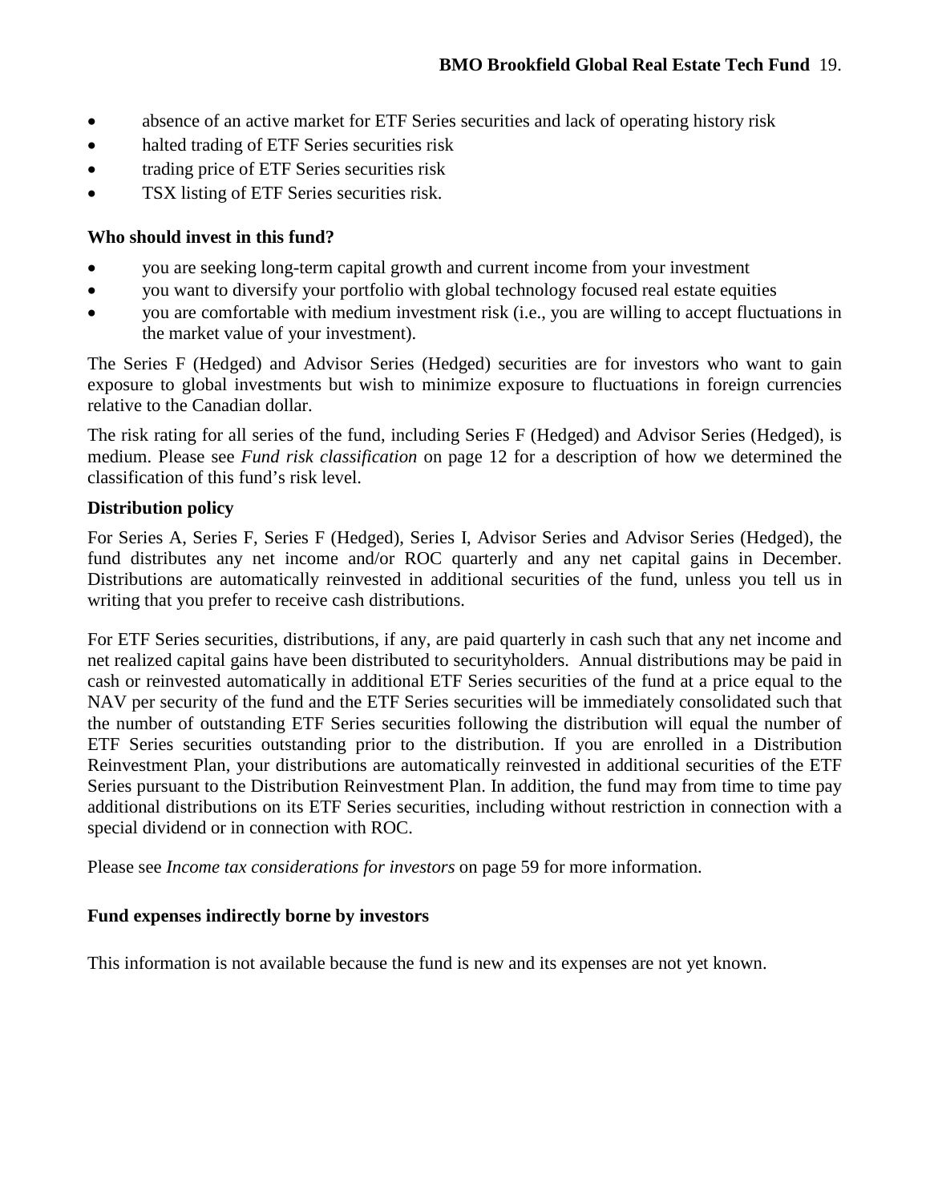- absence of an active market for ETF Series securities and lack of operating history risk
- halted trading of ETF Series securities risk
- trading price of ETF Series securities risk
- TSX listing of ETF Series securities risk.

**Who should invest in this fund?**

- you are seeking long-term capital growth and current income from your investment
- you want to diversify your portfolio with global technology focused real estate equities
- you are comfortable with medium investment risk (i.e., you are willing to accept fluctuations in the market value of your investment).

The Series F (Hedged) and Advisor Series (Hedged) securities are for investors who want to gain exposure to global investments but wish to minimize exposure to fluctuations in foreign currencies relative to the Canadian dollar.

The risk rating for all series of the fund, including Series F (Hedged) and Advisor Series (Hedged), is medium. Please see *Fund risk classification* on page 12 for a description of how we determined the classification of this fund's risk level.

**Distribution policy**

For Series A, Series F, Series F (Hedged), Series I, Advisor Series and Advisor Series (Hedged), the fund distributes any net income and/or ROC quarterly and any net capital gains in December. Distributions are automatically reinvested in additional securities of the fund, unless you tell us in writing that you prefer to receive cash distributions.

For ETF Series securities, distributions, if any, are paid quarterly in cash such that any net income and net realized capital gains have been distributed to securityholders. Annual distributions may be paid in cash or reinvested automatically in additional ETF Series securities of the fund at a price equal to the NAV per security of the fund and the ETF Series securities will be immediately consolidated such that the number of outstanding ETF Series securities following the distribution will equal the number of ETF Series securities outstanding prior to the distribution. If you are enrolled in a Distribution Reinvestment Plan, your distributions are automatically reinvested in additional securities of the ETF Series pursuant to the Distribution Reinvestment Plan. In addition, the fund may from time to time pay additional distributions on its ETF Series securities, including without restriction in connection with a special dividend or in connection with ROC.

Please see *Income tax considerations for investors* on page 59 for more information.

**Fund expenses indirectly borne by investors**

This information is not available because the fund is new and its expenses are not yet known.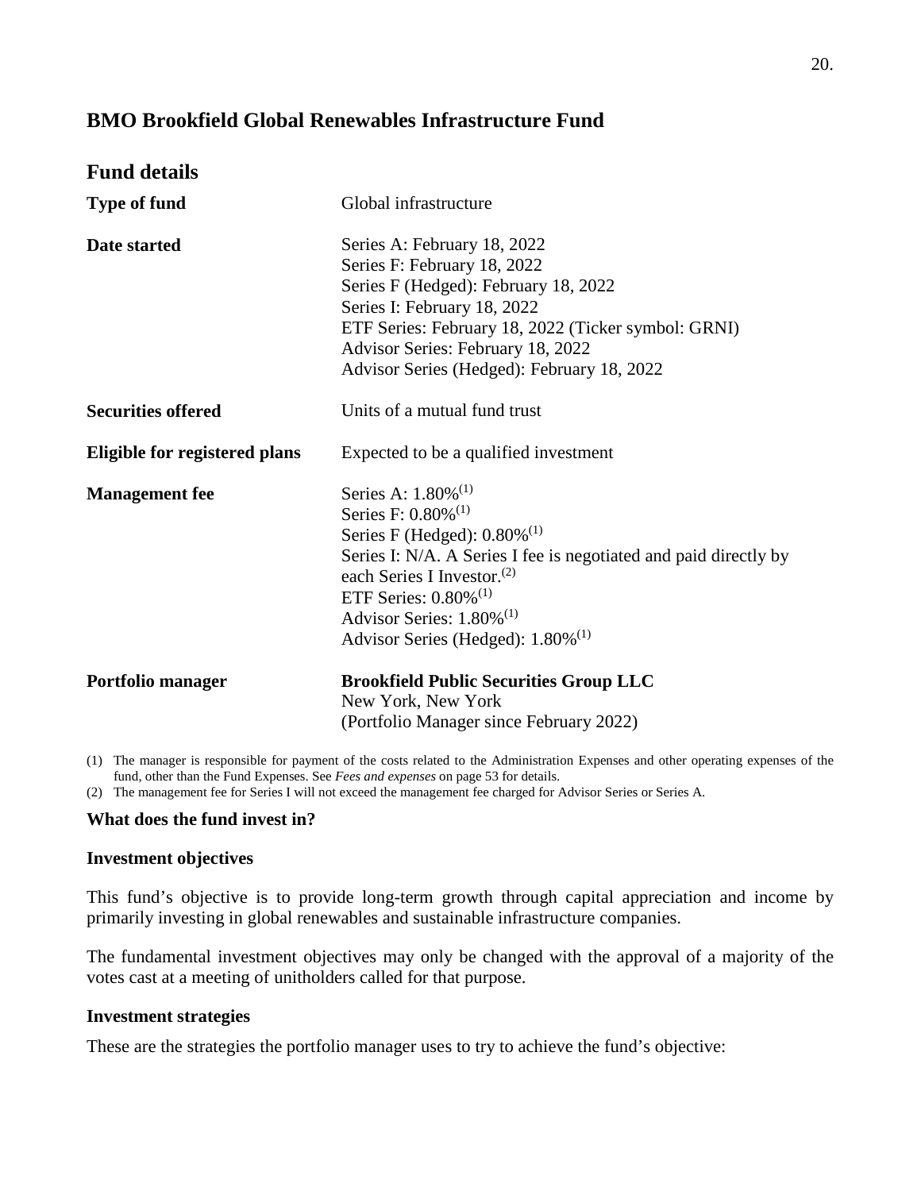## BMO Brookfield Global Renewables Infrastructure Fund

### Fund details

| | |
|---|---|
| **Type of fund** | Global infrastructure |
| **Date started** | Series A: February 18, 2022<br>Series F: February 18, 2022<br>Series F (Hedged): February 18, 2022<br>Series I: February 18, 2022<br>ETF Series: February 18, 2022 (Ticker symbol: GRNI)<br>Advisor Series: February 18, 2022<br>Advisor Series (Hedged): February 18, 2022 |
| **Securities offered** | Units of a mutual fund trust |
| **Eligible for registered plans** | Expected to be a qualified investment |
| **Management fee** | Series A: 1.80%(1)<br>Series F: 0.80%(1)<br>Series F (Hedged): 0.80%(1)<br>Series I: N/A. A Series I fee is negotiated and paid directly by each Series I Investor.(2)<br>ETF Series: 0.80%(1)<br>Advisor Series: 1.80%(1)<br>Advisor Series (Hedged): 1.80%(1) |
| **Portfolio manager** | **Brookfield Public Securities Group LLC**<br>New York, New York<br>(Portfolio Manager since February 2022) |

(1) The manager is responsible for payment of the costs related to the Administration Expenses and other operating expenses of the fund, other than the Fund Expenses. See *Fees and expenses* on page 53 for details.

(2) The management fee for Series I will not exceed the management fee charged for Advisor Series or Series A.

#### What does the fund invest in?

#### Investment objectives

This fund's objective is to provide long-term growth through capital appreciation and income by primarily investing in global renewables and sustainable infrastructure companies.

The fundamental investment objectives may only be changed with the approval of a majority of the votes cast at a meeting of unitholders called for that purpose.

#### Investment strategies

These are the strategies the portfolio manager uses to try to achieve the fund's objective: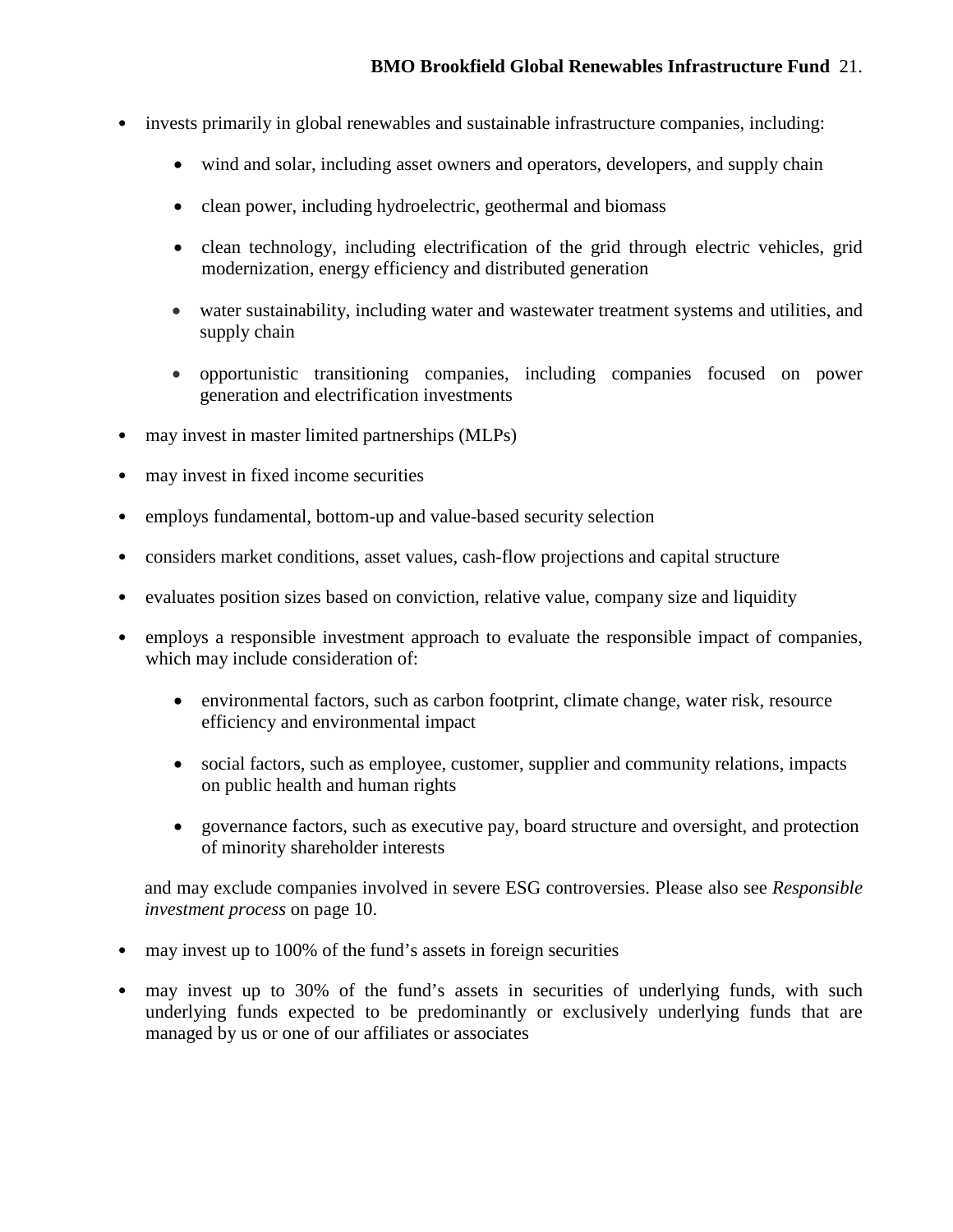- invests primarily in global renewables and sustainable infrastructure companies, including:
  - wind and solar, including asset owners and operators, developers, and supply chain
  - clean power, including hydroelectric, geothermal and biomass
  - clean technology, including electrification of the grid through electric vehicles, grid modernization, energy efficiency and distributed generation
  - water sustainability, including water and wastewater treatment systems and utilities, and supply chain
  - opportunistic transitioning companies, including companies focused on power generation and electrification investments
- may invest in master limited partnerships (MLPs)
- may invest in fixed income securities
- employs fundamental, bottom-up and value-based security selection
- considers market conditions, asset values, cash-flow projections and capital structure
- evaluates position sizes based on conviction, relative value, company size and liquidity
- employs a responsible investment approach to evaluate the responsible impact of companies, which may include consideration of:
  - environmental factors, such as carbon footprint, climate change, water risk, resource efficiency and environmental impact
  - social factors, such as employee, customer, supplier and community relations, impacts on public health and human rights
  - governance factors, such as executive pay, board structure and oversight, and protection of minority shareholder interests

  and may exclude companies involved in severe ESG controversies. Please also see *Responsible investment process* on page 10.
- may invest up to 100% of the fund's assets in foreign securities
- may invest up to 30% of the fund's assets in securities of underlying funds, with such underlying funds expected to be predominantly or exclusively underlying funds that are managed by us or one of our affiliates or associates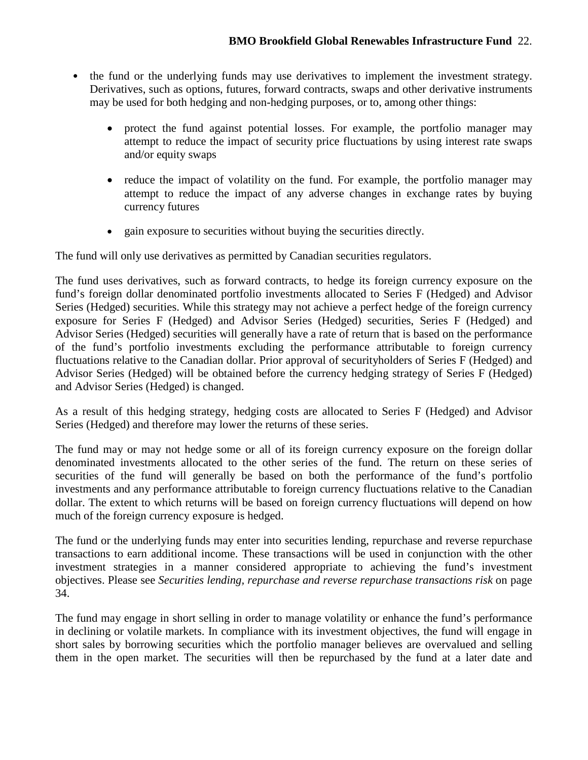- the fund or the underlying funds may use derivatives to implement the investment strategy. Derivatives, such as options, futures, forward contracts, swaps and other derivative instruments may be used for both hedging and non-hedging purposes, or to, among other things:

  - protect the fund against potential losses. For example, the portfolio manager may attempt to reduce the impact of security price fluctuations by using interest rate swaps and/or equity swaps

  - reduce the impact of volatility on the fund. For example, the portfolio manager may attempt to reduce the impact of any adverse changes in exchange rates by buying currency futures

  - gain exposure to securities without buying the securities directly.

The fund will only use derivatives as permitted by Canadian securities regulators.

The fund uses derivatives, such as forward contracts, to hedge its foreign currency exposure on the fund's foreign dollar denominated portfolio investments allocated to Series F (Hedged) and Advisor Series (Hedged) securities. While this strategy may not achieve a perfect hedge of the foreign currency exposure for Series F (Hedged) and Advisor Series (Hedged) securities, Series F (Hedged) and Advisor Series (Hedged) securities will generally have a rate of return that is based on the performance of the fund's portfolio investments excluding the performance attributable to foreign currency fluctuations relative to the Canadian dollar. Prior approval of securityholders of Series F (Hedged) and Advisor Series (Hedged) will be obtained before the currency hedging strategy of Series F (Hedged) and Advisor Series (Hedged) is changed.

As a result of this hedging strategy, hedging costs are allocated to Series F (Hedged) and Advisor Series (Hedged) and therefore may lower the returns of these series.

The fund may or may not hedge some or all of its foreign currency exposure on the foreign dollar denominated investments allocated to the other series of the fund. The return on these series of securities of the fund will generally be based on both the performance of the fund's portfolio investments and any performance attributable to foreign currency fluctuations relative to the Canadian dollar. The extent to which returns will be based on foreign currency fluctuations will depend on how much of the foreign currency exposure is hedged.

The fund or the underlying funds may enter into securities lending, repurchase and reverse repurchase transactions to earn additional income. These transactions will be used in conjunction with the other investment strategies in a manner considered appropriate to achieving the fund's investment objectives. Please see *Securities lending, repurchase and reverse repurchase transactions risk* on page 34.

The fund may engage in short selling in order to manage volatility or enhance the fund's performance in declining or volatile markets. In compliance with its investment objectives, the fund will engage in short sales by borrowing securities which the portfolio manager believes are overvalued and selling them in the open market. The securities will then be repurchased by the fund at a later date and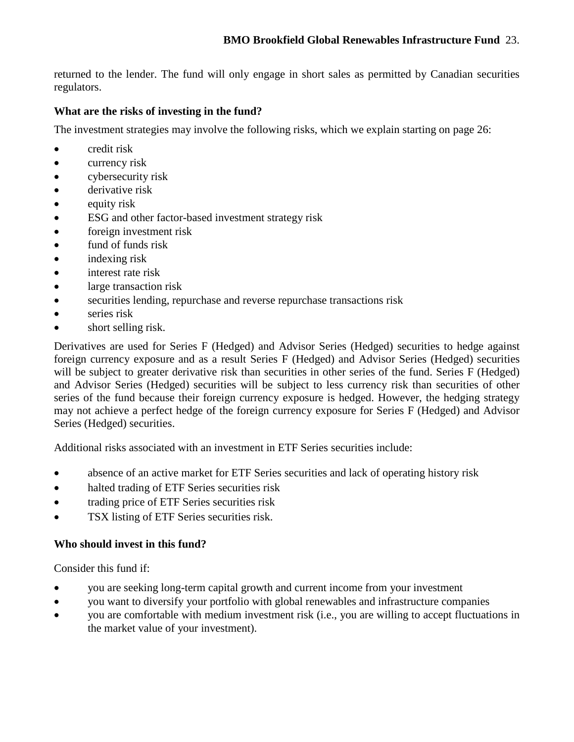returned to the lender. The fund will only engage in short sales as permitted by Canadian securities regulators.

**What are the risks of investing in the fund?**

The investment strategies may involve the following risks, which we explain starting on page 26:

- credit risk
- currency risk
- cybersecurity risk
- derivative risk
- equity risk
- ESG and other factor-based investment strategy risk
- foreign investment risk
- fund of funds risk
- indexing risk
- interest rate risk
- large transaction risk
- securities lending, repurchase and reverse repurchase transactions risk
- series risk
- short selling risk.

Derivatives are used for Series F (Hedged) and Advisor Series (Hedged) securities to hedge against foreign currency exposure and as a result Series F (Hedged) and Advisor Series (Hedged) securities will be subject to greater derivative risk than securities in other series of the fund. Series F (Hedged) and Advisor Series (Hedged) securities will be subject to less currency risk than securities of other series of the fund because their foreign currency exposure is hedged. However, the hedging strategy may not achieve a perfect hedge of the foreign currency exposure for Series F (Hedged) and Advisor Series (Hedged) securities.

Additional risks associated with an investment in ETF Series securities include:

- absence of an active market for ETF Series securities and lack of operating history risk
- halted trading of ETF Series securities risk
- trading price of ETF Series securities risk
- TSX listing of ETF Series securities risk.

**Who should invest in this fund?**

Consider this fund if:

- you are seeking long-term capital growth and current income from your investment
- you want to diversify your portfolio with global renewables and infrastructure companies
- you are comfortable with medium investment risk (i.e., you are willing to accept fluctuations in the market value of your investment).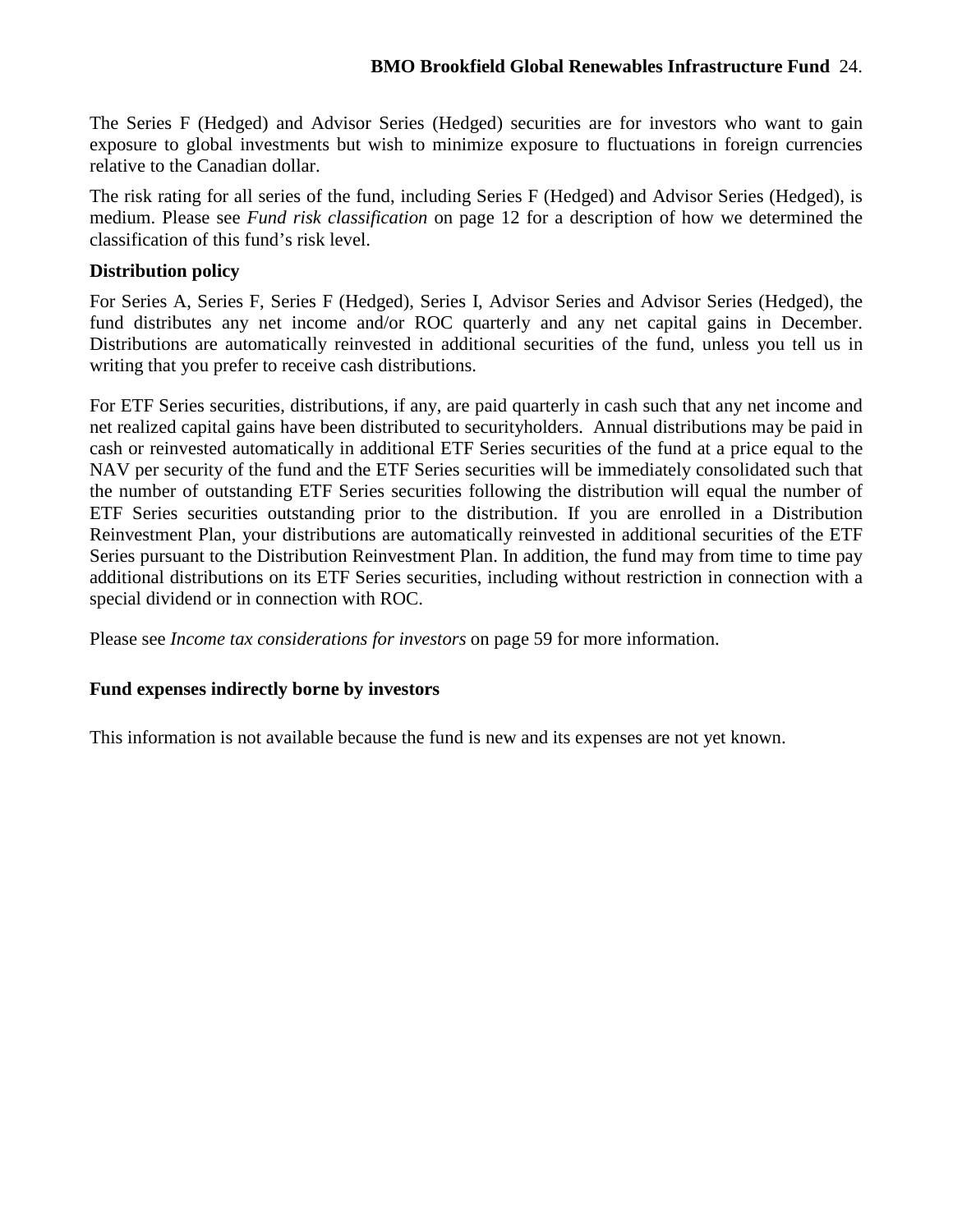The Series F (Hedged) and Advisor Series (Hedged) securities are for investors who want to gain exposure to global investments but wish to minimize exposure to fluctuations in foreign currencies relative to the Canadian dollar.

The risk rating for all series of the fund, including Series F (Hedged) and Advisor Series (Hedged), is medium. Please see *Fund risk classification* on page 12 for a description of how we determined the classification of this fund's risk level.

**Distribution policy**

For Series A, Series F, Series F (Hedged), Series I, Advisor Series and Advisor Series (Hedged), the fund distributes any net income and/or ROC quarterly and any net capital gains in December. Distributions are automatically reinvested in additional securities of the fund, unless you tell us in writing that you prefer to receive cash distributions.

For ETF Series securities, distributions, if any, are paid quarterly in cash such that any net income and net realized capital gains have been distributed to securityholders. Annual distributions may be paid in cash or reinvested automatically in additional ETF Series securities of the fund at a price equal to the NAV per security of the fund and the ETF Series securities will be immediately consolidated such that the number of outstanding ETF Series securities following the distribution will equal the number of ETF Series securities outstanding prior to the distribution. If you are enrolled in a Distribution Reinvestment Plan, your distributions are automatically reinvested in additional securities of the ETF Series pursuant to the Distribution Reinvestment Plan. In addition, the fund may from time to time pay additional distributions on its ETF Series securities, including without restriction in connection with a special dividend or in connection with ROC.

Please see *Income tax considerations for investors* on page 59 for more information.

**Fund expenses indirectly borne by investors**

This information is not available because the fund is new and its expenses are not yet known.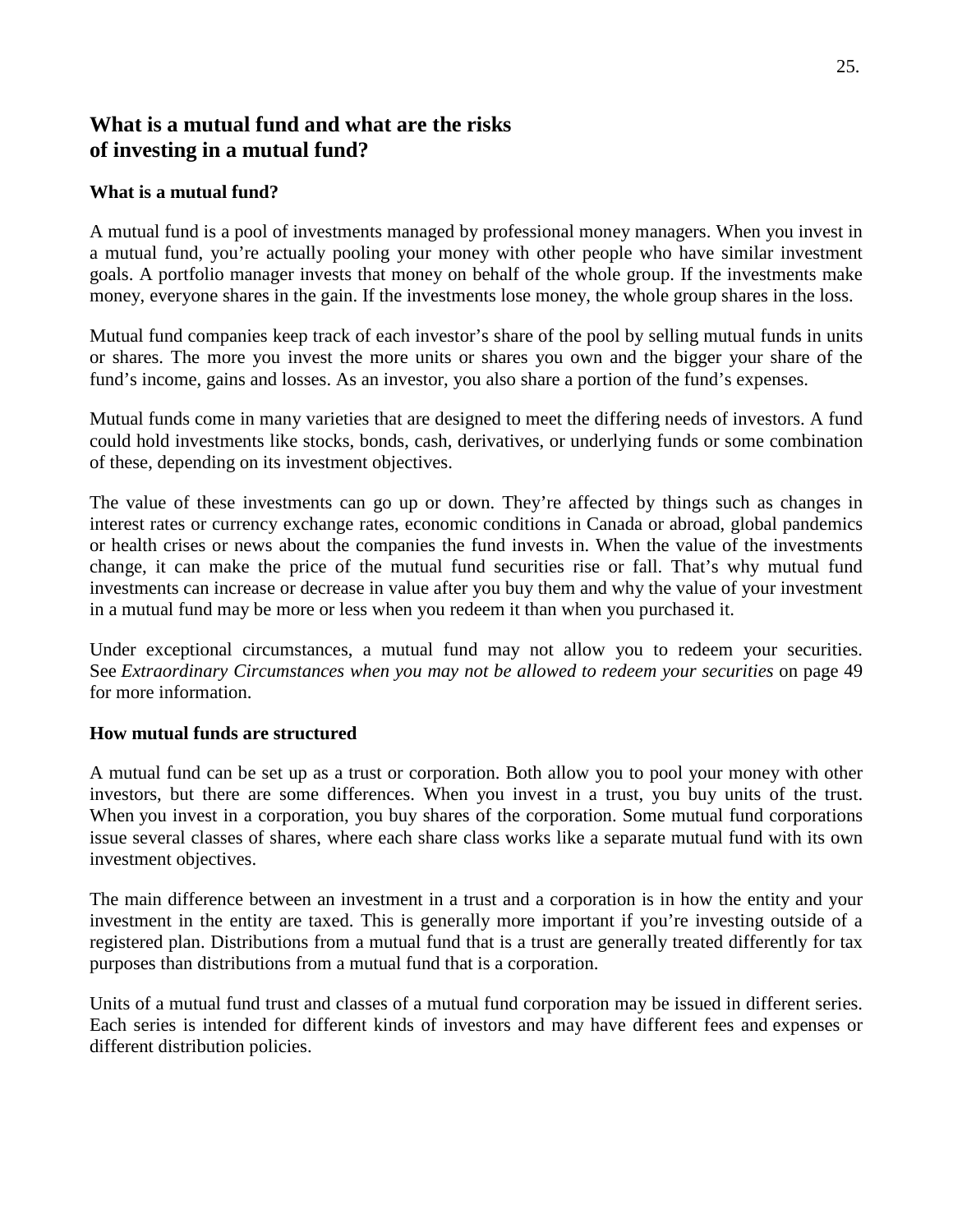## What is a mutual fund and what are the risks of investing in a mutual fund?

### What is a mutual fund?

A mutual fund is a pool of investments managed by professional money managers. When you invest in a mutual fund, you're actually pooling your money with other people who have similar investment goals. A portfolio manager invests that money on behalf of the whole group. If the investments make money, everyone shares in the gain. If the investments lose money, the whole group shares in the loss.

Mutual fund companies keep track of each investor's share of the pool by selling mutual funds in units or shares. The more you invest the more units or shares you own and the bigger your share of the fund's income, gains and losses. As an investor, you also share a portion of the fund's expenses.

Mutual funds come in many varieties that are designed to meet the differing needs of investors. A fund could hold investments like stocks, bonds, cash, derivatives, or underlying funds or some combination of these, depending on its investment objectives.

The value of these investments can go up or down. They're affected by things such as changes in interest rates or currency exchange rates, economic conditions in Canada or abroad, global pandemics or health crises or news about the companies the fund invests in. When the value of the investments change, it can make the price of the mutual fund securities rise or fall. That's why mutual fund investments can increase or decrease in value after you buy them and why the value of your investment in a mutual fund may be more or less when you redeem it than when you purchased it.

Under exceptional circumstances, a mutual fund may not allow you to redeem your securities. See *Extraordinary Circumstances when you may not be allowed to redeem your securities* on page 49 for more information.

### How mutual funds are structured

A mutual fund can be set up as a trust or corporation. Both allow you to pool your money with other investors, but there are some differences. When you invest in a trust, you buy units of the trust. When you invest in a corporation, you buy shares of the corporation. Some mutual fund corporations issue several classes of shares, where each share class works like a separate mutual fund with its own investment objectives.

The main difference between an investment in a trust and a corporation is in how the entity and your investment in the entity are taxed. This is generally more important if you're investing outside of a registered plan. Distributions from a mutual fund that is a trust are generally treated differently for tax purposes than distributions from a mutual fund that is a corporation.

Units of a mutual fund trust and classes of a mutual fund corporation may be issued in different series. Each series is intended for different kinds of investors and may have different fees and expenses or different distribution policies.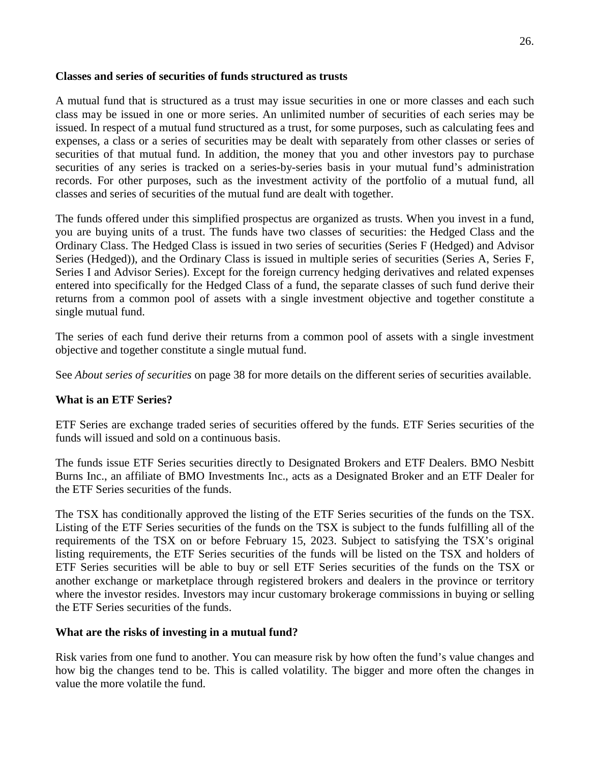**Classes and series of securities of funds structured as trusts**

A mutual fund that is structured as a trust may issue securities in one or more classes and each such class may be issued in one or more series. An unlimited number of securities of each series may be issued. In respect of a mutual fund structured as a trust, for some purposes, such as calculating fees and expenses, a class or a series of securities may be dealt with separately from other classes or series of securities of that mutual fund. In addition, the money that you and other investors pay to purchase securities of any series is tracked on a series-by-series basis in your mutual fund's administration records. For other purposes, such as the investment activity of the portfolio of a mutual fund, all classes and series of securities of the mutual fund are dealt with together.

The funds offered under this simplified prospectus are organized as trusts. When you invest in a fund, you are buying units of a trust. The funds have two classes of securities: the Hedged Class and the Ordinary Class. The Hedged Class is issued in two series of securities (Series F (Hedged) and Advisor Series (Hedged)), and the Ordinary Class is issued in multiple series of securities (Series A, Series F, Series I and Advisor Series). Except for the foreign currency hedging derivatives and related expenses entered into specifically for the Hedged Class of a fund, the separate classes of such fund derive their returns from a common pool of assets with a single investment objective and together constitute a single mutual fund.

The series of each fund derive their returns from a common pool of assets with a single investment objective and together constitute a single mutual fund.

See *About series of securities* on page 38 for more details on the different series of securities available.

**What is an ETF Series?**

ETF Series are exchange traded series of securities offered by the funds. ETF Series securities of the funds will issued and sold on a continuous basis.

The funds issue ETF Series securities directly to Designated Brokers and ETF Dealers. BMO Nesbitt Burns Inc., an affiliate of BMO Investments Inc., acts as a Designated Broker and an ETF Dealer for the ETF Series securities of the funds.

The TSX has conditionally approved the listing of the ETF Series securities of the funds on the TSX. Listing of the ETF Series securities of the funds on the TSX is subject to the funds fulfilling all of the requirements of the TSX on or before February 15, 2023. Subject to satisfying the TSX's original listing requirements, the ETF Series securities of the funds will be listed on the TSX and holders of ETF Series securities will be able to buy or sell ETF Series securities of the funds on the TSX or another exchange or marketplace through registered brokers and dealers in the province or territory where the investor resides. Investors may incur customary brokerage commissions in buying or selling the ETF Series securities of the funds.

**What are the risks of investing in a mutual fund?**

Risk varies from one fund to another. You can measure risk by how often the fund's value changes and how big the changes tend to be. This is called volatility. The bigger and more often the changes in value the more volatile the fund.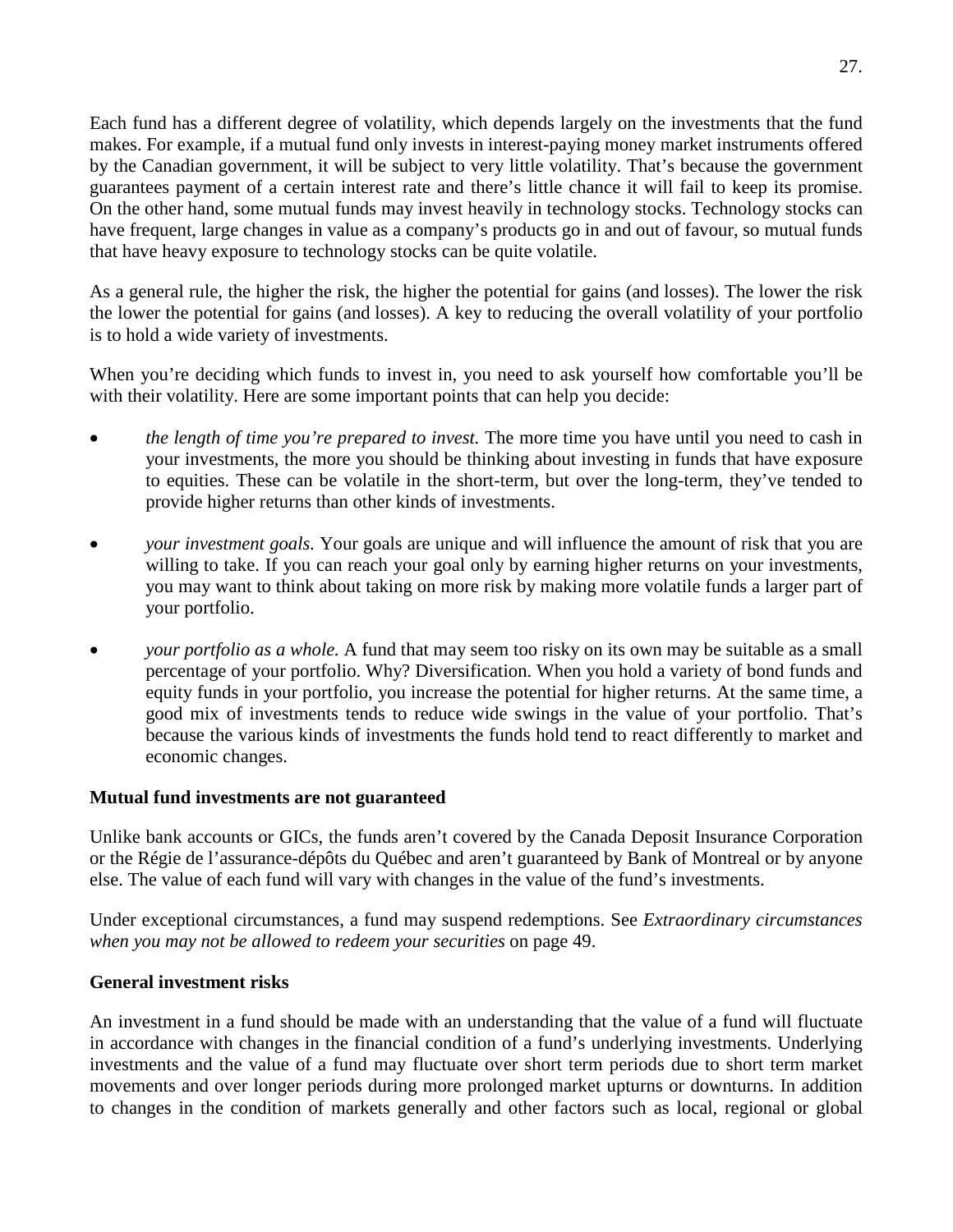Each fund has a different degree of volatility, which depends largely on the investments that the fund makes. For example, if a mutual fund only invests in interest-paying money market instruments offered by the Canadian government, it will be subject to very little volatility. That's because the government guarantees payment of a certain interest rate and there's little chance it will fail to keep its promise. On the other hand, some mutual funds may invest heavily in technology stocks. Technology stocks can have frequent, large changes in value as a company's products go in and out of favour, so mutual funds that have heavy exposure to technology stocks can be quite volatile.

As a general rule, the higher the risk, the higher the potential for gains (and losses). The lower the risk the lower the potential for gains (and losses). A key to reducing the overall volatility of your portfolio is to hold a wide variety of investments.

When you're deciding which funds to invest in, you need to ask yourself how comfortable you'll be with their volatility. Here are some important points that can help you decide:

- *the length of time you're prepared to invest.* The more time you have until you need to cash in your investments, the more you should be thinking about investing in funds that have exposure to equities. These can be volatile in the short-term, but over the long-term, they've tended to provide higher returns than other kinds of investments.

- *your investment goals.* Your goals are unique and will influence the amount of risk that you are willing to take. If you can reach your goal only by earning higher returns on your investments, you may want to think about taking on more risk by making more volatile funds a larger part of your portfolio.

- *your portfolio as a whole.* A fund that may seem too risky on its own may be suitable as a small percentage of your portfolio. Why? Diversification. When you hold a variety of bond funds and equity funds in your portfolio, you increase the potential for higher returns. At the same time, a good mix of investments tends to reduce wide swings in the value of your portfolio. That's because the various kinds of investments the funds hold tend to react differently to market and economic changes.

**Mutual fund investments are not guaranteed**

Unlike bank accounts or GICs, the funds aren't covered by the Canada Deposit Insurance Corporation or the Régie de l'assurance-dépôts du Québec and aren't guaranteed by Bank of Montreal or by anyone else. The value of each fund will vary with changes in the value of the fund's investments.

Under exceptional circumstances, a fund may suspend redemptions. See *Extraordinary circumstances when you may not be allowed to redeem your securities* on page 49.

**General investment risks**

An investment in a fund should be made with an understanding that the value of a fund will fluctuate in accordance with changes in the financial condition of a fund's underlying investments. Underlying investments and the value of a fund may fluctuate over short term periods due to short term market movements and over longer periods during more prolonged market upturns or downturns. In addition to changes in the condition of markets generally and other factors such as local, regional or global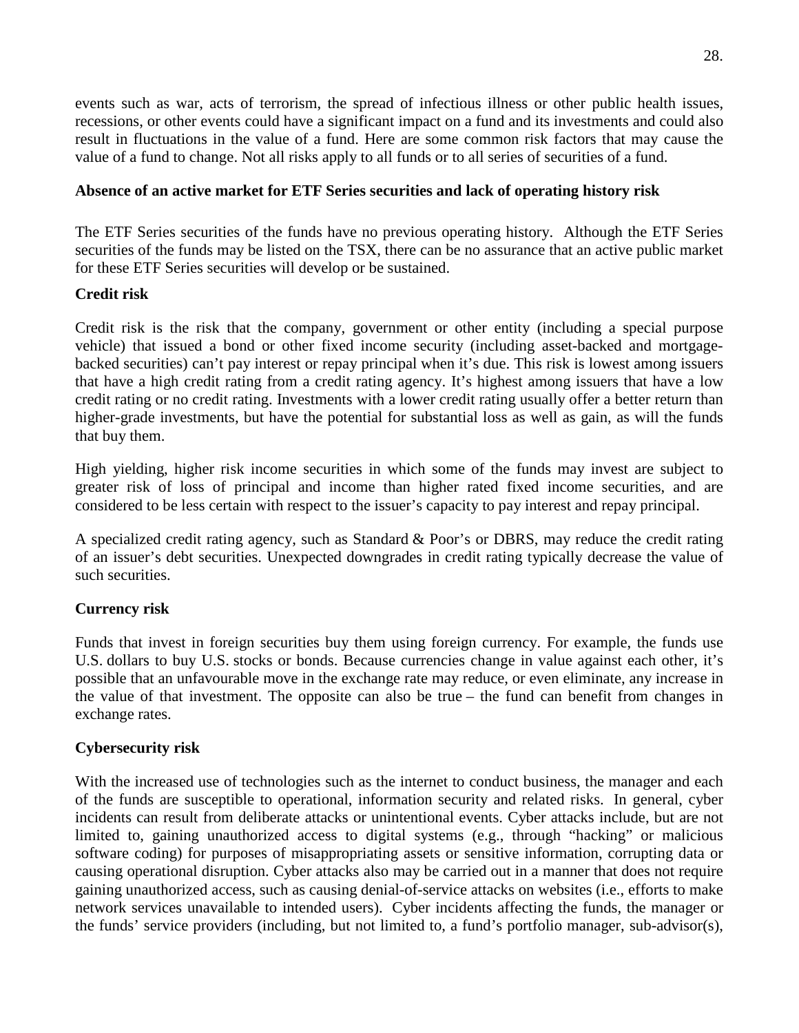events such as war, acts of terrorism, the spread of infectious illness or other public health issues, recessions, or other events could have a significant impact on a fund and its investments and could also result in fluctuations in the value of a fund. Here are some common risk factors that may cause the value of a fund to change. Not all risks apply to all funds or to all series of securities of a fund.

**Absence of an active market for ETF Series securities and lack of operating history risk**

The ETF Series securities of the funds have no previous operating history. Although the ETF Series securities of the funds may be listed on the TSX, there can be no assurance that an active public market for these ETF Series securities will develop or be sustained.

**Credit risk**

Credit risk is the risk that the company, government or other entity (including a special purpose vehicle) that issued a bond or other fixed income security (including asset-backed and mortgage-backed securities) can't pay interest or repay principal when it's due. This risk is lowest among issuers that have a high credit rating from a credit rating agency. It's highest among issuers that have a low credit rating or no credit rating. Investments with a lower credit rating usually offer a better return than higher-grade investments, but have the potential for substantial loss as well as gain, as will the funds that buy them.

High yielding, higher risk income securities in which some of the funds may invest are subject to greater risk of loss of principal and income than higher rated fixed income securities, and are considered to be less certain with respect to the issuer's capacity to pay interest and repay principal.

A specialized credit rating agency, such as Standard & Poor's or DBRS, may reduce the credit rating of an issuer's debt securities. Unexpected downgrades in credit rating typically decrease the value of such securities.

**Currency risk**

Funds that invest in foreign securities buy them using foreign currency. For example, the funds use U.S. dollars to buy U.S. stocks or bonds. Because currencies change in value against each other, it's possible that an unfavourable move in the exchange rate may reduce, or even eliminate, any increase in the value of that investment. The opposite can also be true – the fund can benefit from changes in exchange rates.

**Cybersecurity risk**

With the increased use of technologies such as the internet to conduct business, the manager and each of the funds are susceptible to operational, information security and related risks. In general, cyber incidents can result from deliberate attacks or unintentional events. Cyber attacks include, but are not limited to, gaining unauthorized access to digital systems (e.g., through "hacking" or malicious software coding) for purposes of misappropriating assets or sensitive information, corrupting data or causing operational disruption. Cyber attacks also may be carried out in a manner that does not require gaining unauthorized access, such as causing denial-of-service attacks on websites (i.e., efforts to make network services unavailable to intended users). Cyber incidents affecting the funds, the manager or the funds' service providers (including, but not limited to, a fund's portfolio manager, sub-advisor(s),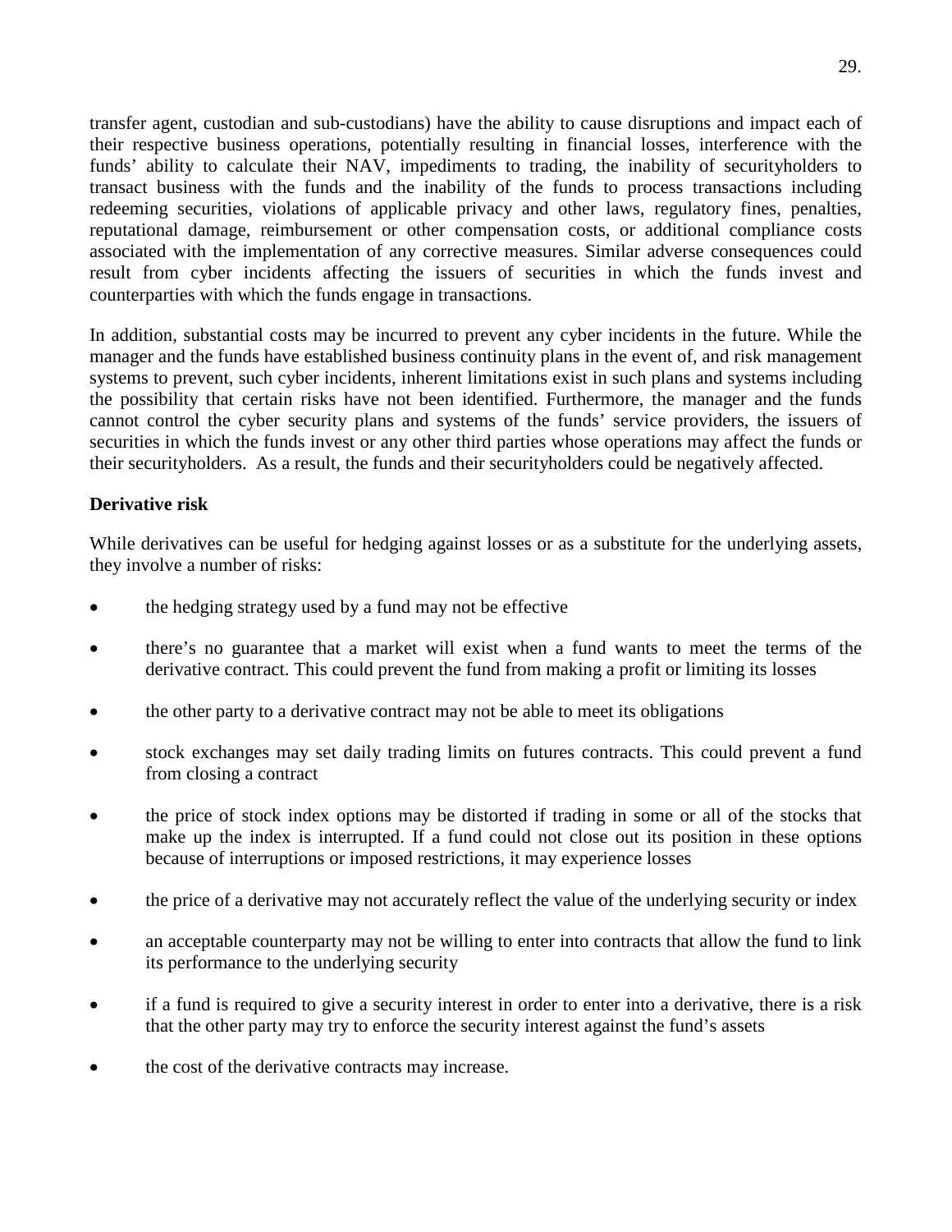transfer agent, custodian and sub-custodians) have the ability to cause disruptions and impact each of their respective business operations, potentially resulting in financial losses, interference with the funds' ability to calculate their NAV, impediments to trading, the inability of securityholders to transact business with the funds and the inability of the funds to process transactions including redeeming securities, violations of applicable privacy and other laws, regulatory fines, penalties, reputational damage, reimbursement or other compensation costs, or additional compliance costs associated with the implementation of any corrective measures. Similar adverse consequences could result from cyber incidents affecting the issuers of securities in which the funds invest and counterparties with which the funds engage in transactions.

In addition, substantial costs may be incurred to prevent any cyber incidents in the future. While the manager and the funds have established business continuity plans in the event of, and risk management systems to prevent, such cyber incidents, inherent limitations exist in such plans and systems including the possibility that certain risks have not been identified. Furthermore, the manager and the funds cannot control the cyber security plans and systems of the funds' service providers, the issuers of securities in which the funds invest or any other third parties whose operations may affect the funds or their securityholders. As a result, the funds and their securityholders could be negatively affected.

**Derivative risk**

While derivatives can be useful for hedging against losses or as a substitute for the underlying assets, they involve a number of risks:

- the hedging strategy used by a fund may not be effective
- there's no guarantee that a market will exist when a fund wants to meet the terms of the derivative contract. This could prevent the fund from making a profit or limiting its losses
- the other party to a derivative contract may not be able to meet its obligations
- stock exchanges may set daily trading limits on futures contracts. This could prevent a fund from closing a contract
- the price of stock index options may be distorted if trading in some or all of the stocks that make up the index is interrupted. If a fund could not close out its position in these options because of interruptions or imposed restrictions, it may experience losses
- the price of a derivative may not accurately reflect the value of the underlying security or index
- an acceptable counterparty may not be willing to enter into contracts that allow the fund to link its performance to the underlying security
- if a fund is required to give a security interest in order to enter into a derivative, there is a risk that the other party may try to enforce the security interest against the fund's assets
- the cost of the derivative contracts may increase.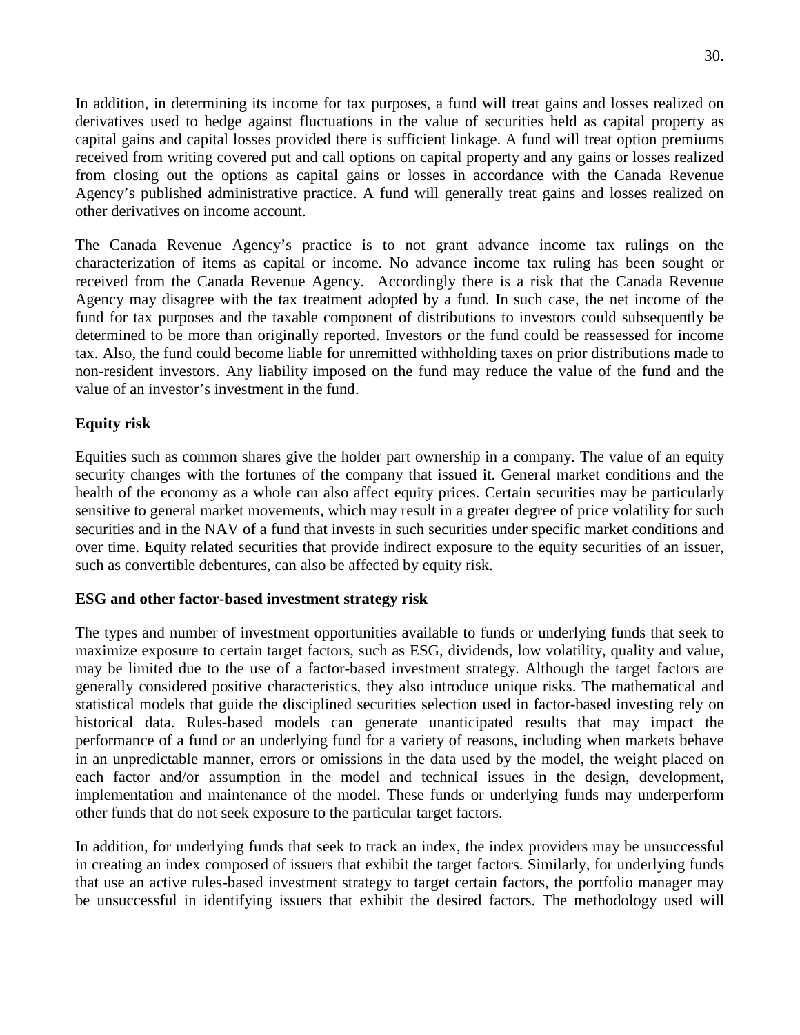In addition, in determining its income for tax purposes, a fund will treat gains and losses realized on derivatives used to hedge against fluctuations in the value of securities held as capital property as capital gains and capital losses provided there is sufficient linkage. A fund will treat option premiums received from writing covered put and call options on capital property and any gains or losses realized from closing out the options as capital gains or losses in accordance with the Canada Revenue Agency's published administrative practice. A fund will generally treat gains and losses realized on other derivatives on income account.

The Canada Revenue Agency's practice is to not grant advance income tax rulings on the characterization of items as capital or income. No advance income tax ruling has been sought or received from the Canada Revenue Agency. Accordingly there is a risk that the Canada Revenue Agency may disagree with the tax treatment adopted by a fund. In such case, the net income of the fund for tax purposes and the taxable component of distributions to investors could subsequently be determined to be more than originally reported. Investors or the fund could be reassessed for income tax. Also, the fund could become liable for unremitted withholding taxes on prior distributions made to non-resident investors. Any liability imposed on the fund may reduce the value of the fund and the value of an investor's investment in the fund.

**Equity risk**

Equities such as common shares give the holder part ownership in a company. The value of an equity security changes with the fortunes of the company that issued it. General market conditions and the health of the economy as a whole can also affect equity prices. Certain securities may be particularly sensitive to general market movements, which may result in a greater degree of price volatility for such securities and in the NAV of a fund that invests in such securities under specific market conditions and over time. Equity related securities that provide indirect exposure to the equity securities of an issuer, such as convertible debentures, can also be affected by equity risk.

**ESG and other factor-based investment strategy risk**

The types and number of investment opportunities available to funds or underlying funds that seek to maximize exposure to certain target factors, such as ESG, dividends, low volatility, quality and value, may be limited due to the use of a factor-based investment strategy. Although the target factors are generally considered positive characteristics, they also introduce unique risks. The mathematical and statistical models that guide the disciplined securities selection used in factor-based investing rely on historical data. Rules-based models can generate unanticipated results that may impact the performance of a fund or an underlying fund for a variety of reasons, including when markets behave in an unpredictable manner, errors or omissions in the data used by the model, the weight placed on each factor and/or assumption in the model and technical issues in the design, development, implementation and maintenance of the model. These funds or underlying funds may underperform other funds that do not seek exposure to the particular target factors.

In addition, for underlying funds that seek to track an index, the index providers may be unsuccessful in creating an index composed of issuers that exhibit the target factors. Similarly, for underlying funds that use an active rules-based investment strategy to target certain factors, the portfolio manager may be unsuccessful in identifying issuers that exhibit the desired factors. The methodology used will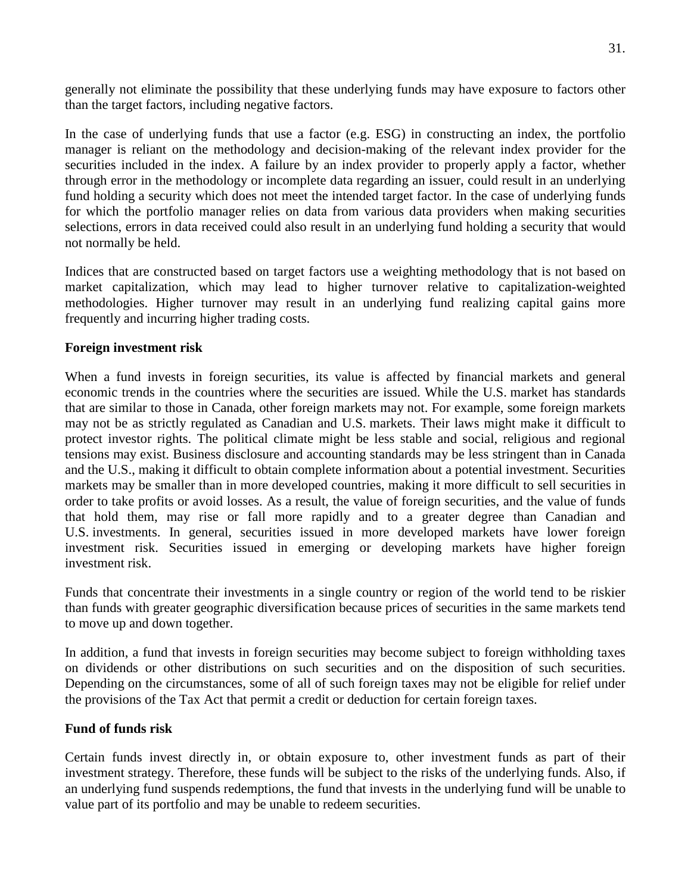generally not eliminate the possibility that these underlying funds may have exposure to factors other than the target factors, including negative factors.

In the case of underlying funds that use a factor (e.g. ESG) in constructing an index, the portfolio manager is reliant on the methodology and decision-making of the relevant index provider for the securities included in the index. A failure by an index provider to properly apply a factor, whether through error in the methodology or incomplete data regarding an issuer, could result in an underlying fund holding a security which does not meet the intended target factor. In the case of underlying funds for which the portfolio manager relies on data from various data providers when making securities selections, errors in data received could also result in an underlying fund holding a security that would not normally be held.

Indices that are constructed based on target factors use a weighting methodology that is not based on market capitalization, which may lead to higher turnover relative to capitalization-weighted methodologies. Higher turnover may result in an underlying fund realizing capital gains more frequently and incurring higher trading costs.

**Foreign investment risk**

When a fund invests in foreign securities, its value is affected by financial markets and general economic trends in the countries where the securities are issued. While the U.S. market has standards that are similar to those in Canada, other foreign markets may not. For example, some foreign markets may not be as strictly regulated as Canadian and U.S. markets. Their laws might make it difficult to protect investor rights. The political climate might be less stable and social, religious and regional tensions may exist. Business disclosure and accounting standards may be less stringent than in Canada and the U.S., making it difficult to obtain complete information about a potential investment. Securities markets may be smaller than in more developed countries, making it more difficult to sell securities in order to take profits or avoid losses. As a result, the value of foreign securities, and the value of funds that hold them, may rise or fall more rapidly and to a greater degree than Canadian and U.S. investments. In general, securities issued in more developed markets have lower foreign investment risk. Securities issued in emerging or developing markets have higher foreign investment risk.

Funds that concentrate their investments in a single country or region of the world tend to be riskier than funds with greater geographic diversification because prices of securities in the same markets tend to move up and down together.

In addition, a fund that invests in foreign securities may become subject to foreign withholding taxes on dividends or other distributions on such securities and on the disposition of such securities. Depending on the circumstances, some of all of such foreign taxes may not be eligible for relief under the provisions of the Tax Act that permit a credit or deduction for certain foreign taxes.

**Fund of funds risk**

Certain funds invest directly in, or obtain exposure to, other investment funds as part of their investment strategy. Therefore, these funds will be subject to the risks of the underlying funds. Also, if an underlying fund suspends redemptions, the fund that invests in the underlying fund will be unable to value part of its portfolio and may be unable to redeem securities.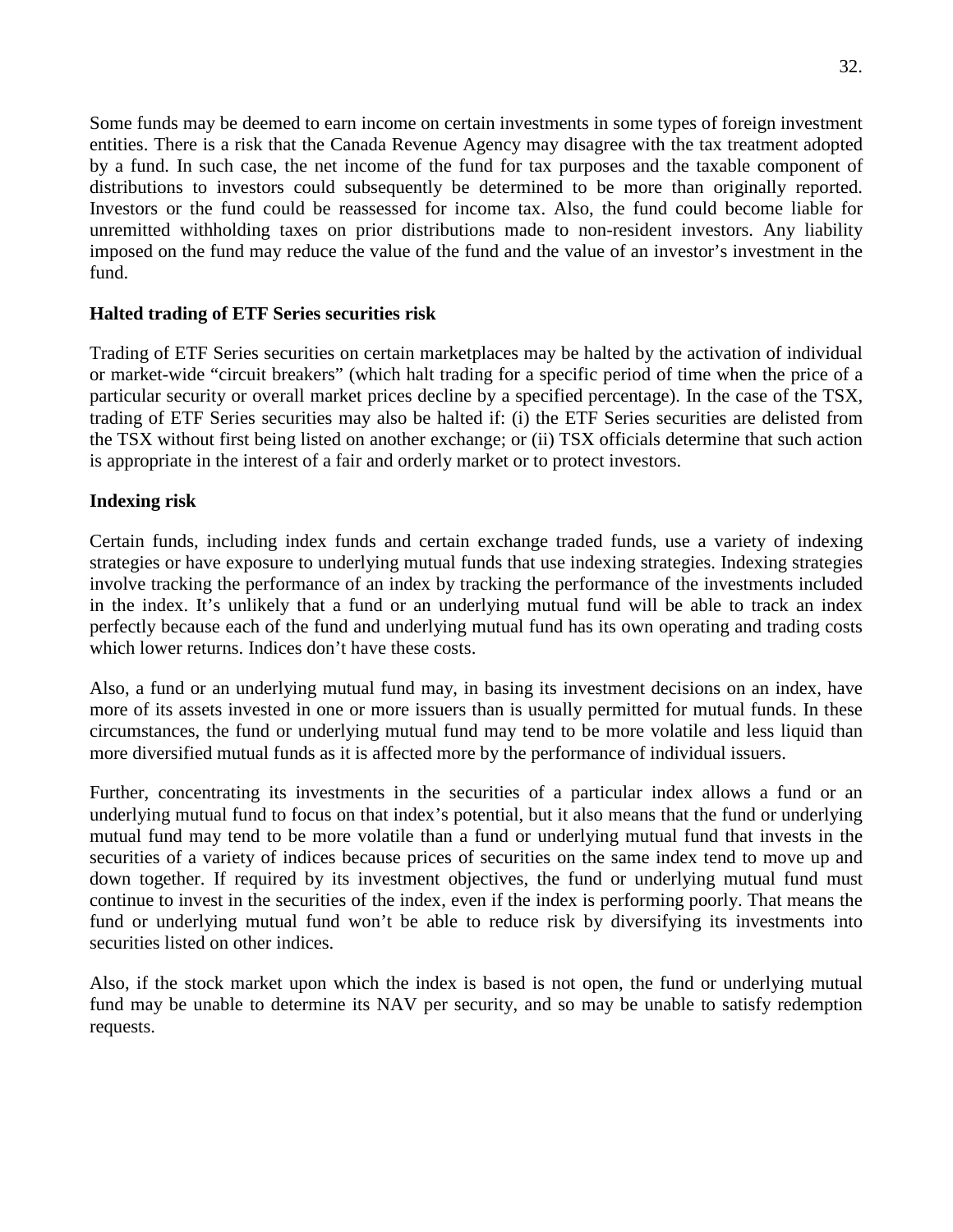Some funds may be deemed to earn income on certain investments in some types of foreign investment entities. There is a risk that the Canada Revenue Agency may disagree with the tax treatment adopted by a fund. In such case, the net income of the fund for tax purposes and the taxable component of distributions to investors could subsequently be determined to be more than originally reported. Investors or the fund could be reassessed for income tax. Also, the fund could become liable for unremitted withholding taxes on prior distributions made to non-resident investors. Any liability imposed on the fund may reduce the value of the fund and the value of an investor's investment in the fund.

**Halted trading of ETF Series securities risk**

Trading of ETF Series securities on certain marketplaces may be halted by the activation of individual or market-wide "circuit breakers" (which halt trading for a specific period of time when the price of a particular security or overall market prices decline by a specified percentage). In the case of the TSX, trading of ETF Series securities may also be halted if: (i) the ETF Series securities are delisted from the TSX without first being listed on another exchange; or (ii) TSX officials determine that such action is appropriate in the interest of a fair and orderly market or to protect investors.

**Indexing risk**

Certain funds, including index funds and certain exchange traded funds, use a variety of indexing strategies or have exposure to underlying mutual funds that use indexing strategies. Indexing strategies involve tracking the performance of an index by tracking the performance of the investments included in the index. It's unlikely that a fund or an underlying mutual fund will be able to track an index perfectly because each of the fund and underlying mutual fund has its own operating and trading costs which lower returns. Indices don't have these costs.

Also, a fund or an underlying mutual fund may, in basing its investment decisions on an index, have more of its assets invested in one or more issuers than is usually permitted for mutual funds. In these circumstances, the fund or underlying mutual fund may tend to be more volatile and less liquid than more diversified mutual funds as it is affected more by the performance of individual issuers.

Further, concentrating its investments in the securities of a particular index allows a fund or an underlying mutual fund to focus on that index's potential, but it also means that the fund or underlying mutual fund may tend to be more volatile than a fund or underlying mutual fund that invests in the securities of a variety of indices because prices of securities on the same index tend to move up and down together. If required by its investment objectives, the fund or underlying mutual fund must continue to invest in the securities of the index, even if the index is performing poorly. That means the fund or underlying mutual fund won't be able to reduce risk by diversifying its investments into securities listed on other indices.

Also, if the stock market upon which the index is based is not open, the fund or underlying mutual fund may be unable to determine its NAV per security, and so may be unable to satisfy redemption requests.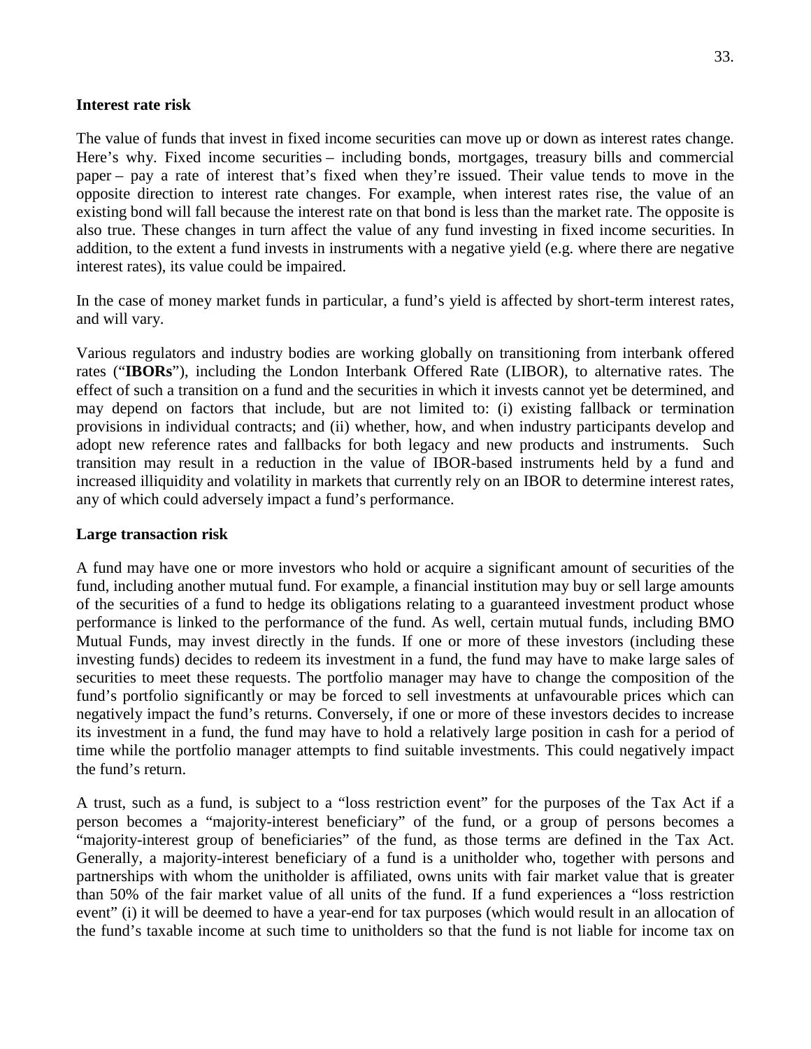**Interest rate risk**

The value of funds that invest in fixed income securities can move up or down as interest rates change. Here's why. Fixed income securities – including bonds, mortgages, treasury bills and commercial paper – pay a rate of interest that's fixed when they're issued. Their value tends to move in the opposite direction to interest rate changes. For example, when interest rates rise, the value of an existing bond will fall because the interest rate on that bond is less than the market rate. The opposite is also true. These changes in turn affect the value of any fund investing in fixed income securities. In addition, to the extent a fund invests in instruments with a negative yield (e.g. where there are negative interest rates), its value could be impaired.

In the case of money market funds in particular, a fund's yield is affected by short-term interest rates, and will vary.

Various regulators and industry bodies are working globally on transitioning from interbank offered rates ("**IBORs**"), including the London Interbank Offered Rate (LIBOR), to alternative rates. The effect of such a transition on a fund and the securities in which it invests cannot yet be determined, and may depend on factors that include, but are not limited to: (i) existing fallback or termination provisions in individual contracts; and (ii) whether, how, and when industry participants develop and adopt new reference rates and fallbacks for both legacy and new products and instruments. Such transition may result in a reduction in the value of IBOR-based instruments held by a fund and increased illiquidity and volatility in markets that currently rely on an IBOR to determine interest rates, any of which could adversely impact a fund's performance.

**Large transaction risk**

A fund may have one or more investors who hold or acquire a significant amount of securities of the fund, including another mutual fund. For example, a financial institution may buy or sell large amounts of the securities of a fund to hedge its obligations relating to a guaranteed investment product whose performance is linked to the performance of the fund. As well, certain mutual funds, including BMO Mutual Funds, may invest directly in the funds. If one or more of these investors (including these investing funds) decides to redeem its investment in a fund, the fund may have to make large sales of securities to meet these requests. The portfolio manager may have to change the composition of the fund's portfolio significantly or may be forced to sell investments at unfavourable prices which can negatively impact the fund's returns. Conversely, if one or more of these investors decides to increase its investment in a fund, the fund may have to hold a relatively large position in cash for a period of time while the portfolio manager attempts to find suitable investments. This could negatively impact the fund's return.

A trust, such as a fund, is subject to a "loss restriction event" for the purposes of the Tax Act if a person becomes a "majority-interest beneficiary" of the fund, or a group of persons becomes a "majority-interest group of beneficiaries" of the fund, as those terms are defined in the Tax Act. Generally, a majority-interest beneficiary of a fund is a unitholder who, together with persons and partnerships with whom the unitholder is affiliated, owns units with fair market value that is greater than 50% of the fair market value of all units of the fund. If a fund experiences a "loss restriction event" (i) it will be deemed to have a year-end for tax purposes (which would result in an allocation of the fund's taxable income at such time to unitholders so that the fund is not liable for income tax on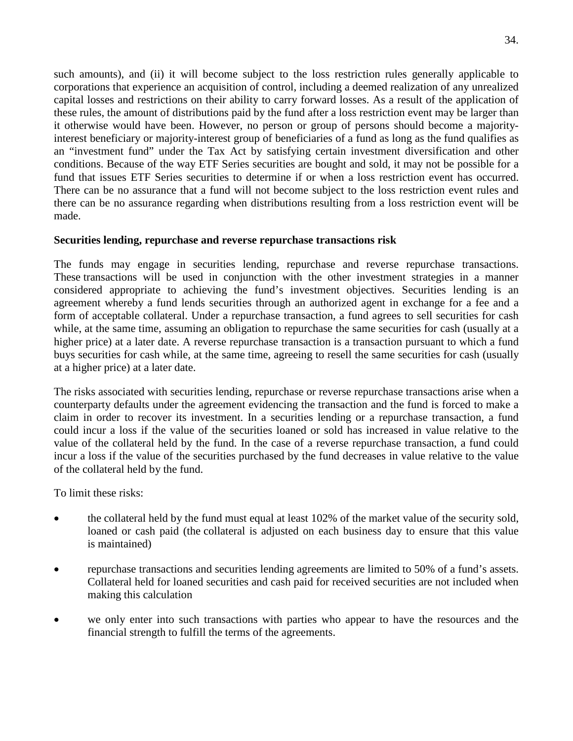such amounts), and (ii) it will become subject to the loss restriction rules generally applicable to corporations that experience an acquisition of control, including a deemed realization of any unrealized capital losses and restrictions on their ability to carry forward losses. As a result of the application of these rules, the amount of distributions paid by the fund after a loss restriction event may be larger than it otherwise would have been. However, no person or group of persons should become a majority-interest beneficiary or majority-interest group of beneficiaries of a fund as long as the fund qualifies as an "investment fund" under the Tax Act by satisfying certain investment diversification and other conditions. Because of the way ETF Series securities are bought and sold, it may not be possible for a fund that issues ETF Series securities to determine if or when a loss restriction event has occurred. There can be no assurance that a fund will not become subject to the loss restriction event rules and there can be no assurance regarding when distributions resulting from a loss restriction event will be made.

**Securities lending, repurchase and reverse repurchase transactions risk**

The funds may engage in securities lending, repurchase and reverse repurchase transactions. These transactions will be used in conjunction with the other investment strategies in a manner considered appropriate to achieving the fund's investment objectives. Securities lending is an agreement whereby a fund lends securities through an authorized agent in exchange for a fee and a form of acceptable collateral. Under a repurchase transaction, a fund agrees to sell securities for cash while, at the same time, assuming an obligation to repurchase the same securities for cash (usually at a higher price) at a later date. A reverse repurchase transaction is a transaction pursuant to which a fund buys securities for cash while, at the same time, agreeing to resell the same securities for cash (usually at a higher price) at a later date.

The risks associated with securities lending, repurchase or reverse repurchase transactions arise when a counterparty defaults under the agreement evidencing the transaction and the fund is forced to make a claim in order to recover its investment. In a securities lending or a repurchase transaction, a fund could incur a loss if the value of the securities loaned or sold has increased in value relative to the value of the collateral held by the fund. In the case of a reverse repurchase transaction, a fund could incur a loss if the value of the securities purchased by the fund decreases in value relative to the value of the collateral held by the fund.

To limit these risks:

- the collateral held by the fund must equal at least 102% of the market value of the security sold, loaned or cash paid (the collateral is adjusted on each business day to ensure that this value is maintained)
- repurchase transactions and securities lending agreements are limited to 50% of a fund's assets. Collateral held for loaned securities and cash paid for received securities are not included when making this calculation
- we only enter into such transactions with parties who appear to have the resources and the financial strength to fulfill the terms of the agreements.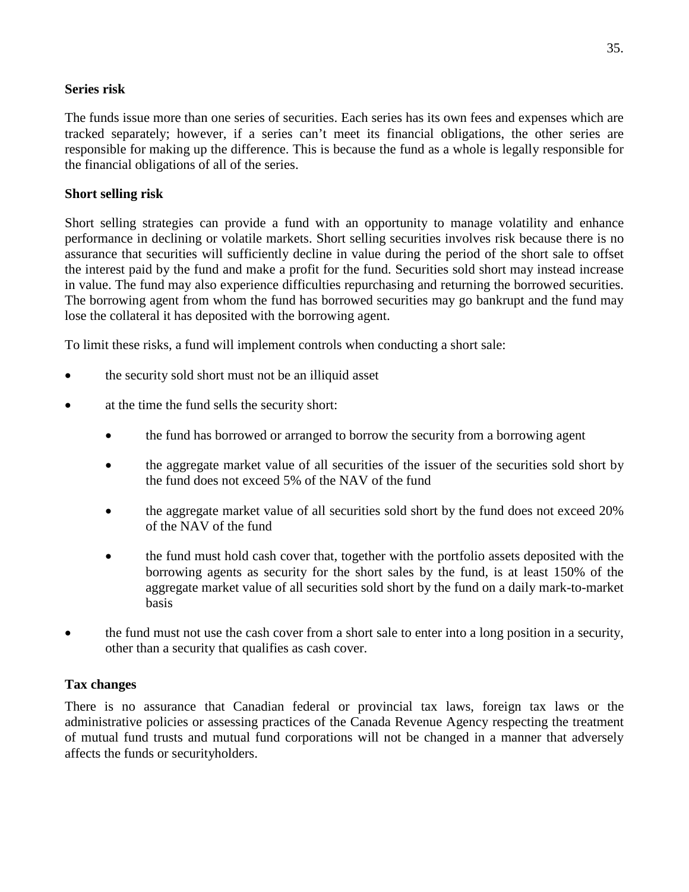**Series risk**

The funds issue more than one series of securities. Each series has its own fees and expenses which are tracked separately; however, if a series can't meet its financial obligations, the other series are responsible for making up the difference. This is because the fund as a whole is legally responsible for the financial obligations of all of the series.

**Short selling risk**

Short selling strategies can provide a fund with an opportunity to manage volatility and enhance performance in declining or volatile markets. Short selling securities involves risk because there is no assurance that securities will sufficiently decline in value during the period of the short sale to offset the interest paid by the fund and make a profit for the fund. Securities sold short may instead increase in value. The fund may also experience difficulties repurchasing and returning the borrowed securities. The borrowing agent from whom the fund has borrowed securities may go bankrupt and the fund may lose the collateral it has deposited with the borrowing agent.

To limit these risks, a fund will implement controls when conducting a short sale:

- the security sold short must not be an illiquid asset
- at the time the fund sells the security short:
    - the fund has borrowed or arranged to borrow the security from a borrowing agent
    - the aggregate market value of all securities of the issuer of the securities sold short by the fund does not exceed 5% of the NAV of the fund
    - the aggregate market value of all securities sold short by the fund does not exceed 20% of the NAV of the fund
    - the fund must hold cash cover that, together with the portfolio assets deposited with the borrowing agents as security for the short sales by the fund, is at least 150% of the aggregate market value of all securities sold short by the fund on a daily mark-to-market basis
- the fund must not use the cash cover from a short sale to enter into a long position in a security, other than a security that qualifies as cash cover.

**Tax changes**

There is no assurance that Canadian federal or provincial tax laws, foreign tax laws or the administrative policies or assessing practices of the Canada Revenue Agency respecting the treatment of mutual fund trusts and mutual fund corporations will not be changed in a manner that adversely affects the funds or securityholders.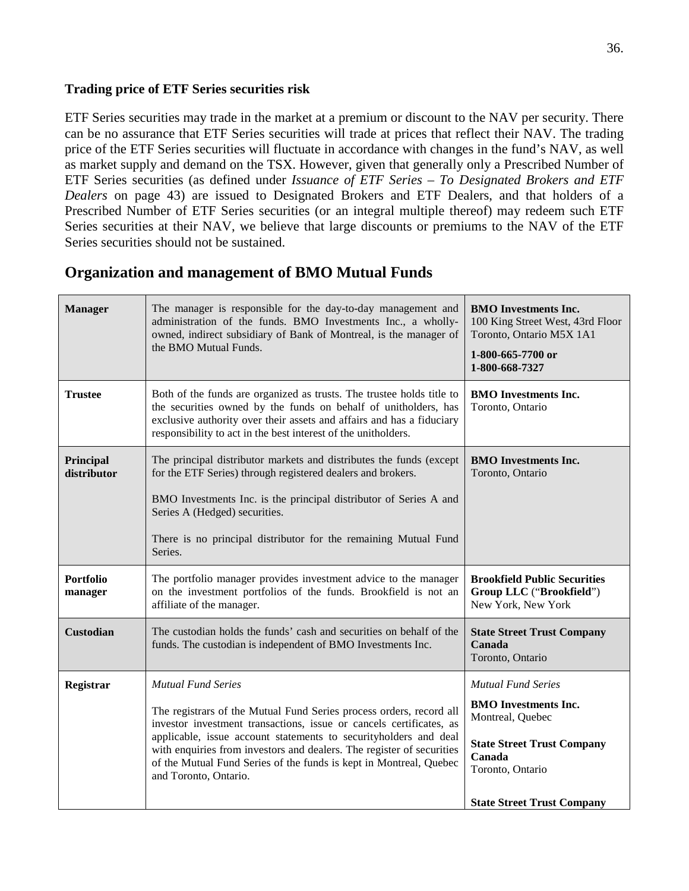### Trading price of ETF Series securities risk

ETF Series securities may trade in the market at a premium or discount to the NAV per security. There can be no assurance that ETF Series securities will trade at prices that reflect their NAV. The trading price of the ETF Series securities will fluctuate in accordance with changes in the fund's NAV, as well as market supply and demand on the TSX. However, given that generally only a Prescribed Number of ETF Series securities (as defined under *Issuance of ETF Series – To Designated Brokers and ETF Dealers* on page 43) are issued to Designated Brokers and ETF Dealers, and that holders of a Prescribed Number of ETF Series securities (or an integral multiple thereof) may redeem such ETF Series securities at their NAV, we believe that large discounts or premiums to the NAV of the ETF Series securities should not be sustained.

## Organization and management of BMO Mutual Funds

| | | |
|---|---|---|
| **Manager** | The manager is responsible for the day-to-day management and administration of the funds. BMO Investments Inc., a wholly-owned, indirect subsidiary of Bank of Montreal, is the manager of the BMO Mutual Funds. | **BMO Investments Inc.**<br>100 King Street West, 43rd Floor<br>Toronto, Ontario M5X 1A1<br>**1-800-665-7700 or 1-800-668-7327** |
| **Trustee** | Both of the funds are organized as trusts. The trustee holds title to the securities owned by the funds on behalf of unitholders, has exclusive authority over their assets and affairs and has a fiduciary responsibility to act in the best interest of the unitholders. | **BMO Investments Inc.**<br>Toronto, Ontario |
| **Principal distributor** | The principal distributor markets and distributes the funds (except for the ETF Series) through registered dealers and brokers.<br><br>BMO Investments Inc. is the principal distributor of Series A and Series A (Hedged) securities.<br><br>There is no principal distributor for the remaining Mutual Fund Series. | **BMO Investments Inc.**<br>Toronto, Ontario |
| **Portfolio manager** | The portfolio manager provides investment advice to the manager on the investment portfolios of the funds. Brookfield is not an affiliate of the manager. | **Brookfield Public Securities Group LLC** ("**Brookfield**")<br>New York, New York |
| **Custodian** | The custodian holds the funds' cash and securities on behalf of the funds. The custodian is independent of BMO Investments Inc. | **State Street Trust Company Canada**<br>Toronto, Ontario |
| **Registrar** | *Mutual Fund Series*<br><br>The registrars of the Mutual Fund Series process orders, record all investor investment transactions, issue or cancels certificates, as applicable, issue account statements to securityholders and deal with enquiries from investors and dealers. The register of securities of the Mutual Fund Series of the funds is kept in Montreal, Quebec and Toronto, Ontario. | *Mutual Fund Series*<br>**BMO Investments Inc.**<br>Montreal, Quebec<br><br>**State Street Trust Company Canada**<br>Toronto, Ontario<br><br>**State Street Trust Company** |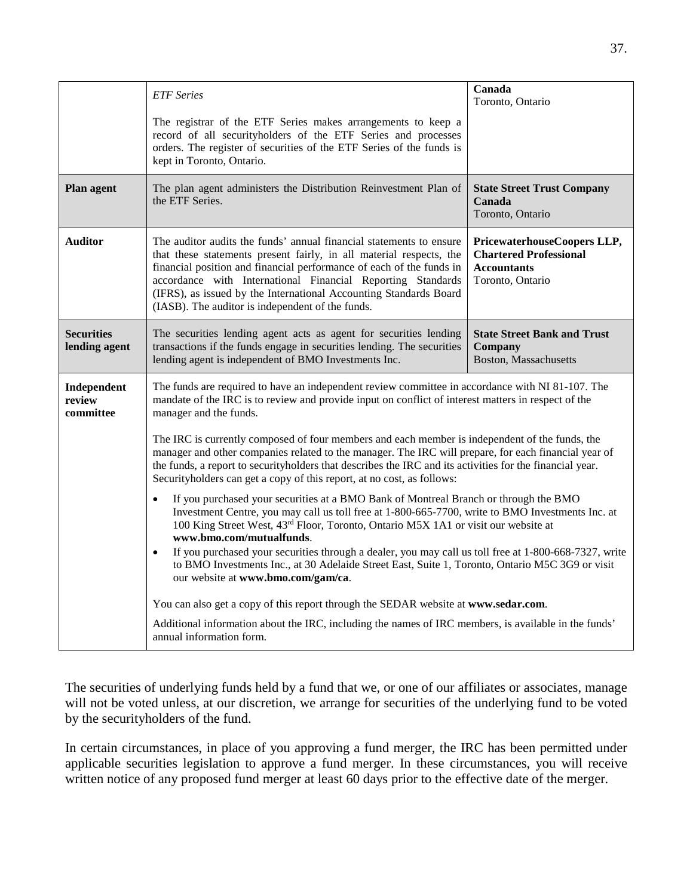| | | |
|---|---|---|
| | *ETF Series*<br><br>The registrar of the ETF Series makes arrangements to keep a record of all securityholders of the ETF Series and processes orders. The register of securities of the ETF Series of the funds is kept in Toronto, Ontario. | **Canada**<br>Toronto, Ontario |
| **Plan agent** | The plan agent administers the Distribution Reinvestment Plan of the ETF Series. | **State Street Trust Company Canada**<br>Toronto, Ontario |
| **Auditor** | The auditor audits the funds' annual financial statements to ensure that these statements present fairly, in all material respects, the financial position and financial performance of each of the funds in accordance with International Financial Reporting Standards (IFRS), as issued by the International Accounting Standards Board (IASB). The auditor is independent of the funds. | **PricewaterhouseCoopers LLP, Chartered Professional Accountants**<br>Toronto, Ontario |
| **Securities lending agent** | The securities lending agent acts as agent for securities lending transactions if the funds engage in securities lending. The securities lending agent is independent of BMO Investments Inc. | **State Street Bank and Trust Company**<br>Boston, Massachusetts |
| **Independent review committee** | The funds are required to have an independent review committee in accordance with NI 81-107. The mandate of the IRC is to review and provide input on conflict of interest matters in respect of the manager and the funds.<br><br>The IRC is currently composed of four members and each member is independent of the funds, the manager and other companies related to the manager. The IRC will prepare, for each financial year of the funds, a report to securityholders that describes the IRC and its activities for the financial year. Securityholders can get a copy of this report, at no cost, as follows:<br><br>• If you purchased your securities at a BMO Bank of Montreal Branch or through the BMO Investment Centre, you may call us toll free at 1-800-665-7700, write to BMO Investments Inc. at 100 King Street West, 43rd Floor, Toronto, Ontario M5X 1A1 or visit our website at **www.bmo.com/mutualfunds**.<br>• If you purchased your securities through a dealer, you may call us toll free at 1-800-668-7327, write to BMO Investments Inc., at 30 Adelaide Street East, Suite 1, Toronto, Ontario M5C 3G9 or visit our website at **www.bmo.com/gam/ca**.<br><br>You can also get a copy of this report through the SEDAR website at **www.sedar.com**.<br><br>Additional information about the IRC, including the names of IRC members, is available in the funds' annual information form. | |

The securities of underlying funds held by a fund that we, or one of our affiliates or associates, manage will not be voted unless, at our discretion, we arrange for securities of the underlying fund to be voted by the securityholders of the fund.

In certain circumstances, in place of you approving a fund merger, the IRC has been permitted under applicable securities legislation to approve a fund merger. In these circumstances, you will receive written notice of any proposed fund merger at least 60 days prior to the effective date of the merger.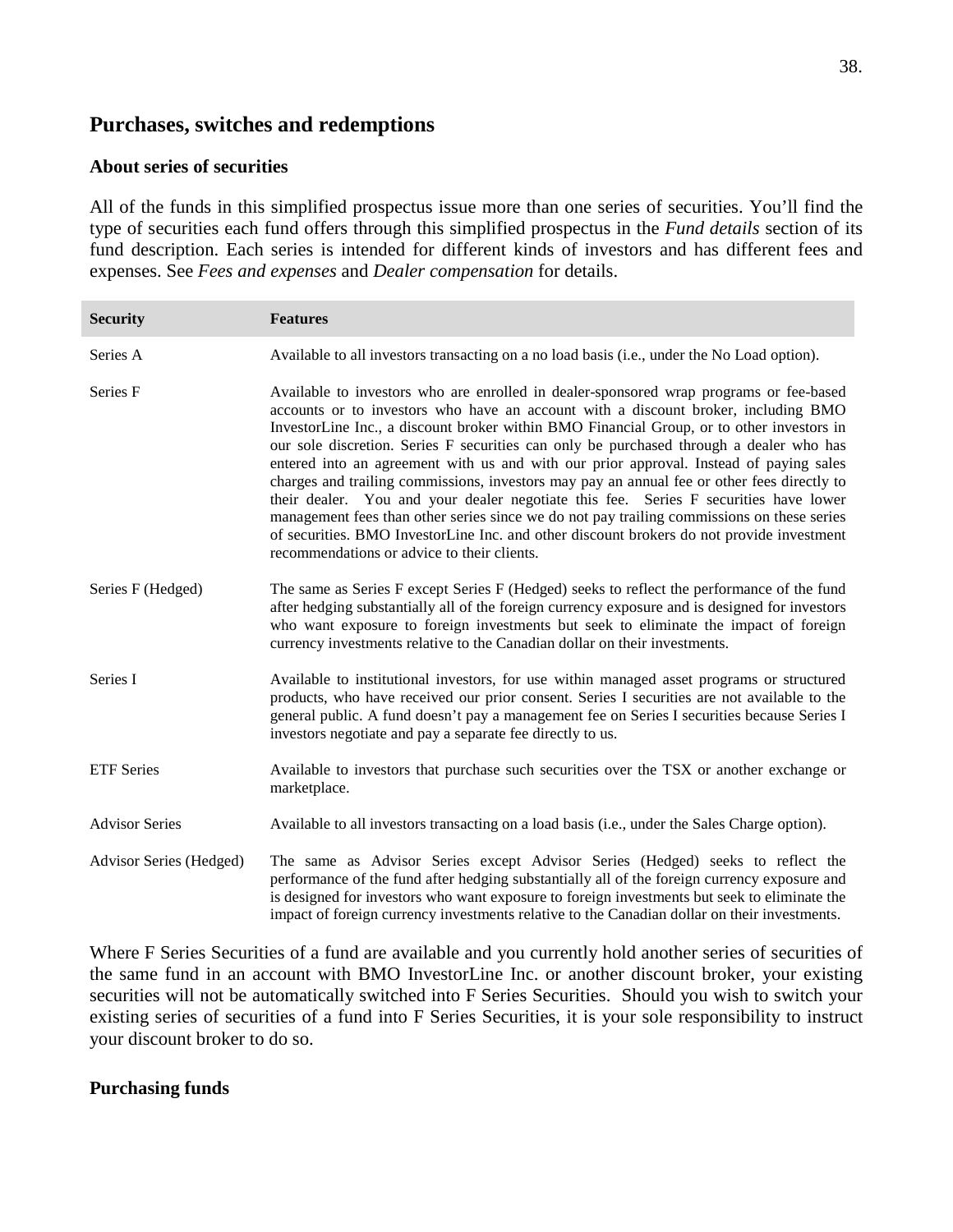## Purchases, switches and redemptions

### About series of securities

All of the funds in this simplified prospectus issue more than one series of securities. You'll find the type of securities each fund offers through this simplified prospectus in the *Fund details* section of its fund description. Each series is intended for different kinds of investors and has different fees and expenses. See *Fees and expenses* and *Dealer compensation* for details.

| Security | Features |
|---|---|
| Series A | Available to all investors transacting on a no load basis (i.e., under the No Load option). |
| Series F | Available to investors who are enrolled in dealer-sponsored wrap programs or fee-based accounts or to investors who have an account with a discount broker, including BMO InvestorLine Inc., a discount broker within BMO Financial Group, or to other investors in our sole discretion. Series F securities can only be purchased through a dealer who has entered into an agreement with us and with our prior approval. Instead of paying sales charges and trailing commissions, investors may pay an annual fee or other fees directly to their dealer. You and your dealer negotiate this fee. Series F securities have lower management fees than other series since we do not pay trailing commissions on these series of securities. BMO InvestorLine Inc. and other discount brokers do not provide investment recommendations or advice to their clients. |
| Series F (Hedged) | The same as Series F except Series F (Hedged) seeks to reflect the performance of the fund after hedging substantially all of the foreign currency exposure and is designed for investors who want exposure to foreign investments but seek to eliminate the impact of foreign currency investments relative to the Canadian dollar on their investments. |
| Series I | Available to institutional investors, for use within managed asset programs or structured products, who have received our prior consent. Series I securities are not available to the general public. A fund doesn't pay a management fee on Series I securities because Series I investors negotiate and pay a separate fee directly to us. |
| ETF Series | Available to investors that purchase such securities over the TSX or another exchange or marketplace. |
| Advisor Series | Available to all investors transacting on a load basis (i.e., under the Sales Charge option). |
| Advisor Series (Hedged) | The same as Advisor Series except Advisor Series (Hedged) seeks to reflect the performance of the fund after hedging substantially all of the foreign currency exposure and is designed for investors who want exposure to foreign investments but seek to eliminate the impact of foreign currency investments relative to the Canadian dollar on their investments. |

Where F Series Securities of a fund are available and you currently hold another series of securities of the same fund in an account with BMO InvestorLine Inc. or another discount broker, your existing securities will not be automatically switched into F Series Securities. Should you wish to switch your existing series of securities of a fund into F Series Securities, it is your sole responsibility to instruct your discount broker to do so.

### Purchasing funds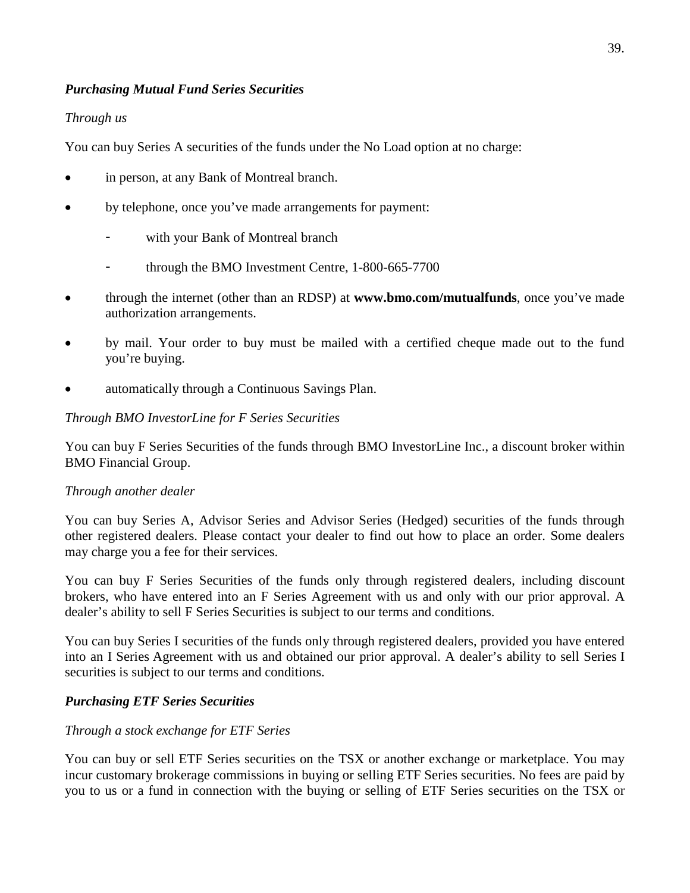### ***Purchasing Mutual Fund Series Securities***

*Through us*

You can buy Series A securities of the funds under the No Load option at no charge:

- in person, at any Bank of Montreal branch.
- by telephone, once you've made arrangements for payment:
  - with your Bank of Montreal branch
  - through the BMO Investment Centre, 1-800-665-7700
- through the internet (other than an RDSP) at **www.bmo.com/mutualfunds**, once you've made authorization arrangements.
- by mail. Your order to buy must be mailed with a certified cheque made out to the fund you're buying.
- automatically through a Continuous Savings Plan.

*Through BMO InvestorLine for F Series Securities*

You can buy F Series Securities of the funds through BMO InvestorLine Inc., a discount broker within BMO Financial Group.

*Through another dealer*

You can buy Series A, Advisor Series and Advisor Series (Hedged) securities of the funds through other registered dealers. Please contact your dealer to find out how to place an order. Some dealers may charge you a fee for their services.

You can buy F Series Securities of the funds only through registered dealers, including discount brokers, who have entered into an F Series Agreement with us and only with our prior approval. A dealer's ability to sell F Series Securities is subject to our terms and conditions.

You can buy Series I securities of the funds only through registered dealers, provided you have entered into an I Series Agreement with us and obtained our prior approval. A dealer's ability to sell Series I securities is subject to our terms and conditions.

### ***Purchasing ETF Series Securities***

*Through a stock exchange for ETF Series*

You can buy or sell ETF Series securities on the TSX or another exchange or marketplace. You may incur customary brokerage commissions in buying or selling ETF Series securities. No fees are paid by you to us or a fund in connection with the buying or selling of ETF Series securities on the TSX or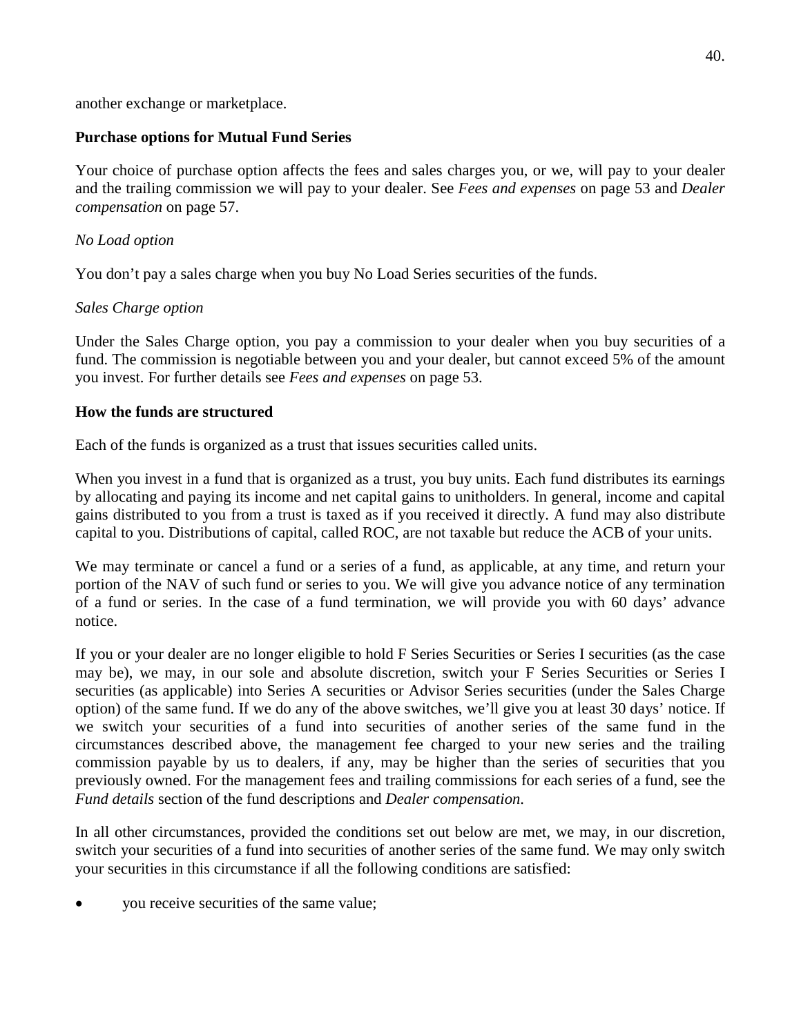another exchange or marketplace.

**Purchase options for Mutual Fund Series**

Your choice of purchase option affects the fees and sales charges you, or we, will pay to your dealer and the trailing commission we will pay to your dealer. See *Fees and expenses* on page 53 and *Dealer compensation* on page 57.

*No Load option*

You don't pay a sales charge when you buy No Load Series securities of the funds.

*Sales Charge option*

Under the Sales Charge option, you pay a commission to your dealer when you buy securities of a fund. The commission is negotiable between you and your dealer, but cannot exceed 5% of the amount you invest. For further details see *Fees and expenses* on page 53.

**How the funds are structured**

Each of the funds is organized as a trust that issues securities called units.

When you invest in a fund that is organized as a trust, you buy units. Each fund distributes its earnings by allocating and paying its income and net capital gains to unitholders. In general, income and capital gains distributed to you from a trust is taxed as if you received it directly. A fund may also distribute capital to you. Distributions of capital, called ROC, are not taxable but reduce the ACB of your units.

We may terminate or cancel a fund or a series of a fund, as applicable, at any time, and return your portion of the NAV of such fund or series to you. We will give you advance notice of any termination of a fund or series. In the case of a fund termination, we will provide you with 60 days' advance notice.

If you or your dealer are no longer eligible to hold F Series Securities or Series I securities (as the case may be), we may, in our sole and absolute discretion, switch your F Series Securities or Series I securities (as applicable) into Series A securities or Advisor Series securities (under the Sales Charge option) of the same fund. If we do any of the above switches, we'll give you at least 30 days' notice. If we switch your securities of a fund into securities of another series of the same fund in the circumstances described above, the management fee charged to your new series and the trailing commission payable by us to dealers, if any, may be higher than the series of securities that you previously owned. For the management fees and trailing commissions for each series of a fund, see the *Fund details* section of the fund descriptions and *Dealer compensation*.

In all other circumstances, provided the conditions set out below are met, we may, in our discretion, switch your securities of a fund into securities of another series of the same fund. We may only switch your securities in this circumstance if all the following conditions are satisfied:

- you receive securities of the same value;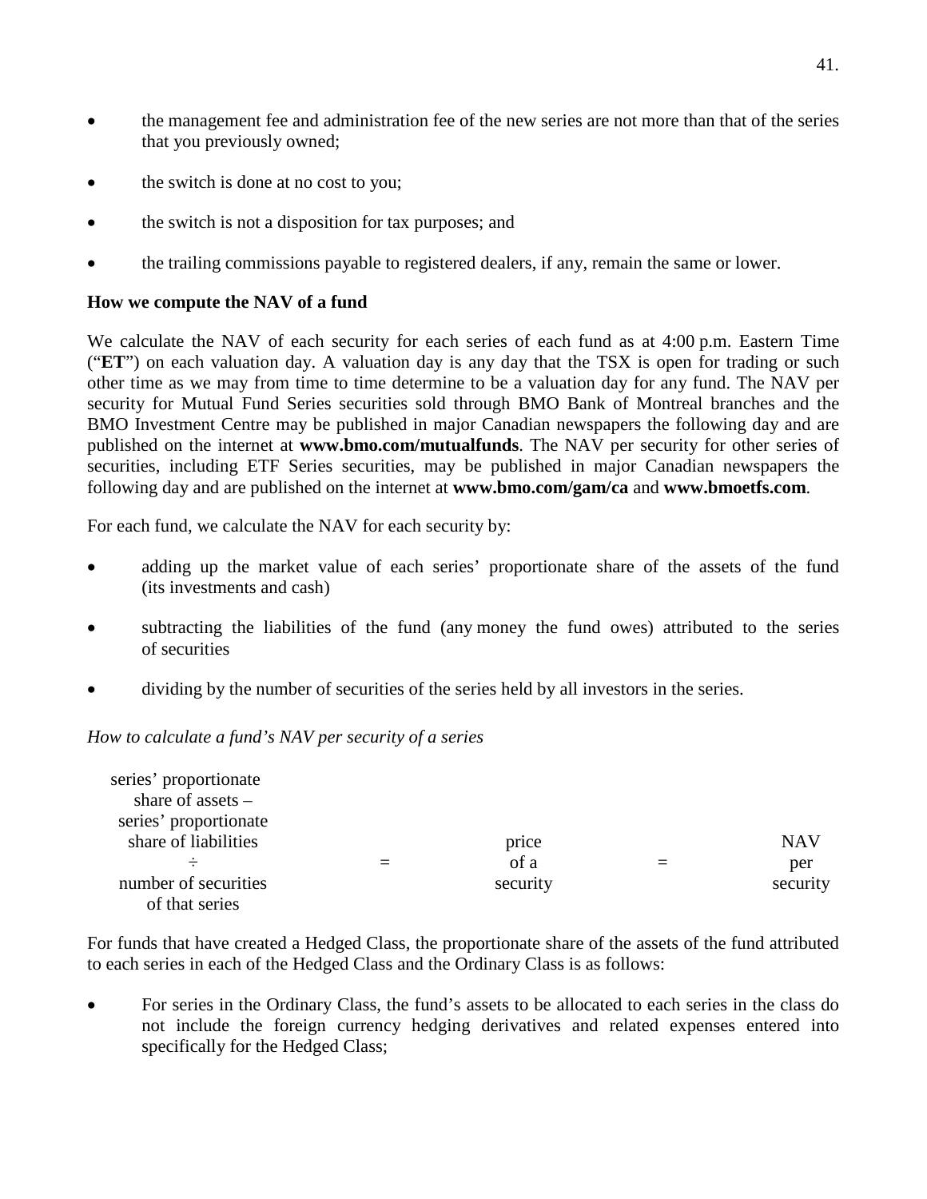- the management fee and administration fee of the new series are not more than that of the series that you previously owned;
- the switch is done at no cost to you;
- the switch is not a disposition for tax purposes; and
- the trailing commissions payable to registered dealers, if any, remain the same or lower.

**How we compute the NAV of a fund**

We calculate the NAV of each security for each series of each fund as at 4:00 p.m. Eastern Time ("**ET**") on each valuation day. A valuation day is any day that the TSX is open for trading or such other time as we may from time to time determine to be a valuation day for any fund. The NAV per security for Mutual Fund Series securities sold through BMO Bank of Montreal branches and the BMO Investment Centre may be published in major Canadian newspapers the following day and are published on the internet at **www.bmo.com/mutualfunds**. The NAV per security for other series of securities, including ETF Series securities, may be published in major Canadian newspapers the following day and are published on the internet at **www.bmo.com/gam/ca** and **www.bmoetfs.com**.

For each fund, we calculate the NAV for each security by:

- adding up the market value of each series' proportionate share of the assets of the fund (its investments and cash)
- subtracting the liabilities of the fund (any money the fund owes) attributed to the series of securities
- dividing by the number of securities of the series held by all investors in the series.

*How to calculate a fund's NAV per security of a series*

series' proportionate share of assets – series' proportionate share of liabilities ÷ number of securities of that series = price of a security = NAV per security

For funds that have created a Hedged Class, the proportionate share of the assets of the fund attributed to each series in each of the Hedged Class and the Ordinary Class is as follows:

- For series in the Ordinary Class, the fund's assets to be allocated to each series in the class do not include the foreign currency hedging derivatives and related expenses entered into specifically for the Hedged Class;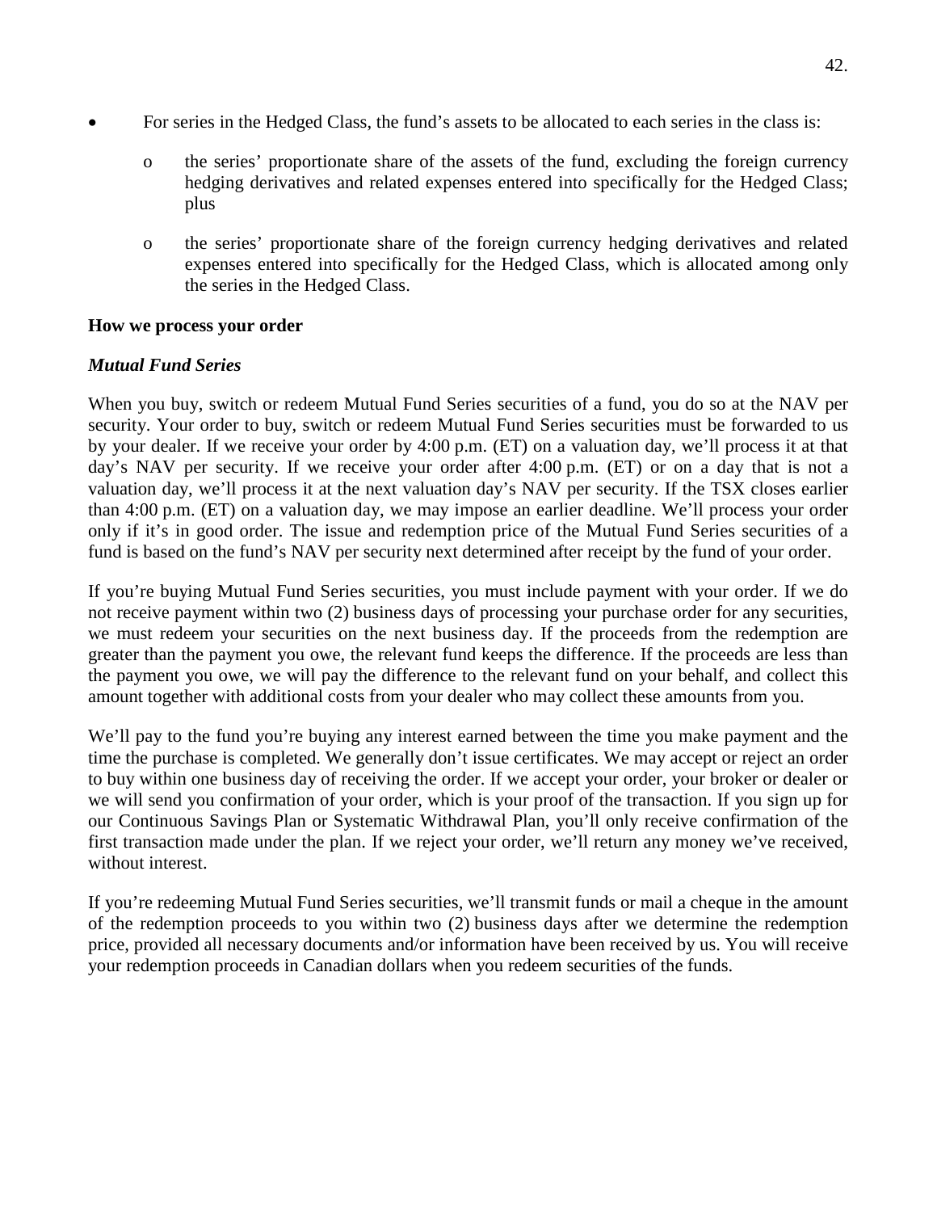- For series in the Hedged Class, the fund's assets to be allocated to each series in the class is:
  - the series' proportionate share of the assets of the fund, excluding the foreign currency hedging derivatives and related expenses entered into specifically for the Hedged Class; plus
  - the series' proportionate share of the foreign currency hedging derivatives and related expenses entered into specifically for the Hedged Class, which is allocated among only the series in the Hedged Class.

**How we process your order**

***Mutual Fund Series***

When you buy, switch or redeem Mutual Fund Series securities of a fund, you do so at the NAV per security. Your order to buy, switch or redeem Mutual Fund Series securities must be forwarded to us by your dealer. If we receive your order by 4:00 p.m. (ET) on a valuation day, we'll process it at that day's NAV per security. If we receive your order after 4:00 p.m. (ET) or on a day that is not a valuation day, we'll process it at the next valuation day's NAV per security. If the TSX closes earlier than 4:00 p.m. (ET) on a valuation day, we may impose an earlier deadline. We'll process your order only if it's in good order. The issue and redemption price of the Mutual Fund Series securities of a fund is based on the fund's NAV per security next determined after receipt by the fund of your order.

If you're buying Mutual Fund Series securities, you must include payment with your order. If we do not receive payment within two (2) business days of processing your purchase order for any securities, we must redeem your securities on the next business day. If the proceeds from the redemption are greater than the payment you owe, the relevant fund keeps the difference. If the proceeds are less than the payment you owe, we will pay the difference to the relevant fund on your behalf, and collect this amount together with additional costs from your dealer who may collect these amounts from you.

We'll pay to the fund you're buying any interest earned between the time you make payment and the time the purchase is completed. We generally don't issue certificates. We may accept or reject an order to buy within one business day of receiving the order. If we accept your order, your broker or dealer or we will send you confirmation of your order, which is your proof of the transaction. If you sign up for our Continuous Savings Plan or Systematic Withdrawal Plan, you'll only receive confirmation of the first transaction made under the plan. If we reject your order, we'll return any money we've received, without interest.

If you're redeeming Mutual Fund Series securities, we'll transmit funds or mail a cheque in the amount of the redemption proceeds to you within two (2) business days after we determine the redemption price, provided all necessary documents and/or information have been received by us. You will receive your redemption proceeds in Canadian dollars when you redeem securities of the funds.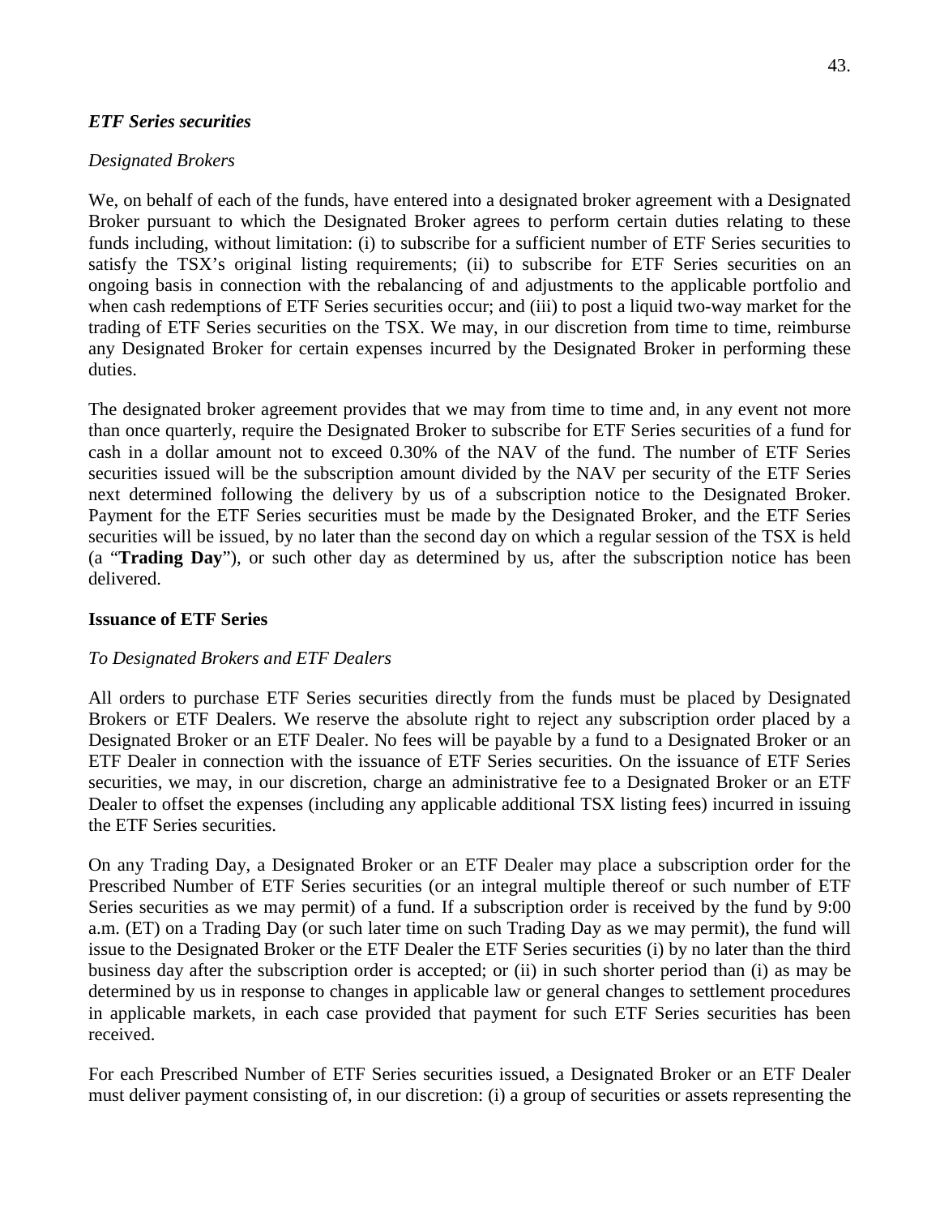### *ETF Series securities*

*Designated Brokers*

We, on behalf of each of the funds, have entered into a designated broker agreement with a Designated Broker pursuant to which the Designated Broker agrees to perform certain duties relating to these funds including, without limitation: (i) to subscribe for a sufficient number of ETF Series securities to satisfy the TSX's original listing requirements; (ii) to subscribe for ETF Series securities on an ongoing basis in connection with the rebalancing of and adjustments to the applicable portfolio and when cash redemptions of ETF Series securities occur; and (iii) to post a liquid two-way market for the trading of ETF Series securities on the TSX. We may, in our discretion from time to time, reimburse any Designated Broker for certain expenses incurred by the Designated Broker in performing these duties.

The designated broker agreement provides that we may from time to time and, in any event not more than once quarterly, require the Designated Broker to subscribe for ETF Series securities of a fund for cash in a dollar amount not to exceed 0.30% of the NAV of the fund. The number of ETF Series securities issued will be the subscription amount divided by the NAV per security of the ETF Series next determined following the delivery by us of a subscription notice to the Designated Broker. Payment for the ETF Series securities must be made by the Designated Broker, and the ETF Series securities will be issued, by no later than the second day on which a regular session of the TSX is held (a "**Trading Day**"), or such other day as determined by us, after the subscription notice has been delivered.

### Issuance of ETF Series

*To Designated Brokers and ETF Dealers*

All orders to purchase ETF Series securities directly from the funds must be placed by Designated Brokers or ETF Dealers. We reserve the absolute right to reject any subscription order placed by a Designated Broker or an ETF Dealer. No fees will be payable by a fund to a Designated Broker or an ETF Dealer in connection with the issuance of ETF Series securities. On the issuance of ETF Series securities, we may, in our discretion, charge an administrative fee to a Designated Broker or an ETF Dealer to offset the expenses (including any applicable additional TSX listing fees) incurred in issuing the ETF Series securities.

On any Trading Day, a Designated Broker or an ETF Dealer may place a subscription order for the Prescribed Number of ETF Series securities (or an integral multiple thereof or such number of ETF Series securities as we may permit) of a fund. If a subscription order is received by the fund by 9:00 a.m. (ET) on a Trading Day (or such later time on such Trading Day as we may permit), the fund will issue to the Designated Broker or the ETF Dealer the ETF Series securities (i) by no later than the third business day after the subscription order is accepted; or (ii) in such shorter period than (i) as may be determined by us in response to changes in applicable law or general changes to settlement procedures in applicable markets, in each case provided that payment for such ETF Series securities has been received.

For each Prescribed Number of ETF Series securities issued, a Designated Broker or an ETF Dealer must deliver payment consisting of, in our discretion: (i) a group of securities or assets representing the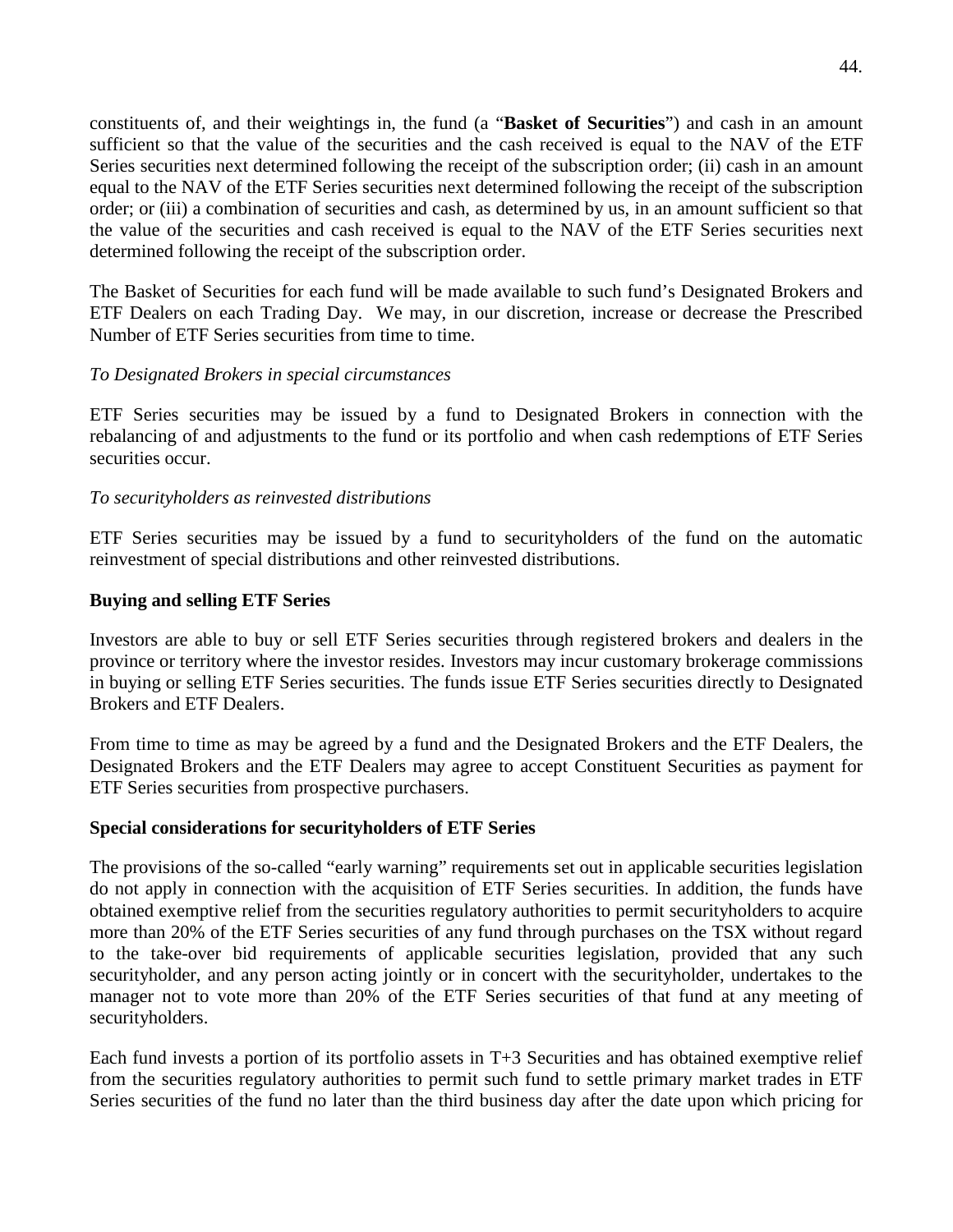constituents of, and their weightings in, the fund (a "**Basket of Securities**") and cash in an amount sufficient so that the value of the securities and the cash received is equal to the NAV of the ETF Series securities next determined following the receipt of the subscription order; (ii) cash in an amount equal to the NAV of the ETF Series securities next determined following the receipt of the subscription order; or (iii) a combination of securities and cash, as determined by us, in an amount sufficient so that the value of the securities and cash received is equal to the NAV of the ETF Series securities next determined following the receipt of the subscription order.

The Basket of Securities for each fund will be made available to such fund's Designated Brokers and ETF Dealers on each Trading Day. We may, in our discretion, increase or decrease the Prescribed Number of ETF Series securities from time to time.

*To Designated Brokers in special circumstances*

ETF Series securities may be issued by a fund to Designated Brokers in connection with the rebalancing of and adjustments to the fund or its portfolio and when cash redemptions of ETF Series securities occur.

*To securityholders as reinvested distributions*

ETF Series securities may be issued by a fund to securityholders of the fund on the automatic reinvestment of special distributions and other reinvested distributions.

**Buying and selling ETF Series**

Investors are able to buy or sell ETF Series securities through registered brokers and dealers in the province or territory where the investor resides. Investors may incur customary brokerage commissions in buying or selling ETF Series securities. The funds issue ETF Series securities directly to Designated Brokers and ETF Dealers.

From time to time as may be agreed by a fund and the Designated Brokers and the ETF Dealers, the Designated Brokers and the ETF Dealers may agree to accept Constituent Securities as payment for ETF Series securities from prospective purchasers.

**Special considerations for securityholders of ETF Series**

The provisions of the so-called "early warning" requirements set out in applicable securities legislation do not apply in connection with the acquisition of ETF Series securities. In addition, the funds have obtained exemptive relief from the securities regulatory authorities to permit securityholders to acquire more than 20% of the ETF Series securities of any fund through purchases on the TSX without regard to the take-over bid requirements of applicable securities legislation, provided that any such securityholder, and any person acting jointly or in concert with the securityholder, undertakes to the manager not to vote more than 20% of the ETF Series securities of that fund at any meeting of securityholders.

Each fund invests a portion of its portfolio assets in T+3 Securities and has obtained exemptive relief from the securities regulatory authorities to permit such fund to settle primary market trades in ETF Series securities of the fund no later than the third business day after the date upon which pricing for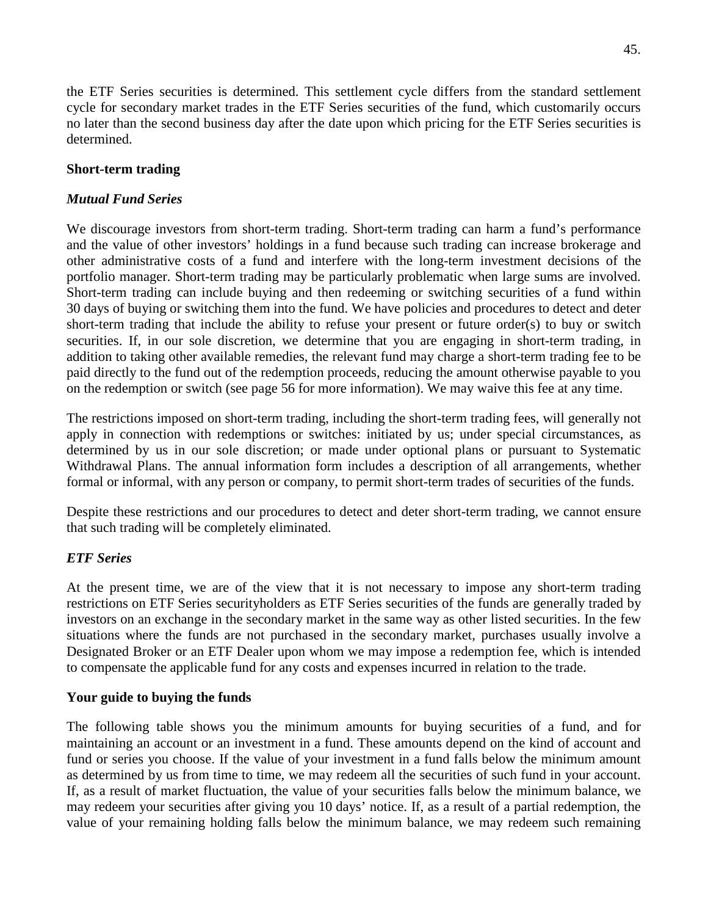the ETF Series securities is determined. This settlement cycle differs from the standard settlement cycle for secondary market trades in the ETF Series securities of the fund, which customarily occurs no later than the second business day after the date upon which pricing for the ETF Series securities is determined.

**Short-term trading**

***Mutual Fund Series***

We discourage investors from short-term trading. Short-term trading can harm a fund's performance and the value of other investors' holdings in a fund because such trading can increase brokerage and other administrative costs of a fund and interfere with the long-term investment decisions of the portfolio manager. Short-term trading may be particularly problematic when large sums are involved. Short-term trading can include buying and then redeeming or switching securities of a fund within 30 days of buying or switching them into the fund. We have policies and procedures to detect and deter short-term trading that include the ability to refuse your present or future order(s) to buy or switch securities. If, in our sole discretion, we determine that you are engaging in short-term trading, in addition to taking other available remedies, the relevant fund may charge a short-term trading fee to be paid directly to the fund out of the redemption proceeds, reducing the amount otherwise payable to you on the redemption or switch (see page 56 for more information). We may waive this fee at any time.

The restrictions imposed on short-term trading, including the short-term trading fees, will generally not apply in connection with redemptions or switches: initiated by us; under special circumstances, as determined by us in our sole discretion; or made under optional plans or pursuant to Systematic Withdrawal Plans. The annual information form includes a description of all arrangements, whether formal or informal, with any person or company, to permit short-term trades of securities of the funds.

Despite these restrictions and our procedures to detect and deter short-term trading, we cannot ensure that such trading will be completely eliminated.

***ETF Series***

At the present time, we are of the view that it is not necessary to impose any short-term trading restrictions on ETF Series securityholders as ETF Series securities of the funds are generally traded by investors on an exchange in the secondary market in the same way as other listed securities. In the few situations where the funds are not purchased in the secondary market, purchases usually involve a Designated Broker or an ETF Dealer upon whom we may impose a redemption fee, which is intended to compensate the applicable fund for any costs and expenses incurred in relation to the trade.

**Your guide to buying the funds**

The following table shows you the minimum amounts for buying securities of a fund, and for maintaining an account or an investment in a fund. These amounts depend on the kind of account and fund or series you choose. If the value of your investment in a fund falls below the minimum amount as determined by us from time to time, we may redeem all the securities of such fund in your account. If, as a result of market fluctuation, the value of your securities falls below the minimum balance, we may redeem your securities after giving you 10 days' notice. If, as a result of a partial redemption, the value of your remaining holding falls below the minimum balance, we may redeem such remaining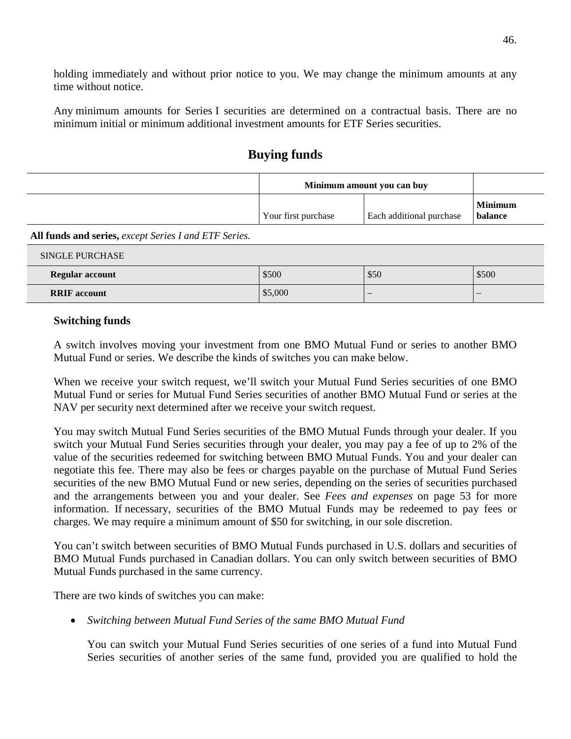holding immediately and without prior notice to you. We may change the minimum amounts at any time without notice.

Any minimum amounts for Series I securities are determined on a contractual basis. There are no minimum initial or minimum additional investment amounts for ETF Series securities.

## Buying funds

| | Minimum amount you can buy | | |
|---|---|---|---|
| | Your first purchase | Each additional purchase | **Minimum balance** |
| **All funds and series,** *except Series I and ETF Series.* | | | |
| SINGLE PURCHASE | | | |
| **Regular account** | $500 | $50 | $500 |
| **RRIF account** | $5,000 | – | – |

### Switching funds

A switch involves moving your investment from one BMO Mutual Fund or series to another BMO Mutual Fund or series. We describe the kinds of switches you can make below.

When we receive your switch request, we'll switch your Mutual Fund Series securities of one BMO Mutual Fund or series for Mutual Fund Series securities of another BMO Mutual Fund or series at the NAV per security next determined after we receive your switch request.

You may switch Mutual Fund Series securities of the BMO Mutual Funds through your dealer. If you switch your Mutual Fund Series securities through your dealer, you may pay a fee of up to 2% of the value of the securities redeemed for switching between BMO Mutual Funds. You and your dealer can negotiate this fee. There may also be fees or charges payable on the purchase of Mutual Fund Series securities of the new BMO Mutual Fund or new series, depending on the series of securities purchased and the arrangements between you and your dealer. See *Fees and expenses* on page 53 for more information. If necessary, securities of the BMO Mutual Funds may be redeemed to pay fees or charges. We may require a minimum amount of $50 for switching, in our sole discretion.

You can't switch between securities of BMO Mutual Funds purchased in U.S. dollars and securities of BMO Mutual Funds purchased in Canadian dollars. You can only switch between securities of BMO Mutual Funds purchased in the same currency.

There are two kinds of switches you can make:

- *Switching between Mutual Fund Series of the same BMO Mutual Fund*

  You can switch your Mutual Fund Series securities of one series of a fund into Mutual Fund Series securities of another series of the same fund, provided you are qualified to hold the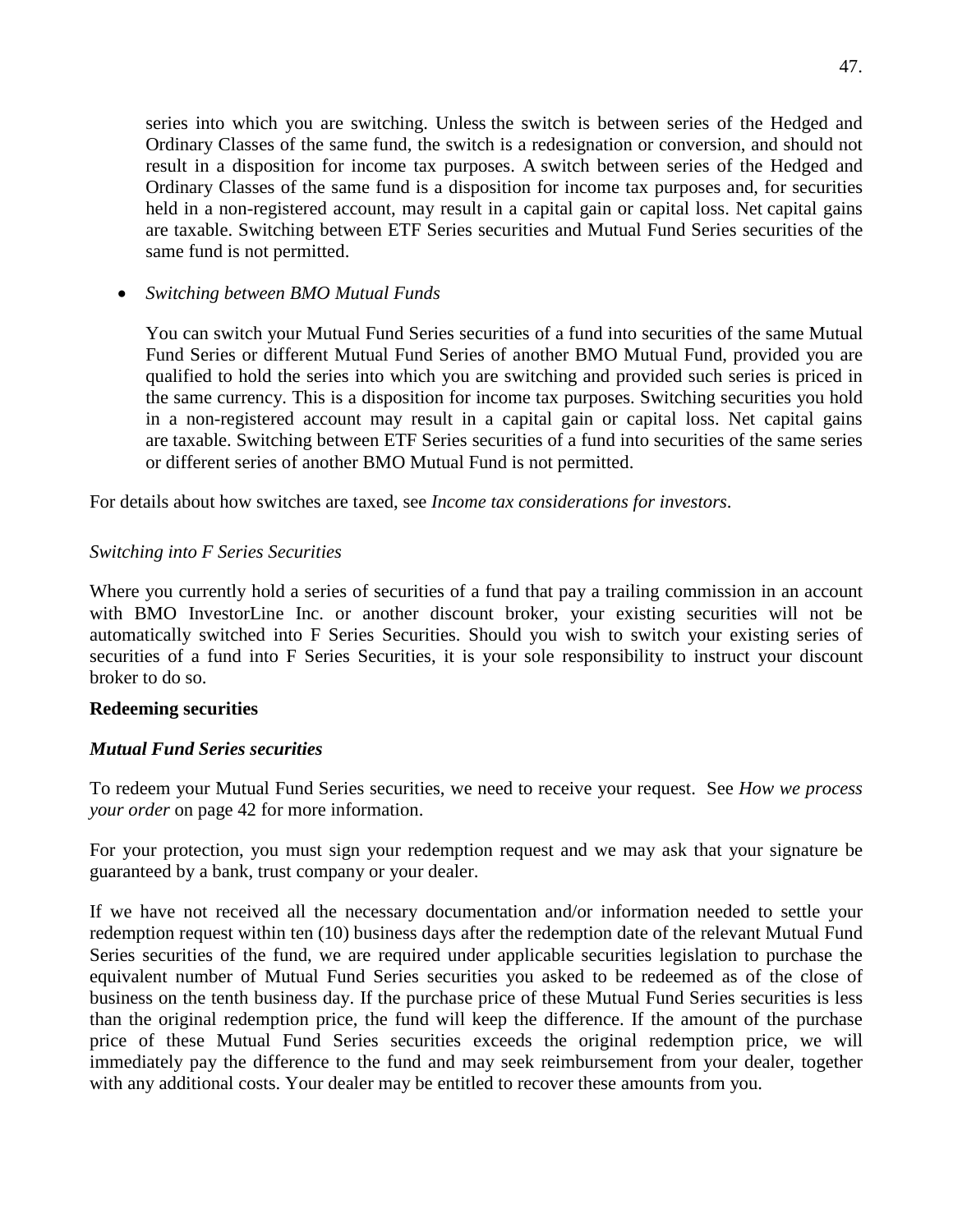series into which you are switching. Unless the switch is between series of the Hedged and Ordinary Classes of the same fund, the switch is a redesignation or conversion, and should not result in a disposition for income tax purposes. A switch between series of the Hedged and Ordinary Classes of the same fund is a disposition for income tax purposes and, for securities held in a non-registered account, may result in a capital gain or capital loss. Net capital gains are taxable. Switching between ETF Series securities and Mutual Fund Series securities of the same fund is not permitted.

- *Switching between BMO Mutual Funds*

  You can switch your Mutual Fund Series securities of a fund into securities of the same Mutual Fund Series or different Mutual Fund Series of another BMO Mutual Fund, provided you are qualified to hold the series into which you are switching and provided such series is priced in the same currency. This is a disposition for income tax purposes. Switching securities you hold in a non-registered account may result in a capital gain or capital loss. Net capital gains are taxable. Switching between ETF Series securities of a fund into securities of the same series or different series of another BMO Mutual Fund is not permitted.

For details about how switches are taxed, see *Income tax considerations for investors*.

*Switching into F Series Securities*

Where you currently hold a series of securities of a fund that pay a trailing commission in an account with BMO InvestorLine Inc. or another discount broker, your existing securities will not be automatically switched into F Series Securities. Should you wish to switch your existing series of securities of a fund into F Series Securities, it is your sole responsibility to instruct your discount broker to do so.

**Redeeming securities**

***Mutual Fund Series securities***

To redeem your Mutual Fund Series securities, we need to receive your request. See *How we process your order* on page 42 for more information.

For your protection, you must sign your redemption request and we may ask that your signature be guaranteed by a bank, trust company or your dealer.

If we have not received all the necessary documentation and/or information needed to settle your redemption request within ten (10) business days after the redemption date of the relevant Mutual Fund Series securities of the fund, we are required under applicable securities legislation to purchase the equivalent number of Mutual Fund Series securities you asked to be redeemed as of the close of business on the tenth business day. If the purchase price of these Mutual Fund Series securities is less than the original redemption price, the fund will keep the difference. If the amount of the purchase price of these Mutual Fund Series securities exceeds the original redemption price, we will immediately pay the difference to the fund and may seek reimbursement from your dealer, together with any additional costs. Your dealer may be entitled to recover these amounts from you.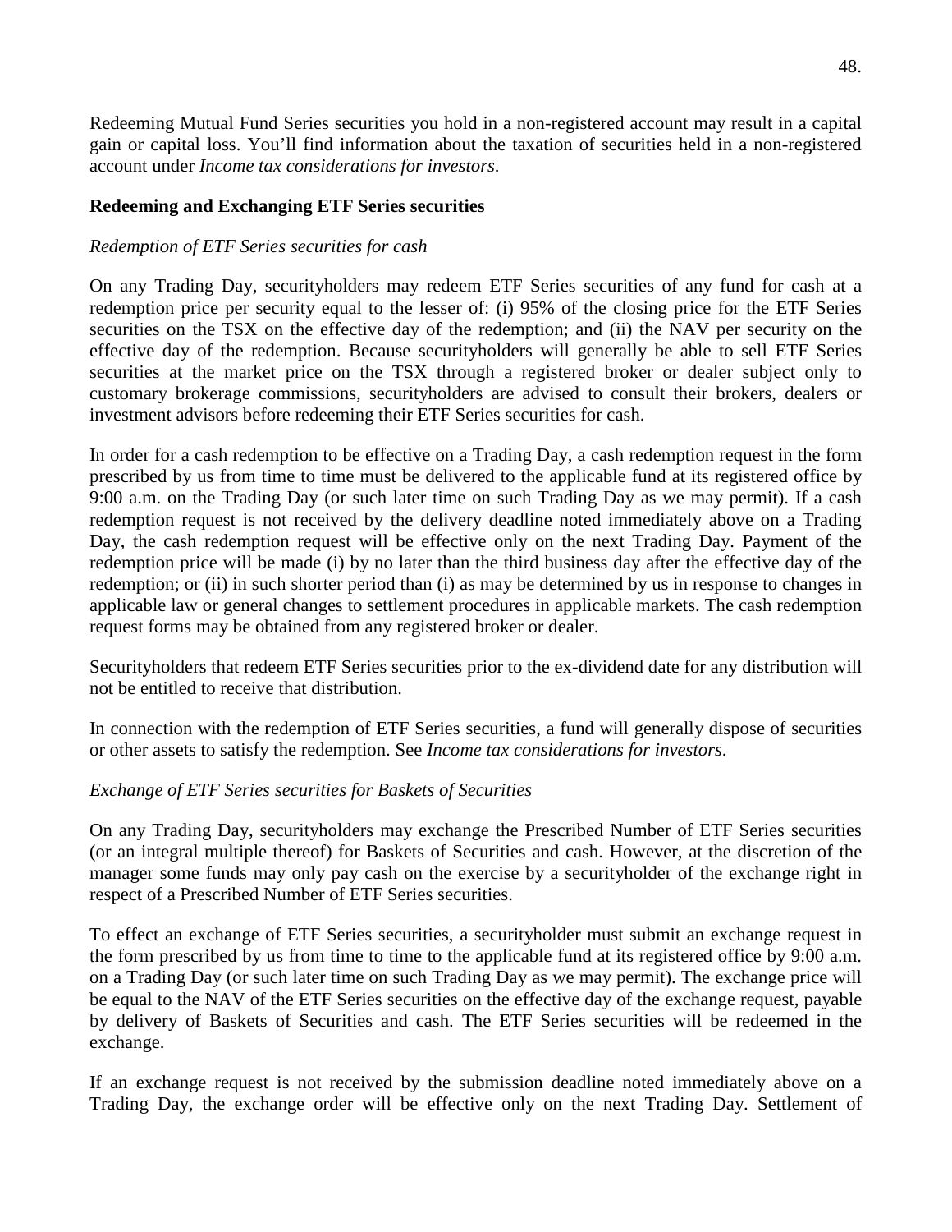Redeeming Mutual Fund Series securities you hold in a non-registered account may result in a capital gain or capital loss. You'll find information about the taxation of securities held in a non-registered account under *Income tax considerations for investors*.

**Redeeming and Exchanging ETF Series securities**

*Redemption of ETF Series securities for cash*

On any Trading Day, securityholders may redeem ETF Series securities of any fund for cash at a redemption price per security equal to the lesser of: (i) 95% of the closing price for the ETF Series securities on the TSX on the effective day of the redemption; and (ii) the NAV per security on the effective day of the redemption. Because securityholders will generally be able to sell ETF Series securities at the market price on the TSX through a registered broker or dealer subject only to customary brokerage commissions, securityholders are advised to consult their brokers, dealers or investment advisors before redeeming their ETF Series securities for cash.

In order for a cash redemption to be effective on a Trading Day, a cash redemption request in the form prescribed by us from time to time must be delivered to the applicable fund at its registered office by 9:00 a.m. on the Trading Day (or such later time on such Trading Day as we may permit). If a cash redemption request is not received by the delivery deadline noted immediately above on a Trading Day, the cash redemption request will be effective only on the next Trading Day. Payment of the redemption price will be made (i) by no later than the third business day after the effective day of the redemption; or (ii) in such shorter period than (i) as may be determined by us in response to changes in applicable law or general changes to settlement procedures in applicable markets. The cash redemption request forms may be obtained from any registered broker or dealer.

Securityholders that redeem ETF Series securities prior to the ex-dividend date for any distribution will not be entitled to receive that distribution.

In connection with the redemption of ETF Series securities, a fund will generally dispose of securities or other assets to satisfy the redemption. See *Income tax considerations for investors*.

*Exchange of ETF Series securities for Baskets of Securities*

On any Trading Day, securityholders may exchange the Prescribed Number of ETF Series securities (or an integral multiple thereof) for Baskets of Securities and cash. However, at the discretion of the manager some funds may only pay cash on the exercise by a securityholder of the exchange right in respect of a Prescribed Number of ETF Series securities.

To effect an exchange of ETF Series securities, a securityholder must submit an exchange request in the form prescribed by us from time to time to the applicable fund at its registered office by 9:00 a.m. on a Trading Day (or such later time on such Trading Day as we may permit). The exchange price will be equal to the NAV of the ETF Series securities on the effective day of the exchange request, payable by delivery of Baskets of Securities and cash. The ETF Series securities will be redeemed in the exchange.

If an exchange request is not received by the submission deadline noted immediately above on a Trading Day, the exchange order will be effective only on the next Trading Day. Settlement of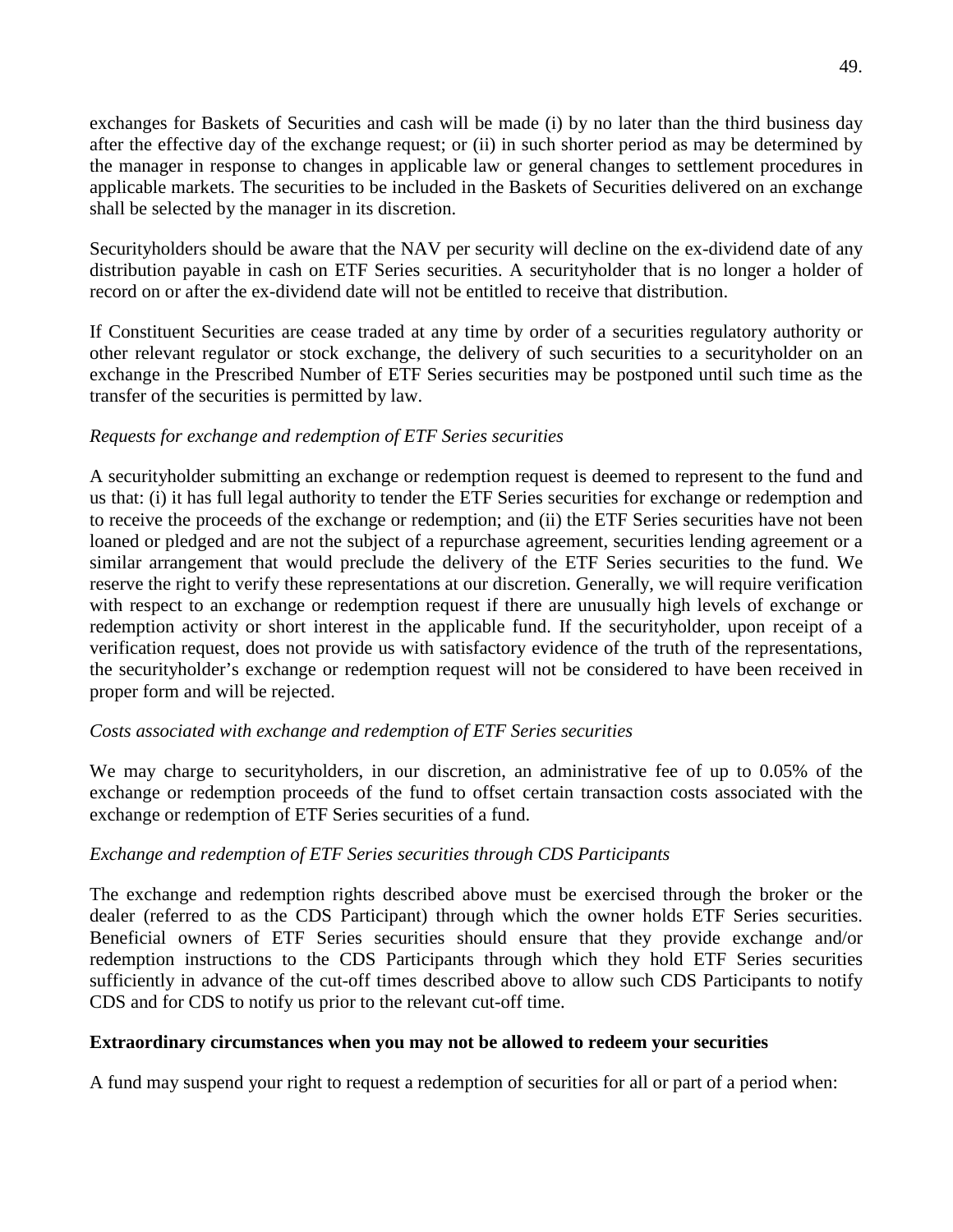exchanges for Baskets of Securities and cash will be made (i) by no later than the third business day after the effective day of the exchange request; or (ii) in such shorter period as may be determined by the manager in response to changes in applicable law or general changes to settlement procedures in applicable markets. The securities to be included in the Baskets of Securities delivered on an exchange shall be selected by the manager in its discretion.

Securityholders should be aware that the NAV per security will decline on the ex-dividend date of any distribution payable in cash on ETF Series securities. A securityholder that is no longer a holder of record on or after the ex-dividend date will not be entitled to receive that distribution.

If Constituent Securities are cease traded at any time by order of a securities regulatory authority or other relevant regulator or stock exchange, the delivery of such securities to a securityholder on an exchange in the Prescribed Number of ETF Series securities may be postponed until such time as the transfer of the securities is permitted by law.

*Requests for exchange and redemption of ETF Series securities*

A securityholder submitting an exchange or redemption request is deemed to represent to the fund and us that: (i) it has full legal authority to tender the ETF Series securities for exchange or redemption and to receive the proceeds of the exchange or redemption; and (ii) the ETF Series securities have not been loaned or pledged and are not the subject of a repurchase agreement, securities lending agreement or a similar arrangement that would preclude the delivery of the ETF Series securities to the fund. We reserve the right to verify these representations at our discretion. Generally, we will require verification with respect to an exchange or redemption request if there are unusually high levels of exchange or redemption activity or short interest in the applicable fund. If the securityholder, upon receipt of a verification request, does not provide us with satisfactory evidence of the truth of the representations, the securityholder's exchange or redemption request will not be considered to have been received in proper form and will be rejected.

*Costs associated with exchange and redemption of ETF Series securities*

We may charge to securityholders, in our discretion, an administrative fee of up to 0.05% of the exchange or redemption proceeds of the fund to offset certain transaction costs associated with the exchange or redemption of ETF Series securities of a fund.

*Exchange and redemption of ETF Series securities through CDS Participants*

The exchange and redemption rights described above must be exercised through the broker or the dealer (referred to as the CDS Participant) through which the owner holds ETF Series securities. Beneficial owners of ETF Series securities should ensure that they provide exchange and/or redemption instructions to the CDS Participants through which they hold ETF Series securities sufficiently in advance of the cut-off times described above to allow such CDS Participants to notify CDS and for CDS to notify us prior to the relevant cut-off time.

**Extraordinary circumstances when you may not be allowed to redeem your securities**

A fund may suspend your right to request a redemption of securities for all or part of a period when: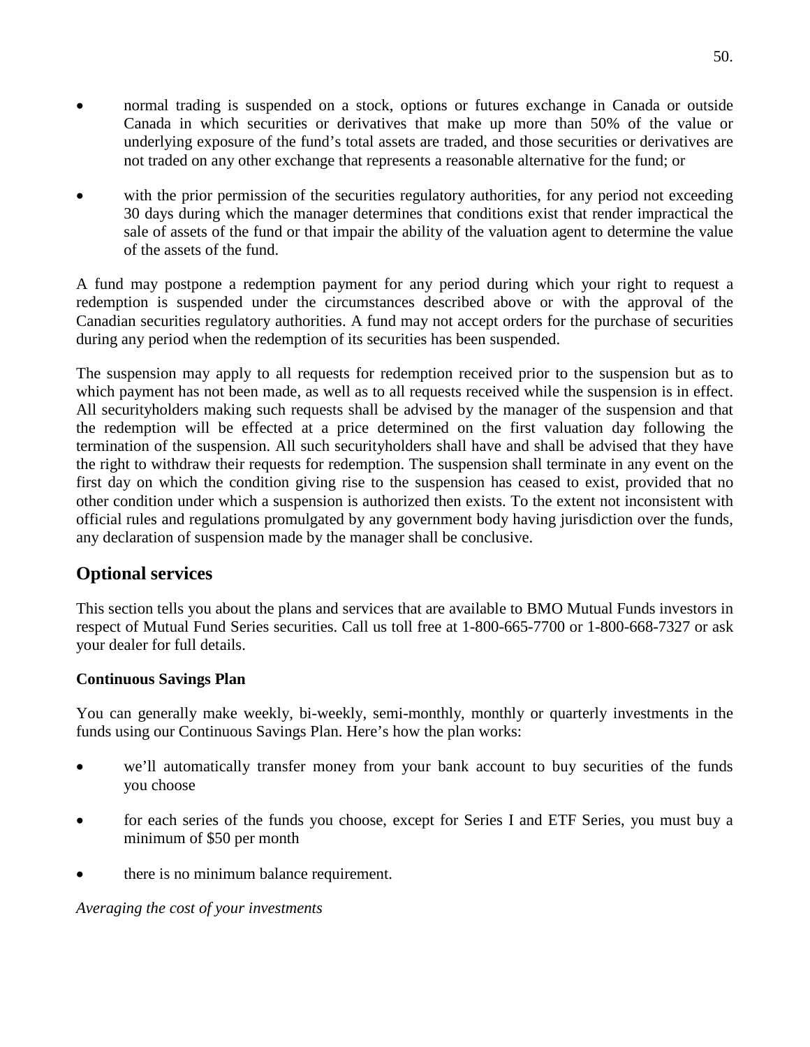- normal trading is suspended on a stock, options or futures exchange in Canada or outside Canada in which securities or derivatives that make up more than 50% of the value or underlying exposure of the fund's total assets are traded, and those securities or derivatives are not traded on any other exchange that represents a reasonable alternative for the fund; or
- with the prior permission of the securities regulatory authorities, for any period not exceeding 30 days during which the manager determines that conditions exist that render impractical the sale of assets of the fund or that impair the ability of the valuation agent to determine the value of the assets of the fund.

A fund may postpone a redemption payment for any period during which your right to request a redemption is suspended under the circumstances described above or with the approval of the Canadian securities regulatory authorities. A fund may not accept orders for the purchase of securities during any period when the redemption of its securities has been suspended.

The suspension may apply to all requests for redemption received prior to the suspension but as to which payment has not been made, as well as to all requests received while the suspension is in effect. All securityholders making such requests shall be advised by the manager of the suspension and that the redemption will be effected at a price determined on the first valuation day following the termination of the suspension. All such securityholders shall have and shall be advised that they have the right to withdraw their requests for redemption. The suspension shall terminate in any event on the first day on which the condition giving rise to the suspension has ceased to exist, provided that no other condition under which a suspension is authorized then exists. To the extent not inconsistent with official rules and regulations promulgated by any government body having jurisdiction over the funds, any declaration of suspension made by the manager shall be conclusive.

## Optional services

This section tells you about the plans and services that are available to BMO Mutual Funds investors in respect of Mutual Fund Series securities. Call us toll free at 1-800-665-7700 or 1-800-668-7327 or ask your dealer for full details.

**Continuous Savings Plan**

You can generally make weekly, bi-weekly, semi-monthly, monthly or quarterly investments in the funds using our Continuous Savings Plan. Here's how the plan works:

- we'll automatically transfer money from your bank account to buy securities of the funds you choose
- for each series of the funds you choose, except for Series I and ETF Series, you must buy a minimum of $50 per month
- there is no minimum balance requirement.

*Averaging the cost of your investments*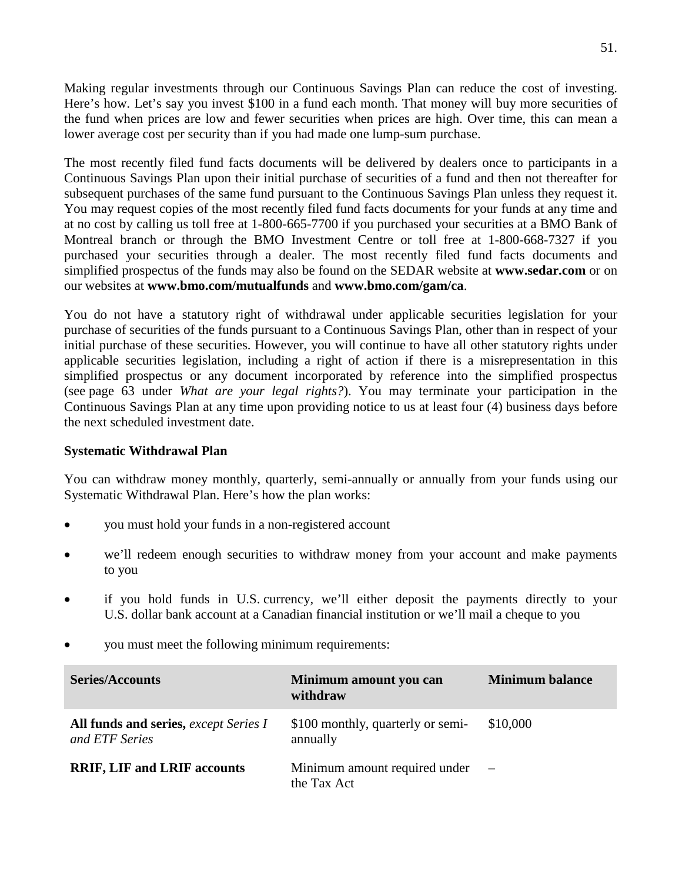Making regular investments through our Continuous Savings Plan can reduce the cost of investing. Here's how. Let's say you invest $100 in a fund each month. That money will buy more securities of the fund when prices are low and fewer securities when prices are high. Over time, this can mean a lower average cost per security than if you had made one lump-sum purchase.

The most recently filed fund facts documents will be delivered by dealers once to participants in a Continuous Savings Plan upon their initial purchase of securities of a fund and then not thereafter for subsequent purchases of the same fund pursuant to the Continuous Savings Plan unless they request it. You may request copies of the most recently filed fund facts documents for your funds at any time and at no cost by calling us toll free at 1-800-665-7700 if you purchased your securities at a BMO Bank of Montreal branch or through the BMO Investment Centre or toll free at 1-800-668-7327 if you purchased your securities through a dealer. The most recently filed fund facts documents and simplified prospectus of the funds may also be found on the SEDAR website at **www.sedar.com** or on our websites at **www.bmo.com/mutualfunds** and **www.bmo.com/gam/ca**.

You do not have a statutory right of withdrawal under applicable securities legislation for your purchase of securities of the funds pursuant to a Continuous Savings Plan, other than in respect of your initial purchase of these securities. However, you will continue to have all other statutory rights under applicable securities legislation, including a right of action if there is a misrepresentation in this simplified prospectus or any document incorporated by reference into the simplified prospectus (see page 63 under *What are your legal rights?*). You may terminate your participation in the Continuous Savings Plan at any time upon providing notice to us at least four (4) business days before the next scheduled investment date.

**Systematic Withdrawal Plan**

You can withdraw money monthly, quarterly, semi-annually or annually from your funds using our Systematic Withdrawal Plan. Here's how the plan works:

- you must hold your funds in a non-registered account
- we'll redeem enough securities to withdraw money from your account and make payments to you
- if you hold funds in U.S. currency, we'll either deposit the payments directly to your U.S. dollar bank account at a Canadian financial institution or we'll mail a cheque to you
- you must meet the following minimum requirements:

| Series/Accounts | Minimum amount you can withdraw | Minimum balance |
|---|---|---|
| **All funds and series,** *except Series I and ETF Series* | $100 monthly, quarterly or semi-annually | $10,000 |
| **RRIF, LIF and LRIF accounts** | Minimum amount required under the Tax Act | – |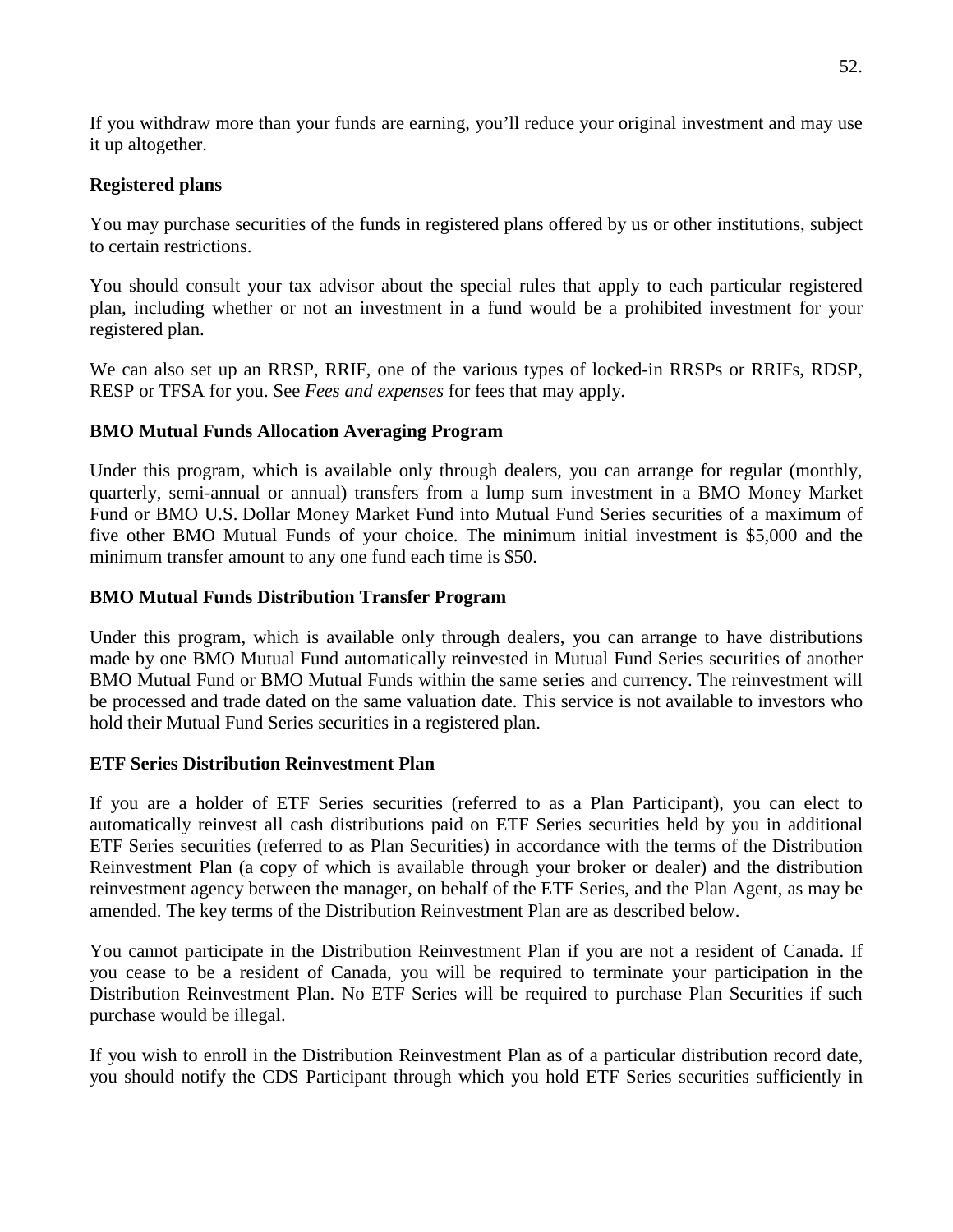If you withdraw more than your funds are earning, you'll reduce your original investment and may use it up altogether.

**Registered plans**

You may purchase securities of the funds in registered plans offered by us or other institutions, subject to certain restrictions.

You should consult your tax advisor about the special rules that apply to each particular registered plan, including whether or not an investment in a fund would be a prohibited investment for your registered plan.

We can also set up an RRSP, RRIF, one of the various types of locked-in RRSPs or RRIFs, RDSP, RESP or TFSA for you. See *Fees and expenses* for fees that may apply.

**BMO Mutual Funds Allocation Averaging Program**

Under this program, which is available only through dealers, you can arrange for regular (monthly, quarterly, semi-annual or annual) transfers from a lump sum investment in a BMO Money Market Fund or BMO U.S. Dollar Money Market Fund into Mutual Fund Series securities of a maximum of five other BMO Mutual Funds of your choice. The minimum initial investment is $5,000 and the minimum transfer amount to any one fund each time is $50.

**BMO Mutual Funds Distribution Transfer Program**

Under this program, which is available only through dealers, you can arrange to have distributions made by one BMO Mutual Fund automatically reinvested in Mutual Fund Series securities of another BMO Mutual Fund or BMO Mutual Funds within the same series and currency. The reinvestment will be processed and trade dated on the same valuation date. This service is not available to investors who hold their Mutual Fund Series securities in a registered plan.

**ETF Series Distribution Reinvestment Plan**

If you are a holder of ETF Series securities (referred to as a Plan Participant), you can elect to automatically reinvest all cash distributions paid on ETF Series securities held by you in additional ETF Series securities (referred to as Plan Securities) in accordance with the terms of the Distribution Reinvestment Plan (a copy of which is available through your broker or dealer) and the distribution reinvestment agency between the manager, on behalf of the ETF Series, and the Plan Agent, as may be amended. The key terms of the Distribution Reinvestment Plan are as described below.

You cannot participate in the Distribution Reinvestment Plan if you are not a resident of Canada. If you cease to be a resident of Canada, you will be required to terminate your participation in the Distribution Reinvestment Plan. No ETF Series will be required to purchase Plan Securities if such purchase would be illegal.

If you wish to enroll in the Distribution Reinvestment Plan as of a particular distribution record date, you should notify the CDS Participant through which you hold ETF Series securities sufficiently in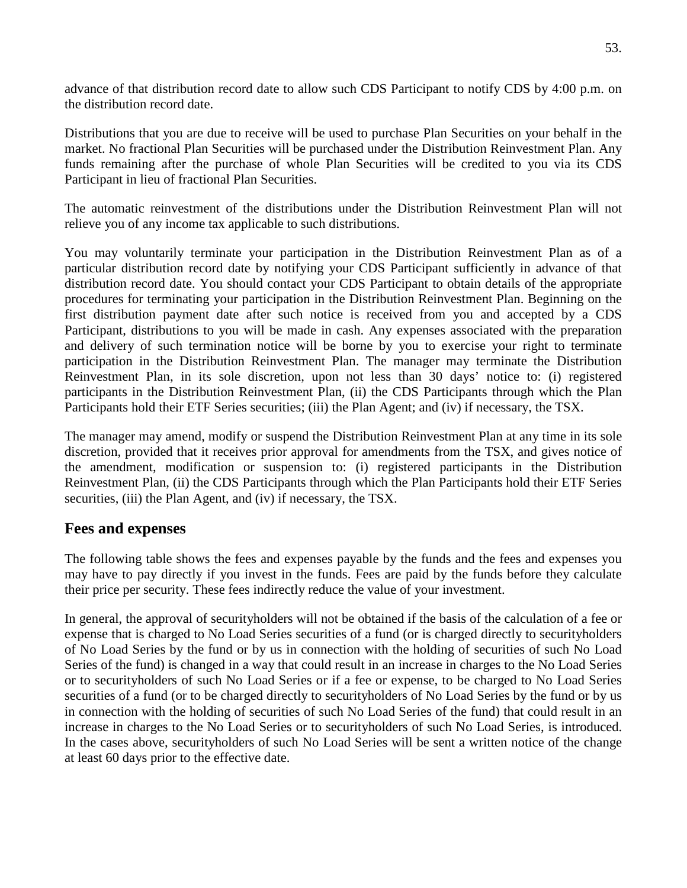advance of that distribution record date to allow such CDS Participant to notify CDS by 4:00 p.m. on the distribution record date.

Distributions that you are due to receive will be used to purchase Plan Securities on your behalf in the market. No fractional Plan Securities will be purchased under the Distribution Reinvestment Plan. Any funds remaining after the purchase of whole Plan Securities will be credited to you via its CDS Participant in lieu of fractional Plan Securities.

The automatic reinvestment of the distributions under the Distribution Reinvestment Plan will not relieve you of any income tax applicable to such distributions.

You may voluntarily terminate your participation in the Distribution Reinvestment Plan as of a particular distribution record date by notifying your CDS Participant sufficiently in advance of that distribution record date. You should contact your CDS Participant to obtain details of the appropriate procedures for terminating your participation in the Distribution Reinvestment Plan. Beginning on the first distribution payment date after such notice is received from you and accepted by a CDS Participant, distributions to you will be made in cash. Any expenses associated with the preparation and delivery of such termination notice will be borne by you to exercise your right to terminate participation in the Distribution Reinvestment Plan. The manager may terminate the Distribution Reinvestment Plan, in its sole discretion, upon not less than 30 days' notice to: (i) registered participants in the Distribution Reinvestment Plan, (ii) the CDS Participants through which the Plan Participants hold their ETF Series securities; (iii) the Plan Agent; and (iv) if necessary, the TSX.

The manager may amend, modify or suspend the Distribution Reinvestment Plan at any time in its sole discretion, provided that it receives prior approval for amendments from the TSX, and gives notice of the amendment, modification or suspension to: (i) registered participants in the Distribution Reinvestment Plan, (ii) the CDS Participants through which the Plan Participants hold their ETF Series securities, (iii) the Plan Agent, and (iv) if necessary, the TSX.

## Fees and expenses

The following table shows the fees and expenses payable by the funds and the fees and expenses you may have to pay directly if you invest in the funds. Fees are paid by the funds before they calculate their price per security. These fees indirectly reduce the value of your investment.

In general, the approval of securityholders will not be obtained if the basis of the calculation of a fee or expense that is charged to No Load Series securities of a fund (or is charged directly to securityholders of No Load Series by the fund or by us in connection with the holding of securities of such No Load Series of the fund) is changed in a way that could result in an increase in charges to the No Load Series or to securityholders of such No Load Series or if a fee or expense, to be charged to No Load Series securities of a fund (or to be charged directly to securityholders of No Load Series by the fund or by us in connection with the holding of securities of such No Load Series of the fund) that could result in an increase in charges to the No Load Series or to securityholders of such No Load Series, is introduced. In the cases above, securityholders of such No Load Series will be sent a written notice of the change at least 60 days prior to the effective date.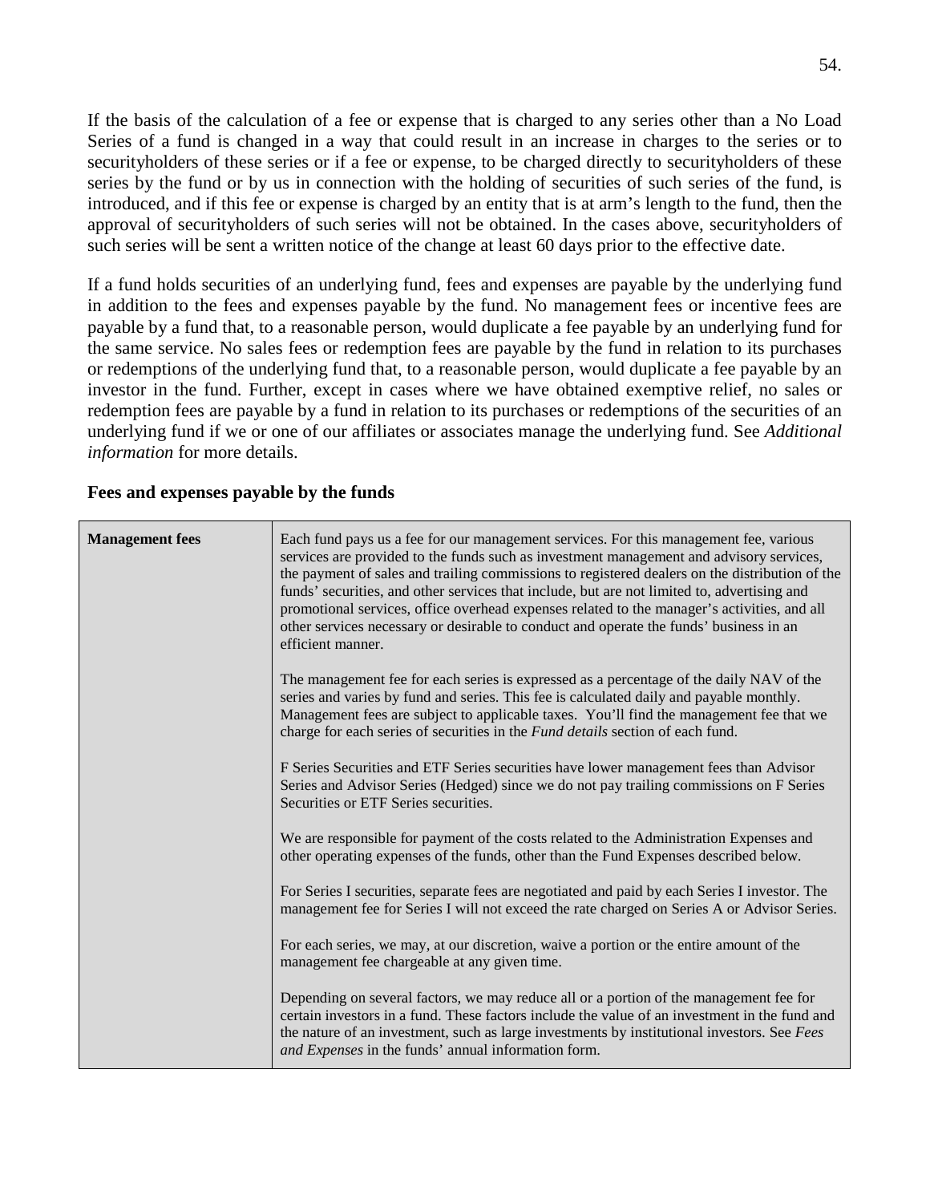If the basis of the calculation of a fee or expense that is charged to any series other than a No Load Series of a fund is changed in a way that could result in an increase in charges to the series or to securityholders of these series or if a fee or expense, to be charged directly to securityholders of these series by the fund or by us in connection with the holding of securities of such series of the fund, is introduced, and if this fee or expense is charged by an entity that is at arm's length to the fund, then the approval of securityholders of such series will not be obtained. In the cases above, securityholders of such series will be sent a written notice of the change at least 60 days prior to the effective date.

If a fund holds securities of an underlying fund, fees and expenses are payable by the underlying fund in addition to the fees and expenses payable by the fund. No management fees or incentive fees are payable by a fund that, to a reasonable person, would duplicate a fee payable by an underlying fund for the same service. No sales fees or redemption fees are payable by the fund in relation to its purchases or redemptions of the underlying fund that, to a reasonable person, would duplicate a fee payable by an investor in the fund. Further, except in cases where we have obtained exemptive relief, no sales or redemption fees are payable by a fund in relation to its purchases or redemptions of the securities of an underlying fund if we or one of our affiliates or associates manage the underlying fund. See *Additional information* for more details.

**Fees and expenses payable by the funds**

| | |
|---|---|
| **Management fees** | Each fund pays us a fee for our management services. For this management fee, various services are provided to the funds such as investment management and advisory services, the payment of sales and trailing commissions to registered dealers on the distribution of the funds' securities, and other services that include, but are not limited to, advertising and promotional services, office overhead expenses related to the manager's activities, and all other services necessary or desirable to conduct and operate the funds' business in an efficient manner.<br><br>The management fee for each series is expressed as a percentage of the daily NAV of the series and varies by fund and series. This fee is calculated daily and payable monthly. Management fees are subject to applicable taxes. You'll find the management fee that we charge for each series of securities in the *Fund details* section of each fund.<br><br>F Series Securities and ETF Series securities have lower management fees than Advisor Series and Advisor Series (Hedged) since we do not pay trailing commissions on F Series Securities or ETF Series securities.<br><br>We are responsible for payment of the costs related to the Administration Expenses and other operating expenses of the funds, other than the Fund Expenses described below.<br><br>For Series I securities, separate fees are negotiated and paid by each Series I investor. The management fee for Series I will not exceed the rate charged on Series A or Advisor Series.<br><br>For each series, we may, at our discretion, waive a portion or the entire amount of the management fee chargeable at any given time.<br><br>Depending on several factors, we may reduce all or a portion of the management fee for certain investors in a fund. These factors include the value of an investment in the fund and the nature of an investment, such as large investments by institutional investors. See *Fees and Expenses* in the funds' annual information form. |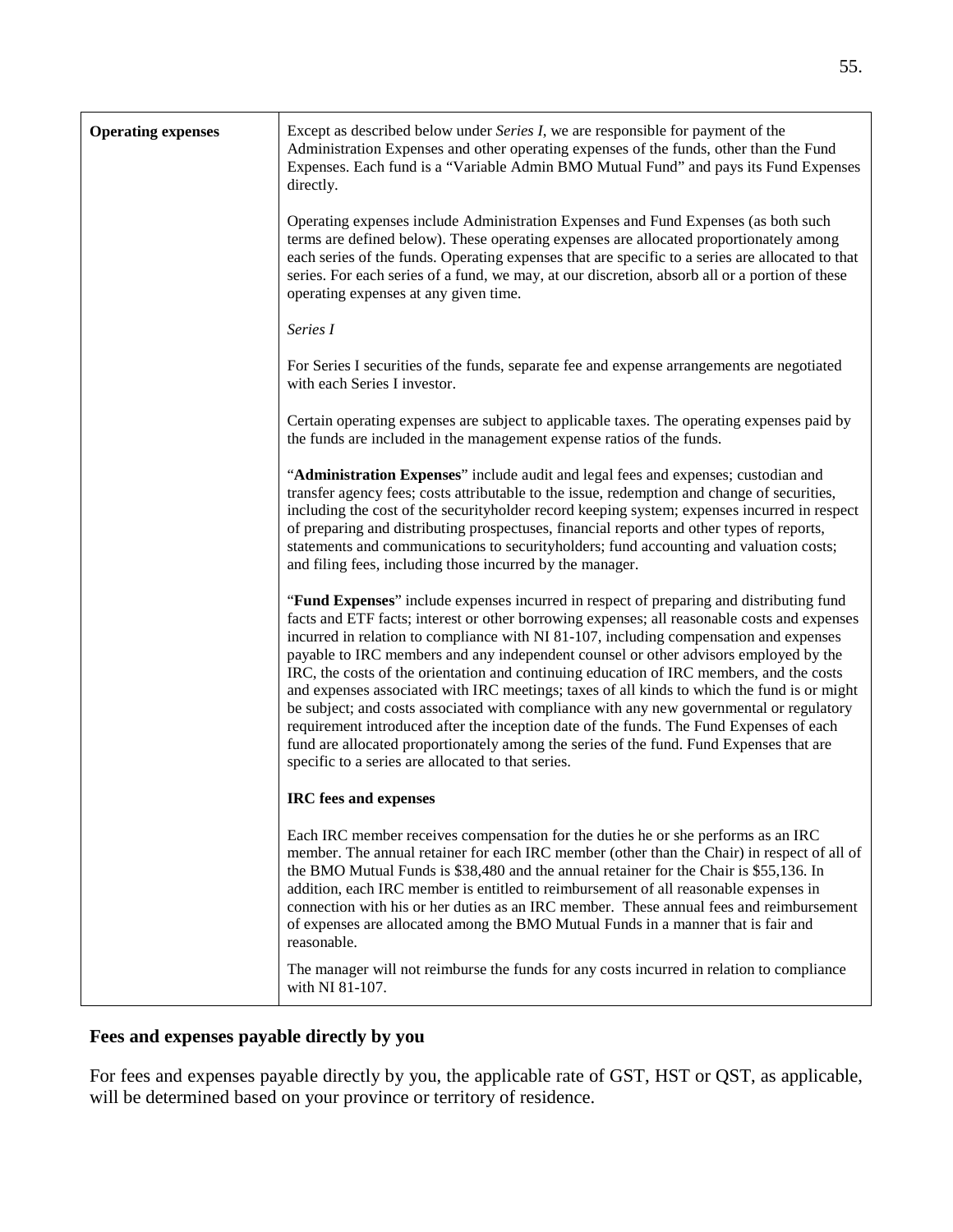| **Operating expenses** | Except as described below under *Series I*, we are responsible for payment of the Administration Expenses and other operating expenses of the funds, other than the Fund Expenses. Each fund is a "Variable Admin BMO Mutual Fund" and pays its Fund Expenses directly.<br><br>Operating expenses include Administration Expenses and Fund Expenses (as both such terms are defined below). These operating expenses are allocated proportionately among each series of the funds. Operating expenses that are specific to a series are allocated to that series. For each series of a fund, we may, at our discretion, absorb all or a portion of these operating expenses at any given time.<br><br>*Series I*<br><br>For Series I securities of the funds, separate fee and expense arrangements are negotiated with each Series I investor.<br><br>Certain operating expenses are subject to applicable taxes. The operating expenses paid by the funds are included in the management expense ratios of the funds.<br><br>"**Administration Expenses**" include audit and legal fees and expenses; custodian and transfer agency fees; costs attributable to the issue, redemption and change of securities, including the cost of the securityholder record keeping system; expenses incurred in respect of preparing and distributing prospectuses, financial reports and other types of reports, statements and communications to securityholders; fund accounting and valuation costs; and filing fees, including those incurred by the manager.<br><br>"**Fund Expenses**" include expenses incurred in respect of preparing and distributing fund facts and ETF facts; interest or other borrowing expenses; all reasonable costs and expenses incurred in relation to compliance with NI 81-107, including compensation and expenses payable to IRC members and any independent counsel or other advisors employed by the IRC, the costs of the orientation and continuing education of IRC members, and the costs and expenses associated with IRC meetings; taxes of all kinds to which the fund is or might be subject; and costs associated with compliance with any new governmental or regulatory requirement introduced after the inception date of the funds. The Fund Expenses of each fund are allocated proportionately among the series of the fund. Fund Expenses that are specific to a series are allocated to that series.<br><br>**IRC fees and expenses**<br><br>Each IRC member receives compensation for the duties he or she performs as an IRC member. The annual retainer for each IRC member (other than the Chair) in respect of all of the BMO Mutual Funds is $38,480 and the annual retainer for the Chair is $55,136. In addition, each IRC member is entitled to reimbursement of all reasonable expenses in connection with his or her duties as an IRC member. These annual fees and reimbursement of expenses are allocated among the BMO Mutual Funds in a manner that is fair and reasonable.<br><br>The manager will not reimburse the funds for any costs incurred in relation to compliance with NI 81-107. |
|---|---|

## Fees and expenses payable directly by you

For fees and expenses payable directly by you, the applicable rate of GST, HST or QST, as applicable, will be determined based on your province or territory of residence.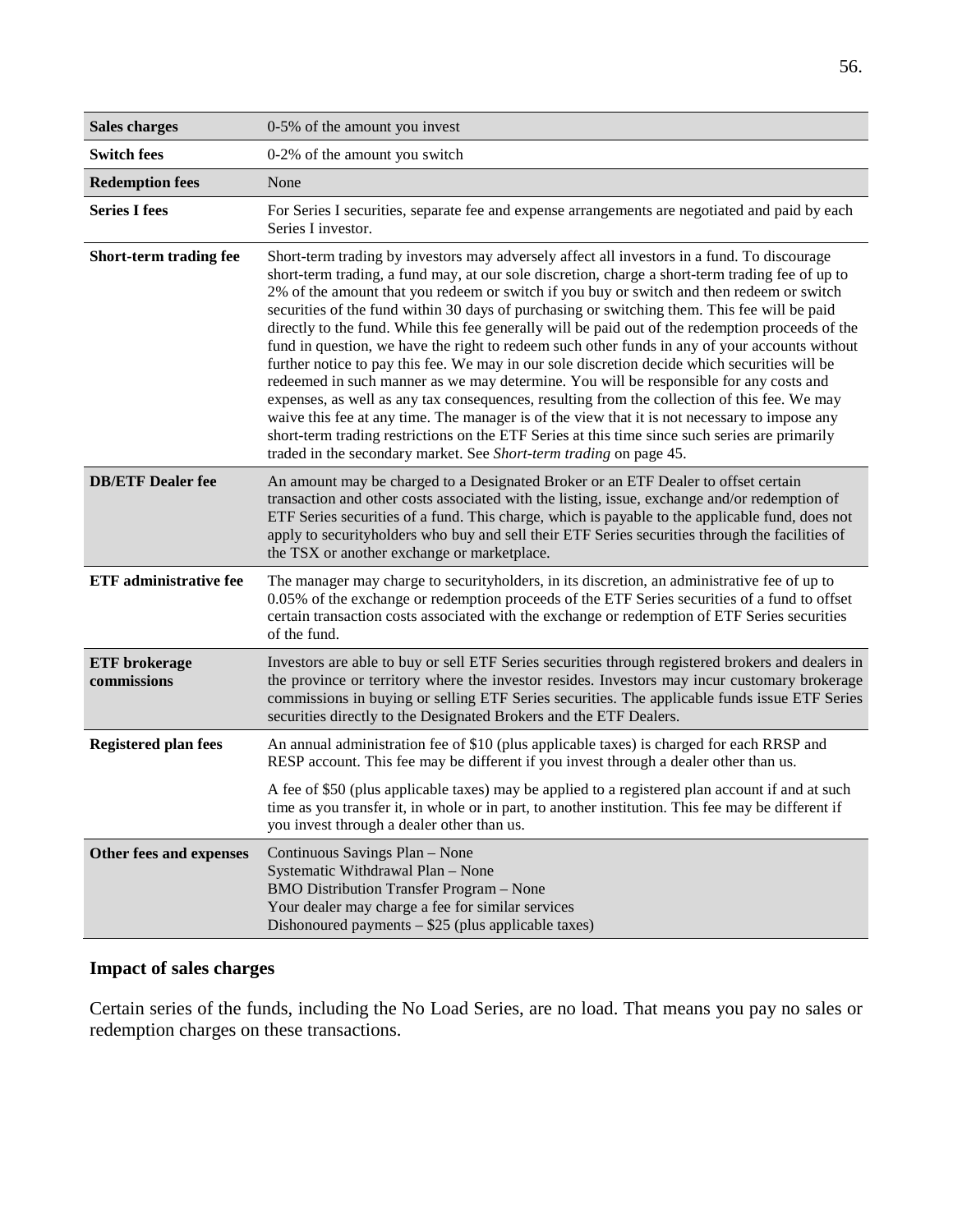| **Sales charges** | 0-5% of the amount you invest |
|---|---|
| **Switch fees** | 0-2% of the amount you switch |
| **Redemption fees** | None |
| **Series I fees** | For Series I securities, separate fee and expense arrangements are negotiated and paid by each Series I investor. |
| **Short-term trading fee** | Short-term trading by investors may adversely affect all investors in a fund. To discourage short-term trading, a fund may, at our sole discretion, charge a short-term trading fee of up to 2% of the amount that you redeem or switch if you buy or switch and then redeem or switch securities of the fund within 30 days of purchasing or switching them. This fee will be paid directly to the fund. While this fee generally will be paid out of the redemption proceeds of the fund in question, we have the right to redeem such other funds in any of your accounts without further notice to pay this fee. We may in our sole discretion decide which securities will be redeemed in such manner as we may determine. You will be responsible for any costs and expenses, as well as any tax consequences, resulting from the collection of this fee. We may waive this fee at any time. The manager is of the view that it is not necessary to impose any short-term trading restrictions on the ETF Series at this time since such series are primarily traded in the secondary market. See *Short-term trading* on page 45. |
| **DB/ETF Dealer fee** | An amount may be charged to a Designated Broker or an ETF Dealer to offset certain transaction and other costs associated with the listing, issue, exchange and/or redemption of ETF Series securities of a fund. This charge, which is payable to the applicable fund, does not apply to securityholders who buy and sell their ETF Series securities through the facilities of the TSX or another exchange or marketplace. |
| **ETF administrative fee** | The manager may charge to securityholders, in its discretion, an administrative fee of up to 0.05% of the exchange or redemption proceeds of the ETF Series securities of a fund to offset certain transaction costs associated with the exchange or redemption of ETF Series securities of the fund. |
| **ETF brokerage commissions** | Investors are able to buy or sell ETF Series securities through registered brokers and dealers in the province or territory where the investor resides. Investors may incur customary brokerage commissions in buying or selling ETF Series securities. The applicable funds issue ETF Series securities directly to the Designated Brokers and the ETF Dealers. |
| **Registered plan fees** | An annual administration fee of $10 (plus applicable taxes) is charged for each RRSP and RESP account. This fee may be different if you invest through a dealer other than us.<br><br>A fee of $50 (plus applicable taxes) may be applied to a registered plan account if and at such time as you transfer it, in whole or in part, to another institution. This fee may be different if you invest through a dealer other than us. |
| **Other fees and expenses** | Continuous Savings Plan – None<br>Systematic Withdrawal Plan – None<br>BMO Distribution Transfer Program – None<br>Your dealer may charge a fee for similar services<br>Dishonoured payments – $25 (plus applicable taxes) |

### Impact of sales charges

Certain series of the funds, including the No Load Series, are no load. That means you pay no sales or redemption charges on these transactions.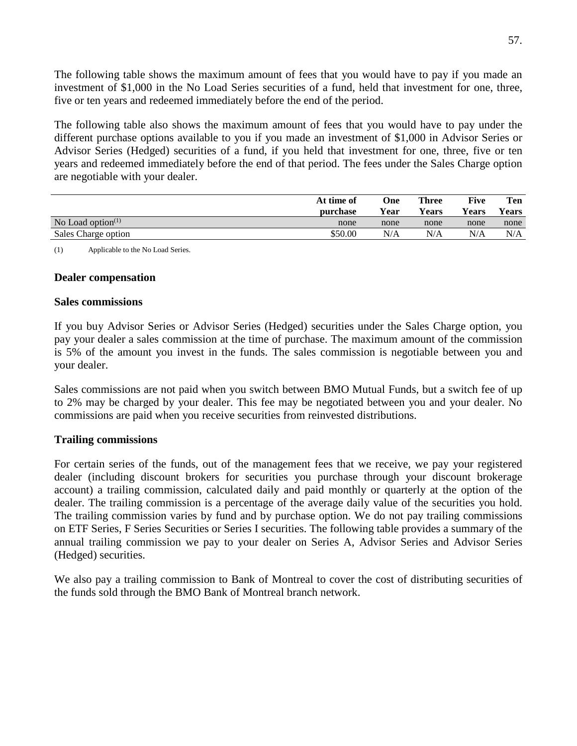The following table shows the maximum amount of fees that you would have to pay if you made an investment of $1,000 in the No Load Series securities of a fund, held that investment for one, three, five or ten years and redeemed immediately before the end of the period.

The following table also shows the maximum amount of fees that you would have to pay under the different purchase options available to you if you made an investment of $1,000 in Advisor Series or Advisor Series (Hedged) securities of a fund, if you held that investment for one, three, five or ten years and redeemed immediately before the end of that period. The fees under the Sales Charge option are negotiable with your dealer.

| | At time of purchase | One Year | Three Years | Five Years | Ten Years |
|---|---|---|---|---|---|
| No Load option[(1)] | none | none | none | none | none |
| Sales Charge option | $50.00 | N/A | N/A | N/A | N/A |

(1) Applicable to the No Load Series.

### Dealer compensation

#### Sales commissions

If you buy Advisor Series or Advisor Series (Hedged) securities under the Sales Charge option, you pay your dealer a sales commission at the time of purchase. The maximum amount of the commission is 5% of the amount you invest in the funds. The sales commission is negotiable between you and your dealer.

Sales commissions are not paid when you switch between BMO Mutual Funds, but a switch fee of up to 2% may be charged by your dealer. This fee may be negotiated between you and your dealer. No commissions are paid when you receive securities from reinvested distributions.

#### Trailing commissions

For certain series of the funds, out of the management fees that we receive, we pay your registered dealer (including discount brokers for securities you purchase through your discount brokerage account) a trailing commission, calculated daily and paid monthly or quarterly at the option of the dealer. The trailing commission is a percentage of the average daily value of the securities you hold. The trailing commission varies by fund and by purchase option. We do not pay trailing commissions on ETF Series, F Series Securities or Series I securities. The following table provides a summary of the annual trailing commission we pay to your dealer on Series A, Advisor Series and Advisor Series (Hedged) securities.

We also pay a trailing commission to Bank of Montreal to cover the cost of distributing securities of the funds sold through the BMO Bank of Montreal branch network.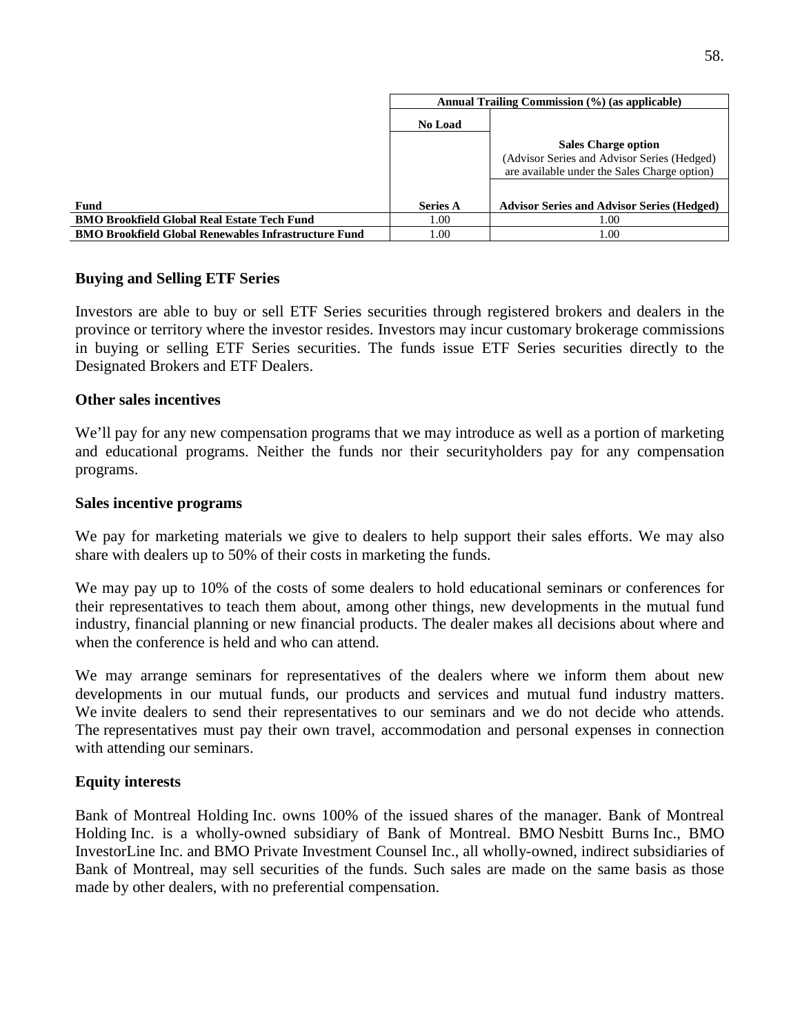| | Annual Trailing Commission (%) (as applicable) | |
|---|---|---|
| | No Load | Sales Charge option (Advisor Series and Advisor Series (Hedged) are available under the Sales Charge option) |
| **Fund** | **Series A** | **Advisor Series and Advisor Series (Hedged)** |
| **BMO Brookfield Global Real Estate Tech Fund** | 1.00 | 1.00 |
| **BMO Brookfield Global Renewables Infrastructure Fund** | 1.00 | 1.00 |

### Buying and Selling ETF Series

Investors are able to buy or sell ETF Series securities through registered brokers and dealers in the province or territory where the investor resides. Investors may incur customary brokerage commissions in buying or selling ETF Series securities. The funds issue ETF Series securities directly to the Designated Brokers and ETF Dealers.

### Other sales incentives

We'll pay for any new compensation programs that we may introduce as well as a portion of marketing and educational programs. Neither the funds nor their securityholders pay for any compensation programs.

### Sales incentive programs

We pay for marketing materials we give to dealers to help support their sales efforts. We may also share with dealers up to 50% of their costs in marketing the funds.

We may pay up to 10% of the costs of some dealers to hold educational seminars or conferences for their representatives to teach them about, among other things, new developments in the mutual fund industry, financial planning or new financial products. The dealer makes all decisions about where and when the conference is held and who can attend.

We may arrange seminars for representatives of the dealers where we inform them about new developments in our mutual funds, our products and services and mutual fund industry matters. We invite dealers to send their representatives to our seminars and we do not decide who attends. The representatives must pay their own travel, accommodation and personal expenses in connection with attending our seminars.

### Equity interests

Bank of Montreal Holding Inc. owns 100% of the issued shares of the manager. Bank of Montreal Holding Inc. is a wholly-owned subsidiary of Bank of Montreal. BMO Nesbitt Burns Inc., BMO InvestorLine Inc. and BMO Private Investment Counsel Inc., all wholly-owned, indirect subsidiaries of Bank of Montreal, may sell securities of the funds. Such sales are made on the same basis as those made by other dealers, with no preferential compensation.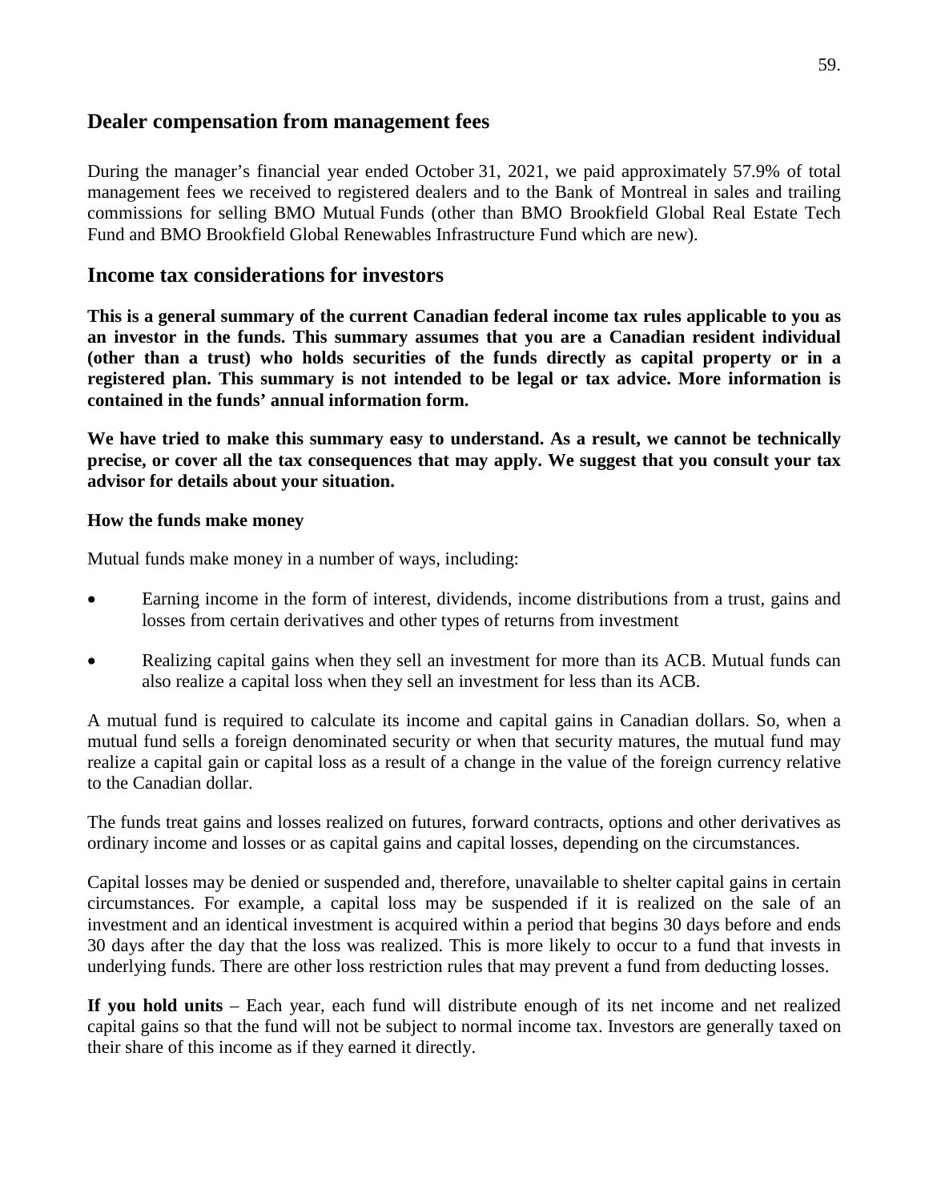## Dealer compensation from management fees

During the manager's financial year ended October 31, 2021, we paid approximately 57.9% of total management fees we received to registered dealers and to the Bank of Montreal in sales and trailing commissions for selling BMO Mutual Funds (other than BMO Brookfield Global Real Estate Tech Fund and BMO Brookfield Global Renewables Infrastructure Fund which are new).

## Income tax considerations for investors

**This is a general summary of the current Canadian federal income tax rules applicable to you as an investor in the funds. This summary assumes that you are a Canadian resident individual (other than a trust) who holds securities of the funds directly as capital property or in a registered plan. This summary is not intended to be legal or tax advice. More information is contained in the funds' annual information form.**

**We have tried to make this summary easy to understand. As a result, we cannot be technically precise, or cover all the tax consequences that may apply. We suggest that you consult your tax advisor for details about your situation.**

### How the funds make money

Mutual funds make money in a number of ways, including:

- Earning income in the form of interest, dividends, income distributions from a trust, gains and losses from certain derivatives and other types of returns from investment
- Realizing capital gains when they sell an investment for more than its ACB. Mutual funds can also realize a capital loss when they sell an investment for less than its ACB.

A mutual fund is required to calculate its income and capital gains in Canadian dollars. So, when a mutual fund sells a foreign denominated security or when that security matures, the mutual fund may realize a capital gain or capital loss as a result of a change in the value of the foreign currency relative to the Canadian dollar.

The funds treat gains and losses realized on futures, forward contracts, options and other derivatives as ordinary income and losses or as capital gains and capital losses, depending on the circumstances.

Capital losses may be denied or suspended and, therefore, unavailable to shelter capital gains in certain circumstances. For example, a capital loss may be suspended if it is realized on the sale of an investment and an identical investment is acquired within a period that begins 30 days before and ends 30 days after the day that the loss was realized. This is more likely to occur to a fund that invests in underlying funds. There are other loss restriction rules that may prevent a fund from deducting losses.

**If you hold units** – Each year, each fund will distribute enough of its net income and net realized capital gains so that the fund will not be subject to normal income tax. Investors are generally taxed on their share of this income as if they earned it directly.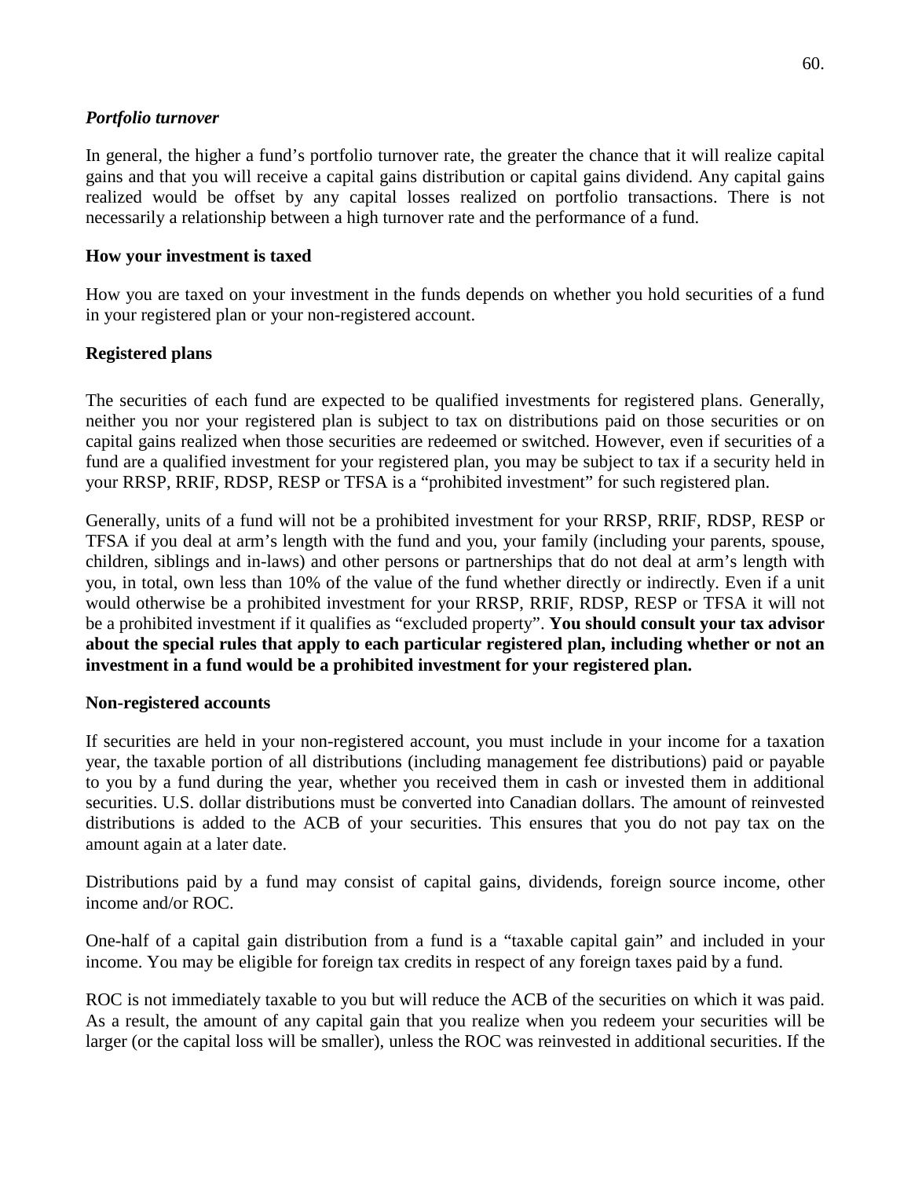*Portfolio turnover*

In general, the higher a fund's portfolio turnover rate, the greater the chance that it will realize capital gains and that you will receive a capital gains distribution or capital gains dividend. Any capital gains realized would be offset by any capital losses realized on portfolio transactions. There is not necessarily a relationship between a high turnover rate and the performance of a fund.

**How your investment is taxed**

How you are taxed on your investment in the funds depends on whether you hold securities of a fund in your registered plan or your non-registered account.

**Registered plans**

The securities of each fund are expected to be qualified investments for registered plans. Generally, neither you nor your registered plan is subject to tax on distributions paid on those securities or on capital gains realized when those securities are redeemed or switched. However, even if securities of a fund are a qualified investment for your registered plan, you may be subject to tax if a security held in your RRSP, RRIF, RDSP, RESP or TFSA is a "prohibited investment" for such registered plan.

Generally, units of a fund will not be a prohibited investment for your RRSP, RRIF, RDSP, RESP or TFSA if you deal at arm's length with the fund and you, your family (including your parents, spouse, children, siblings and in-laws) and other persons or partnerships that do not deal at arm's length with you, in total, own less than 10% of the value of the fund whether directly or indirectly. Even if a unit would otherwise be a prohibited investment for your RRSP, RRIF, RDSP, RESP or TFSA it will not be a prohibited investment if it qualifies as "excluded property". **You should consult your tax advisor about the special rules that apply to each particular registered plan, including whether or not an investment in a fund would be a prohibited investment for your registered plan.**

**Non-registered accounts**

If securities are held in your non-registered account, you must include in your income for a taxation year, the taxable portion of all distributions (including management fee distributions) paid or payable to you by a fund during the year, whether you received them in cash or invested them in additional securities. U.S. dollar distributions must be converted into Canadian dollars. The amount of reinvested distributions is added to the ACB of your securities. This ensures that you do not pay tax on the amount again at a later date.

Distributions paid by a fund may consist of capital gains, dividends, foreign source income, other income and/or ROC.

One-half of a capital gain distribution from a fund is a "taxable capital gain" and included in your income. You may be eligible for foreign tax credits in respect of any foreign taxes paid by a fund.

ROC is not immediately taxable to you but will reduce the ACB of the securities on which it was paid. As a result, the amount of any capital gain that you realize when you redeem your securities will be larger (or the capital loss will be smaller), unless the ROC was reinvested in additional securities. If the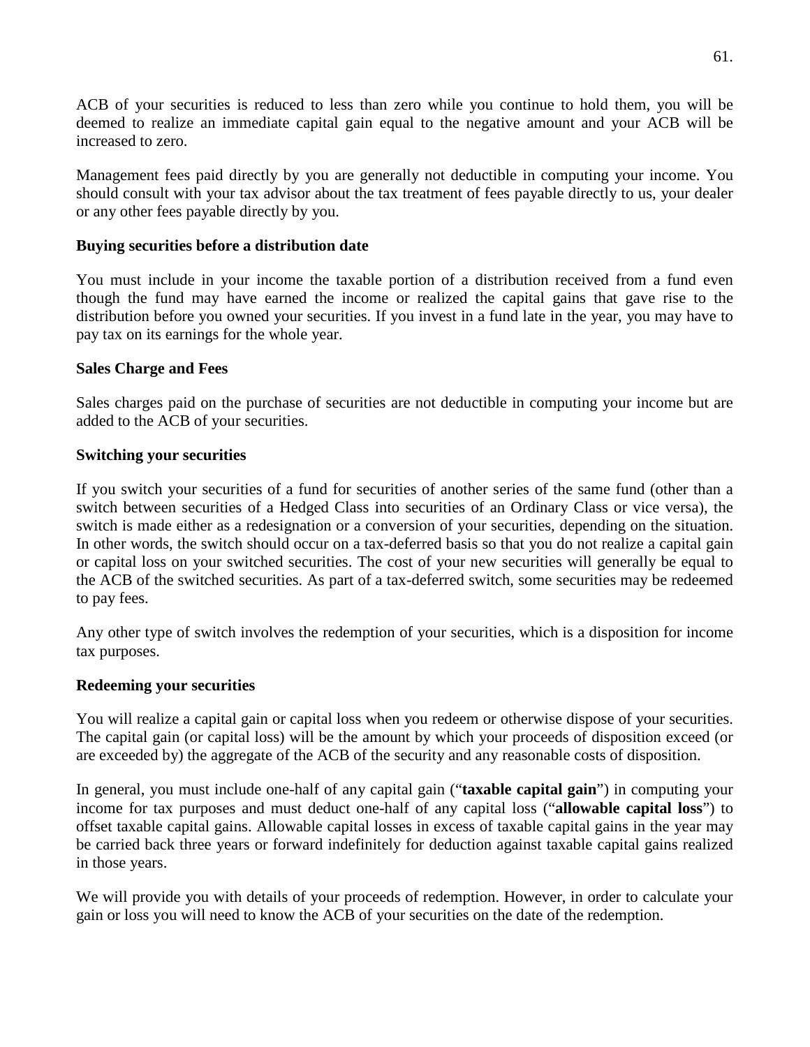ACB of your securities is reduced to less than zero while you continue to hold them, you will be deemed to realize an immediate capital gain equal to the negative amount and your ACB will be increased to zero.

Management fees paid directly by you are generally not deductible in computing your income. You should consult with your tax advisor about the tax treatment of fees payable directly to us, your dealer or any other fees payable directly by you.

**Buying securities before a distribution date**

You must include in your income the taxable portion of a distribution received from a fund even though the fund may have earned the income or realized the capital gains that gave rise to the distribution before you owned your securities. If you invest in a fund late in the year, you may have to pay tax on its earnings for the whole year.

**Sales Charge and Fees**

Sales charges paid on the purchase of securities are not deductible in computing your income but are added to the ACB of your securities.

**Switching your securities**

If you switch your securities of a fund for securities of another series of the same fund (other than a switch between securities of a Hedged Class into securities of an Ordinary Class or vice versa), the switch is made either as a redesignation or a conversion of your securities, depending on the situation. In other words, the switch should occur on a tax-deferred basis so that you do not realize a capital gain or capital loss on your switched securities. The cost of your new securities will generally be equal to the ACB of the switched securities. As part of a tax-deferred switch, some securities may be redeemed to pay fees.

Any other type of switch involves the redemption of your securities, which is a disposition for income tax purposes.

**Redeeming your securities**

You will realize a capital gain or capital loss when you redeem or otherwise dispose of your securities. The capital gain (or capital loss) will be the amount by which your proceeds of disposition exceed (or are exceeded by) the aggregate of the ACB of the security and any reasonable costs of disposition.

In general, you must include one-half of any capital gain ("**taxable capital gain**") in computing your income for tax purposes and must deduct one-half of any capital loss ("**allowable capital loss**") to offset taxable capital gains. Allowable capital losses in excess of taxable capital gains in the year may be carried back three years or forward indefinitely for deduction against taxable capital gains realized in those years.

We will provide you with details of your proceeds of redemption. However, in order to calculate your gain or loss you will need to know the ACB of your securities on the date of the redemption.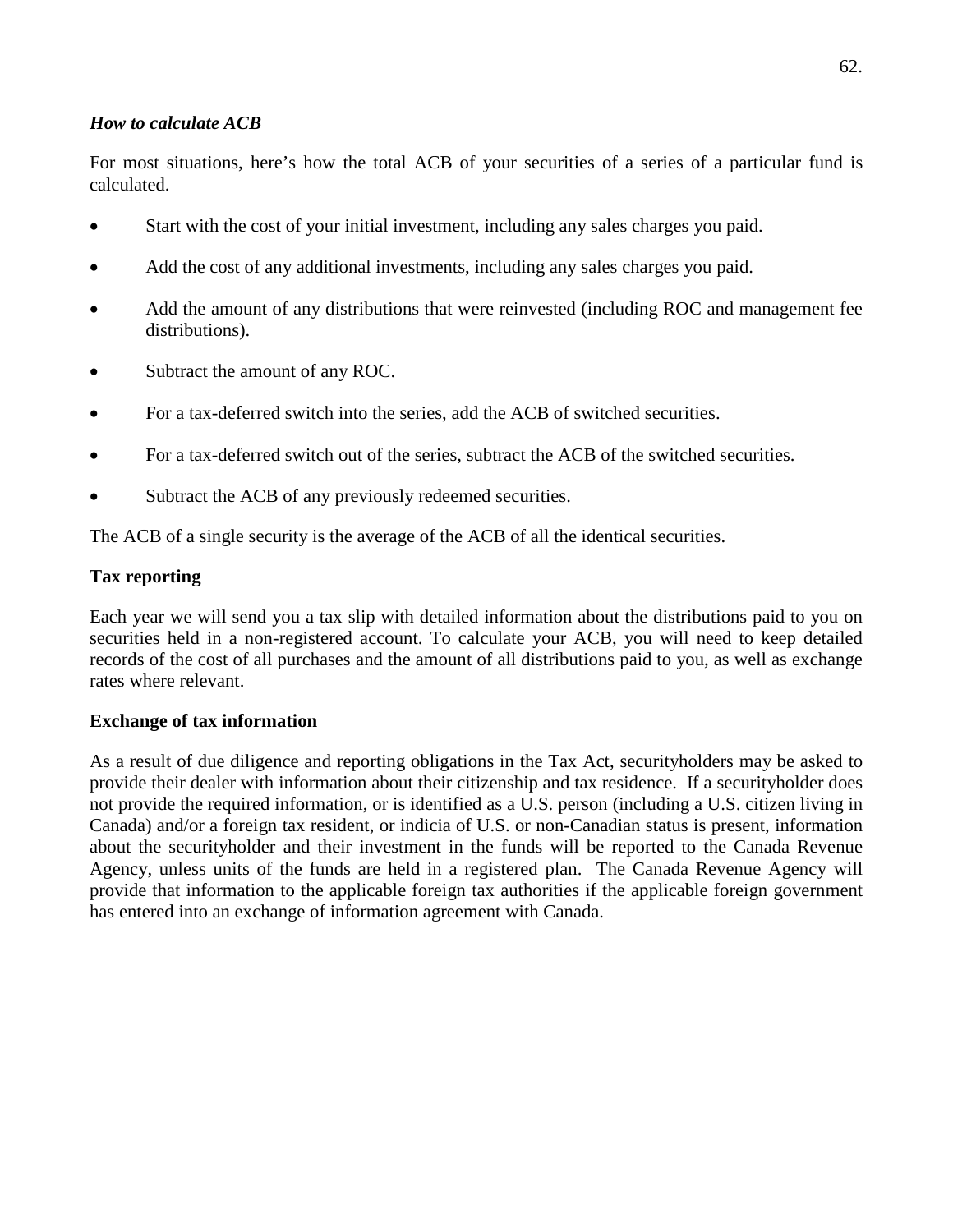### *How to calculate ACB*

For most situations, here's how the total ACB of your securities of a series of a particular fund is calculated.

- Start with the cost of your initial investment, including any sales charges you paid.
- Add the cost of any additional investments, including any sales charges you paid.
- Add the amount of any distributions that were reinvested (including ROC and management fee distributions).
- Subtract the amount of any ROC.
- For a tax-deferred switch into the series, add the ACB of switched securities.
- For a tax-deferred switch out of the series, subtract the ACB of the switched securities.
- Subtract the ACB of any previously redeemed securities.

The ACB of a single security is the average of the ACB of all the identical securities.

## Tax reporting

Each year we will send you a tax slip with detailed information about the distributions paid to you on securities held in a non-registered account. To calculate your ACB, you will need to keep detailed records of the cost of all purchases and the amount of all distributions paid to you, as well as exchange rates where relevant.

## Exchange of tax information

As a result of due diligence and reporting obligations in the Tax Act, securityholders may be asked to provide their dealer with information about their citizenship and tax residence. If a securityholder does not provide the required information, or is identified as a U.S. person (including a U.S. citizen living in Canada) and/or a foreign tax resident, or indicia of U.S. or non-Canadian status is present, information about the securityholder and their investment in the funds will be reported to the Canada Revenue Agency, unless units of the funds are held in a registered plan. The Canada Revenue Agency will provide that information to the applicable foreign tax authorities if the applicable foreign government has entered into an exchange of information agreement with Canada.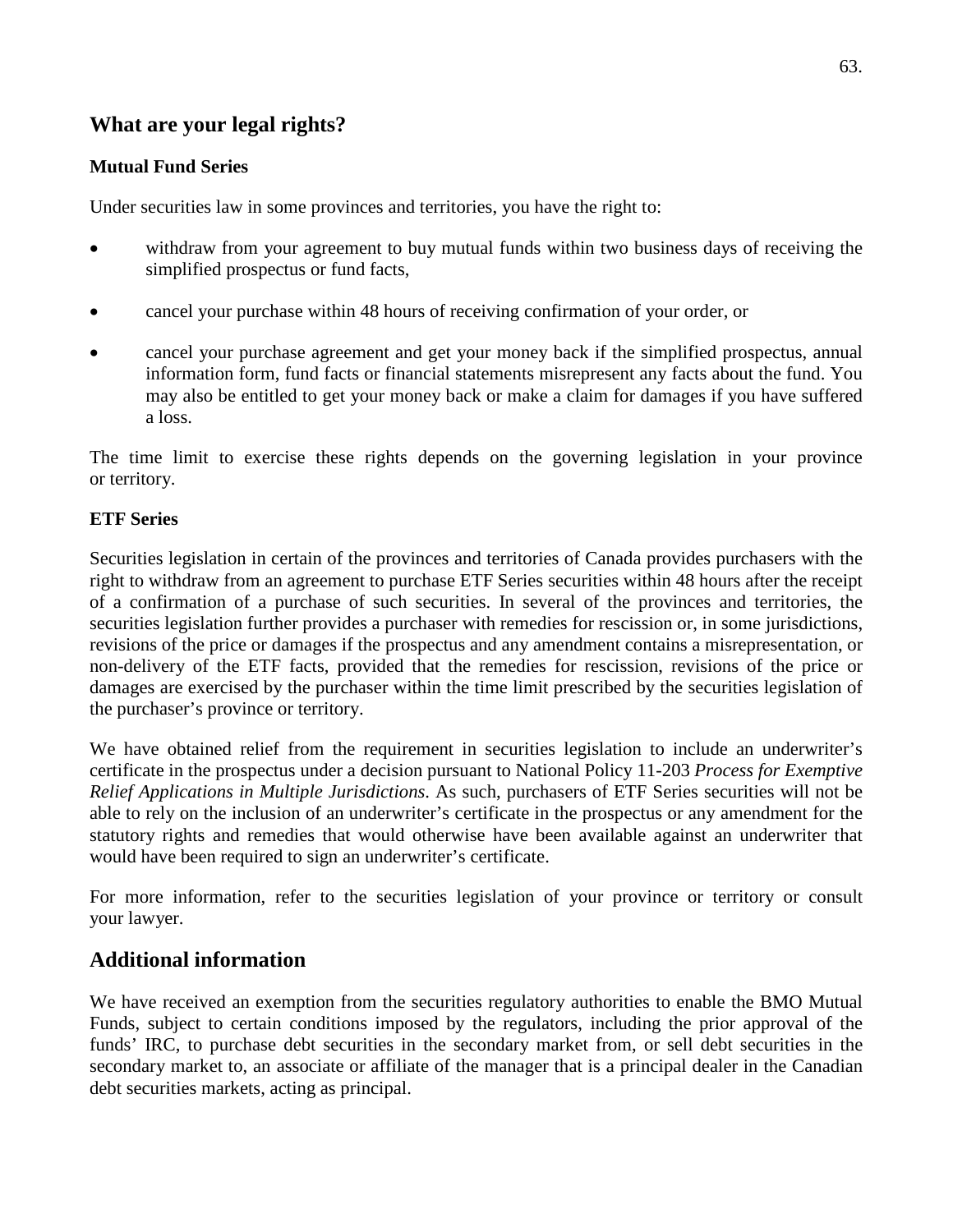## What are your legal rights?

### Mutual Fund Series

Under securities law in some provinces and territories, you have the right to:

- withdraw from your agreement to buy mutual funds within two business days of receiving the simplified prospectus or fund facts,
- cancel your purchase within 48 hours of receiving confirmation of your order, or
- cancel your purchase agreement and get your money back if the simplified prospectus, annual information form, fund facts or financial statements misrepresent any facts about the fund. You may also be entitled to get your money back or make a claim for damages if you have suffered a loss.

The time limit to exercise these rights depends on the governing legislation in your province or territory.

### ETF Series

Securities legislation in certain of the provinces and territories of Canada provides purchasers with the right to withdraw from an agreement to purchase ETF Series securities within 48 hours after the receipt of a confirmation of a purchase of such securities. In several of the provinces and territories, the securities legislation further provides a purchaser with remedies for rescission or, in some jurisdictions, revisions of the price or damages if the prospectus and any amendment contains a misrepresentation, or non-delivery of the ETF facts, provided that the remedies for rescission, revisions of the price or damages are exercised by the purchaser within the time limit prescribed by the securities legislation of the purchaser's province or territory.

We have obtained relief from the requirement in securities legislation to include an underwriter's certificate in the prospectus under a decision pursuant to National Policy 11-203 *Process for Exemptive Relief Applications in Multiple Jurisdictions*. As such, purchasers of ETF Series securities will not be able to rely on the inclusion of an underwriter's certificate in the prospectus or any amendment for the statutory rights and remedies that would otherwise have been available against an underwriter that would have been required to sign an underwriter's certificate.

For more information, refer to the securities legislation of your province or territory or consult your lawyer.

## Additional information

We have received an exemption from the securities regulatory authorities to enable the BMO Mutual Funds, subject to certain conditions imposed by the regulators, including the prior approval of the funds' IRC, to purchase debt securities in the secondary market from, or sell debt securities in the secondary market to, an associate or affiliate of the manager that is a principal dealer in the Canadian debt securities markets, acting as principal.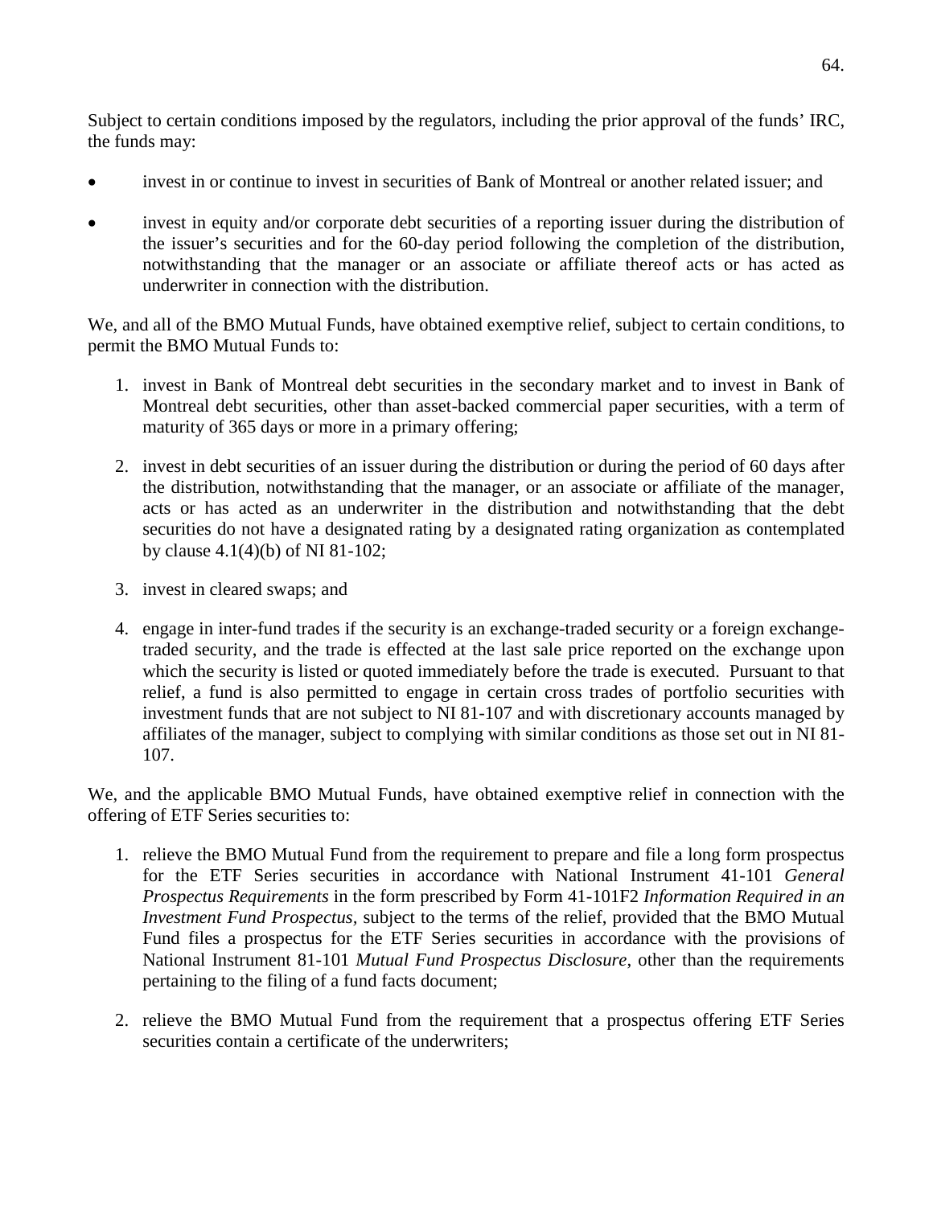Subject to certain conditions imposed by the regulators, including the prior approval of the funds' IRC, the funds may:

- invest in or continue to invest in securities of Bank of Montreal or another related issuer; and
- invest in equity and/or corporate debt securities of a reporting issuer during the distribution of the issuer's securities and for the 60-day period following the completion of the distribution, notwithstanding that the manager or an associate or affiliate thereof acts or has acted as underwriter in connection with the distribution.

We, and all of the BMO Mutual Funds, have obtained exemptive relief, subject to certain conditions, to permit the BMO Mutual Funds to:

1. invest in Bank of Montreal debt securities in the secondary market and to invest in Bank of Montreal debt securities, other than asset-backed commercial paper securities, with a term of maturity of 365 days or more in a primary offering;
2. invest in debt securities of an issuer during the distribution or during the period of 60 days after the distribution, notwithstanding that the manager, or an associate or affiliate of the manager, acts or has acted as an underwriter in the distribution and notwithstanding that the debt securities do not have a designated rating by a designated rating organization as contemplated by clause 4.1(4)(b) of NI 81-102;
3. invest in cleared swaps; and
4. engage in inter-fund trades if the security is an exchange-traded security or a foreign exchange-traded security, and the trade is effected at the last sale price reported on the exchange upon which the security is listed or quoted immediately before the trade is executed. Pursuant to that relief, a fund is also permitted to engage in certain cross trades of portfolio securities with investment funds that are not subject to NI 81-107 and with discretionary accounts managed by affiliates of the manager, subject to complying with similar conditions as those set out in NI 81-107.

We, and the applicable BMO Mutual Funds, have obtained exemptive relief in connection with the offering of ETF Series securities to:

1. relieve the BMO Mutual Fund from the requirement to prepare and file a long form prospectus for the ETF Series securities in accordance with National Instrument 41-101 *General Prospectus Requirements* in the form prescribed by Form 41-101F2 *Information Required in an Investment Fund Prospectus*, subject to the terms of the relief, provided that the BMO Mutual Fund files a prospectus for the ETF Series securities in accordance with the provisions of National Instrument 81-101 *Mutual Fund Prospectus Disclosure*, other than the requirements pertaining to the filing of a fund facts document;
2. relieve the BMO Mutual Fund from the requirement that a prospectus offering ETF Series securities contain a certificate of the underwriters;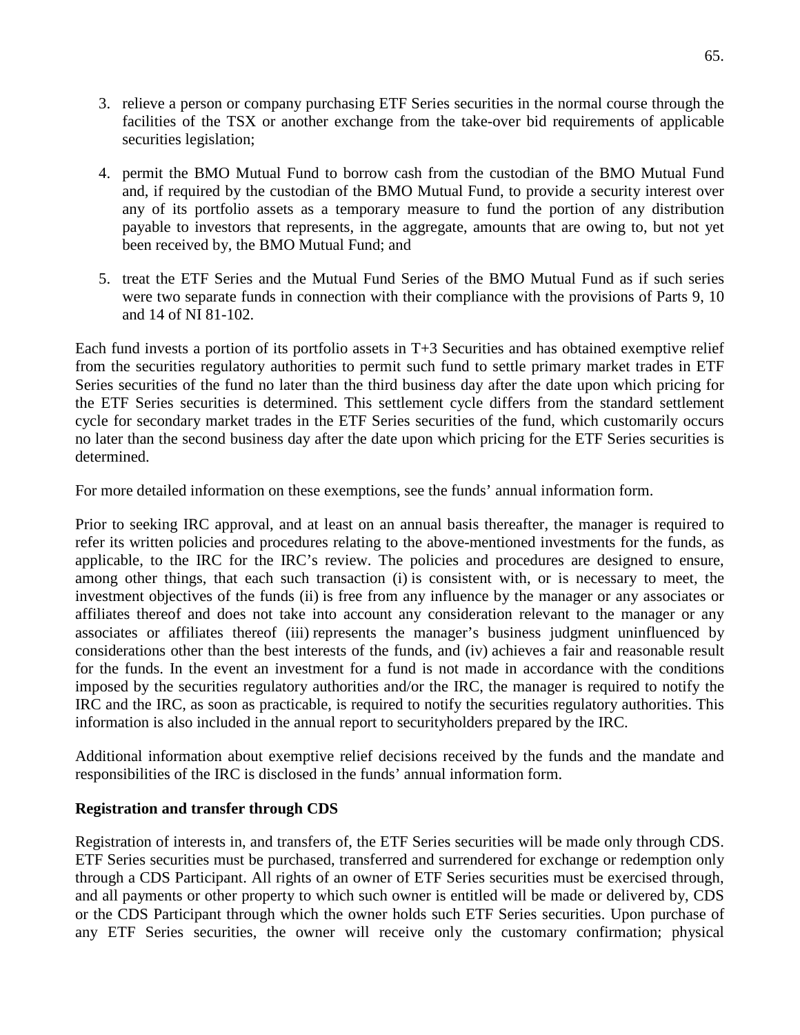3. relieve a person or company purchasing ETF Series securities in the normal course through the facilities of the TSX or another exchange from the take-over bid requirements of applicable securities legislation;

4. permit the BMO Mutual Fund to borrow cash from the custodian of the BMO Mutual Fund and, if required by the custodian of the BMO Mutual Fund, to provide a security interest over any of its portfolio assets as a temporary measure to fund the portion of any distribution payable to investors that represents, in the aggregate, amounts that are owing to, but not yet been received by, the BMO Mutual Fund; and

5. treat the ETF Series and the Mutual Fund Series of the BMO Mutual Fund as if such series were two separate funds in connection with their compliance with the provisions of Parts 9, 10 and 14 of NI 81-102.

Each fund invests a portion of its portfolio assets in T+3 Securities and has obtained exemptive relief from the securities regulatory authorities to permit such fund to settle primary market trades in ETF Series securities of the fund no later than the third business day after the date upon which pricing for the ETF Series securities is determined. This settlement cycle differs from the standard settlement cycle for secondary market trades in the ETF Series securities of the fund, which customarily occurs no later than the second business day after the date upon which pricing for the ETF Series securities is determined.

For more detailed information on these exemptions, see the funds' annual information form.

Prior to seeking IRC approval, and at least on an annual basis thereafter, the manager is required to refer its written policies and procedures relating to the above-mentioned investments for the funds, as applicable, to the IRC for the IRC's review. The policies and procedures are designed to ensure, among other things, that each such transaction (i) is consistent with, or is necessary to meet, the investment objectives of the funds (ii) is free from any influence by the manager or any associates or affiliates thereof and does not take into account any consideration relevant to the manager or any associates or affiliates thereof (iii) represents the manager's business judgment uninfluenced by considerations other than the best interests of the funds, and (iv) achieves a fair and reasonable result for the funds. In the event an investment for a fund is not made in accordance with the conditions imposed by the securities regulatory authorities and/or the IRC, the manager is required to notify the IRC and the IRC, as soon as practicable, is required to notify the securities regulatory authorities. This information is also included in the annual report to securityholders prepared by the IRC.

Additional information about exemptive relief decisions received by the funds and the mandate and responsibilities of the IRC is disclosed in the funds' annual information form.

**Registration and transfer through CDS**

Registration of interests in, and transfers of, the ETF Series securities will be made only through CDS. ETF Series securities must be purchased, transferred and surrendered for exchange or redemption only through a CDS Participant. All rights of an owner of ETF Series securities must be exercised through, and all payments or other property to which such owner is entitled will be made or delivered by, CDS or the CDS Participant through which the owner holds such ETF Series securities. Upon purchase of any ETF Series securities, the owner will receive only the customary confirmation; physical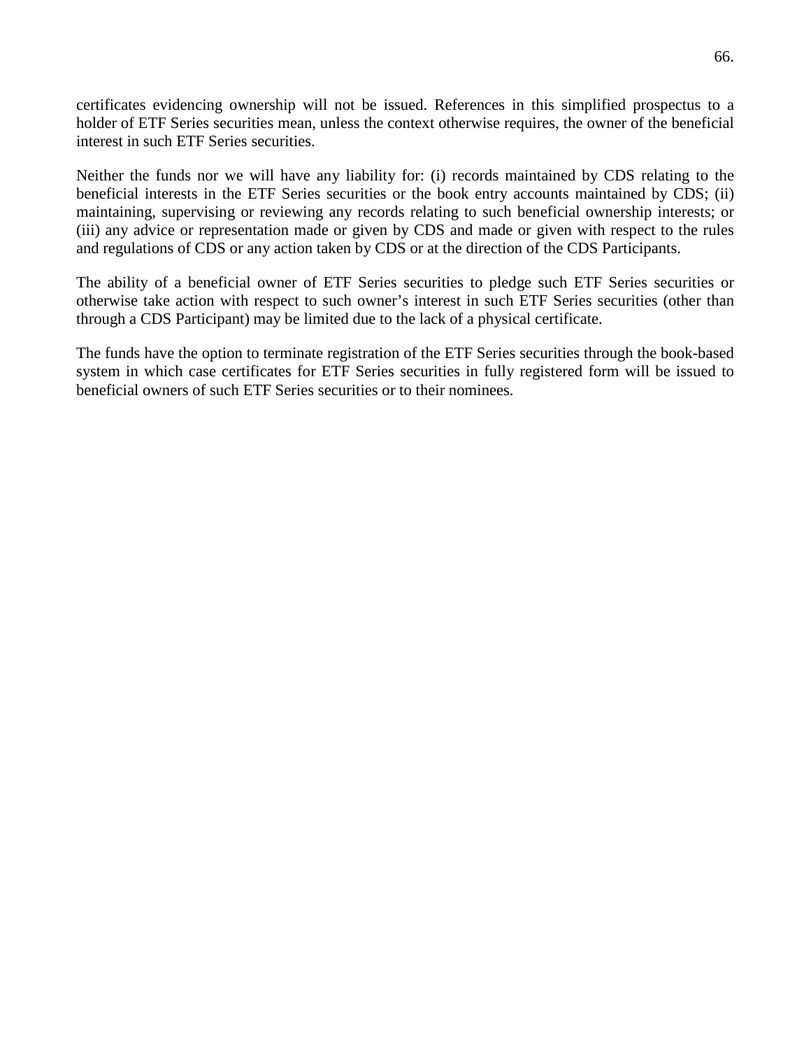certificates evidencing ownership will not be issued. References in this simplified prospectus to a holder of ETF Series securities mean, unless the context otherwise requires, the owner of the beneficial interest in such ETF Series securities.

Neither the funds nor we will have any liability for: (i) records maintained by CDS relating to the beneficial interests in the ETF Series securities or the book entry accounts maintained by CDS; (ii) maintaining, supervising or reviewing any records relating to such beneficial ownership interests; or (iii) any advice or representation made or given by CDS and made or given with respect to the rules and regulations of CDS or any action taken by CDS or at the direction of the CDS Participants.

The ability of a beneficial owner of ETF Series securities to pledge such ETF Series securities or otherwise take action with respect to such owner's interest in such ETF Series securities (other than through a CDS Participant) may be limited due to the lack of a physical certificate.

The funds have the option to terminate registration of the ETF Series securities through the book-based system in which case certificates for ETF Series securities in fully registered form will be issued to beneficial owners of such ETF Series securities or to their nominees.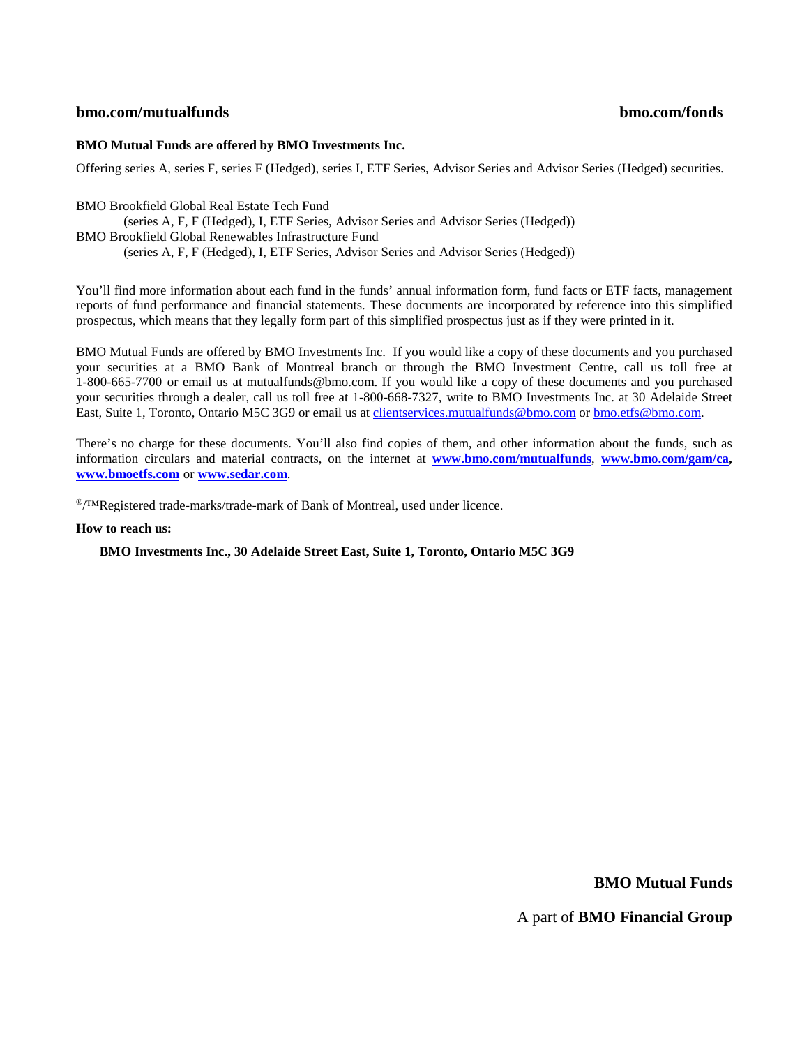**bmo.com/mutualfunds** **bmo.com/fonds**

**BMO Mutual Funds are offered by BMO Investments Inc.**

Offering series A, series F, series F (Hedged), series I, ETF Series, Advisor Series and Advisor Series (Hedged) securities.

BMO Brookfield Global Real Estate Tech Fund
(series A, F, F (Hedged), I, ETF Series, Advisor Series and Advisor Series (Hedged))
BMO Brookfield Global Renewables Infrastructure Fund
(series A, F, F (Hedged), I, ETF Series, Advisor Series and Advisor Series (Hedged))

You'll find more information about each fund in the funds' annual information form, fund facts or ETF facts, management reports of fund performance and financial statements. These documents are incorporated by reference into this simplified prospectus, which means that they legally form part of this simplified prospectus just as if they were printed in it.

BMO Mutual Funds are offered by BMO Investments Inc. If you would like a copy of these documents and you purchased your securities at a BMO Bank of Montreal branch or through the BMO Investment Centre, call us toll free at 1-800-665-7700 or email us at mutualfunds@bmo.com. If you would like a copy of these documents and you purchased your securities through a dealer, call us toll free at 1-800-668-7327, write to BMO Investments Inc. at 30 Adelaide Street East, Suite 1, Toronto, Ontario M5C 3G9 or email us at clientservices.mutualfunds@bmo.com or bmo.etfs@bmo.com.

There's no charge for these documents. You'll also find copies of them, and other information about the funds, such as information circulars and material contracts, on the internet at **www.bmo.com/mutualfunds**, **www.bmo.com/gam/ca, www.bmoetfs.com** or **www.sedar.com**.

®/™Registered trade-marks/trade-mark of Bank of Montreal, used under licence.

**How to reach us:**

**BMO Investments Inc., 30 Adelaide Street East, Suite 1, Toronto, Ontario M5C 3G9**

**BMO Mutual Funds**

A part of **BMO Financial Group**